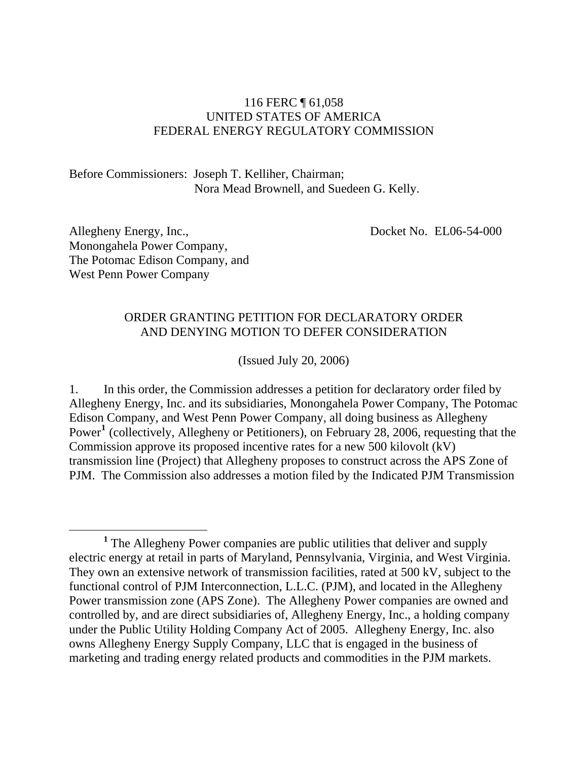116 FERC ¶ 61,058
UNITED STATES OF AMERICA
FEDERAL ENERGY REGULATORY COMMISSION

Before Commissioners: Joseph T. Kelliher, Chairman;
Nora Mead Brownell, and Suedeen G. Kelly.

Allegheny Energy, Inc.,
Monongahela Power Company,
The Potomac Edison Company, and
West Penn Power Company

Docket No. EL06-54-000

ORDER GRANTING PETITION FOR DECLARATORY ORDER
AND DENYING MOTION TO DEFER CONSIDERATION

(Issued July 20, 2006)

1. In this order, the Commission addresses a petition for declaratory order filed by Allegheny Energy, Inc. and its subsidiaries, Monongahela Power Company, The Potomac Edison Company, and West Penn Power Company, all doing business as Allegheny Power[1] (collectively, Allegheny or Petitioners), on February 28, 2006, requesting that the Commission approve its proposed incentive rates for a new 500 kilovolt (kV) transmission line (Project) that Allegheny proposes to construct across the APS Zone of PJM. The Commission also addresses a motion filed by the Indicated PJM Transmission

[1] The Allegheny Power companies are public utilities that deliver and supply electric energy at retail in parts of Maryland, Pennsylvania, Virginia, and West Virginia. They own an extensive network of transmission facilities, rated at 500 kV, subject to the functional control of PJM Interconnection, L.L.C. (PJM), and located in the Allegheny Power transmission zone (APS Zone). The Allegheny Power companies are owned and controlled by, and are direct subsidiaries of, Allegheny Energy, Inc., a holding company under the Public Utility Holding Company Act of 2005. Allegheny Energy, Inc. also owns Allegheny Energy Supply Company, LLC that is engaged in the business of marketing and trading energy related products and commodities in the PJM markets.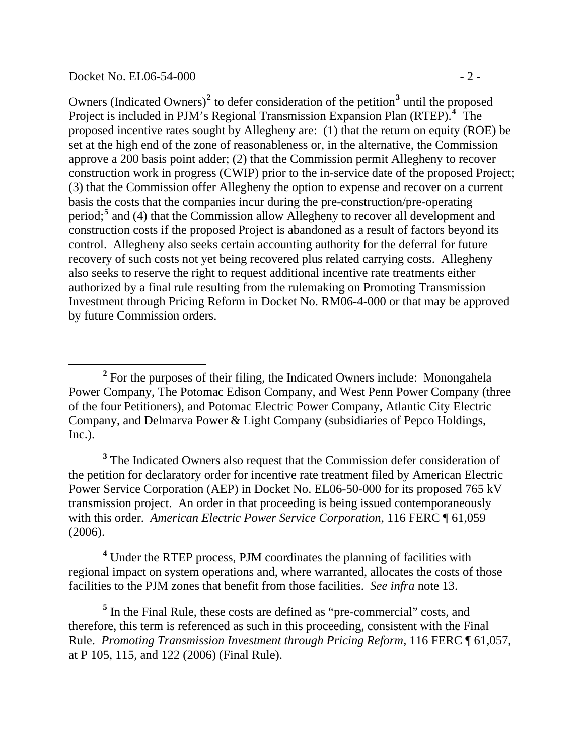Owners (Indicated Owners)[2] to defer consideration of the petition[3] until the proposed Project is included in PJM's Regional Transmission Expansion Plan (RTEP).[4] The proposed incentive rates sought by Allegheny are: (1) that the return on equity (ROE) be set at the high end of the zone of reasonableness or, in the alternative, the Commission approve a 200 basis point adder; (2) that the Commission permit Allegheny to recover construction work in progress (CWIP) prior to the in-service date of the proposed Project; (3) that the Commission offer Allegheny the option to expense and recover on a current basis the costs that the companies incur during the pre-construction/pre-operating period;[5] and (4) that the Commission allow Allegheny to recover all development and construction costs if the proposed Project is abandoned as a result of factors beyond its control. Allegheny also seeks certain accounting authority for the deferral for future recovery of such costs not yet being recovered plus related carrying costs. Allegheny also seeks to reserve the right to request additional incentive rate treatments either authorized by a final rule resulting from the rulemaking on Promoting Transmission Investment through Pricing Reform in Docket No. RM06-4-000 or that may be approved by future Commission orders.

---

[2] For the purposes of their filing, the Indicated Owners include: Monongahela Power Company, The Potomac Edison Company, and West Penn Power Company (three of the four Petitioners), and Potomac Electric Power Company, Atlantic City Electric Company, and Delmarva Power & Light Company (subsidiaries of Pepco Holdings, Inc.).

[3] The Indicated Owners also request that the Commission defer consideration of the petition for declaratory order for incentive rate treatment filed by American Electric Power Service Corporation (AEP) in Docket No. EL06-50-000 for its proposed 765 kV transmission project. An order in that proceeding is being issued contemporaneously with this order. *American Electric Power Service Corporation*, 116 FERC ¶ 61,059 (2006).

[4] Under the RTEP process, PJM coordinates the planning of facilities with regional impact on system operations and, where warranted, allocates the costs of those facilities to the PJM zones that benefit from those facilities. *See infra* note 13.

[5] In the Final Rule, these costs are defined as "pre-commercial" costs, and therefore, this term is referenced as such in this proceeding, consistent with the Final Rule. *Promoting Transmission Investment through Pricing Reform*, 116 FERC ¶ 61,057, at P 105, 115, and 122 (2006) (Final Rule).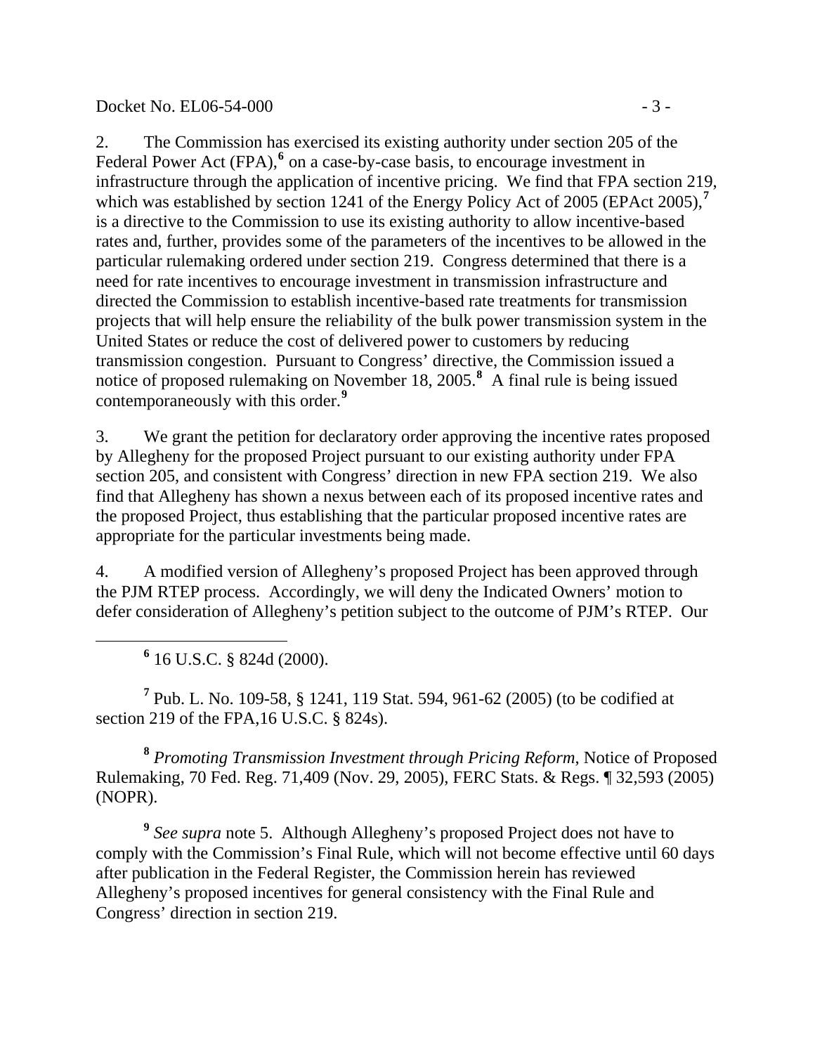2. The Commission has exercised its existing authority under section 205 of the Federal Power Act (FPA),[6] on a case-by-case basis, to encourage investment in infrastructure through the application of incentive pricing. We find that FPA section 219, which was established by section 1241 of the Energy Policy Act of 2005 (EPAct 2005),[7] is a directive to the Commission to use its existing authority to allow incentive-based rates and, further, provides some of the parameters of the incentives to be allowed in the particular rulemaking ordered under section 219. Congress determined that there is a need for rate incentives to encourage investment in transmission infrastructure and directed the Commission to establish incentive-based rate treatments for transmission projects that will help ensure the reliability of the bulk power transmission system in the United States or reduce the cost of delivered power to customers by reducing transmission congestion. Pursuant to Congress' directive, the Commission issued a notice of proposed rulemaking on November 18, 2005.[8] A final rule is being issued contemporaneously with this order.[9]

3. We grant the petition for declaratory order approving the incentive rates proposed by Allegheny for the proposed Project pursuant to our existing authority under FPA section 205, and consistent with Congress' direction in new FPA section 219. We also find that Allegheny has shown a nexus between each of its proposed incentive rates and the proposed Project, thus establishing that the particular proposed incentive rates are appropriate for the particular investments being made.

4. A modified version of Allegheny's proposed Project has been approved through the PJM RTEP process. Accordingly, we will deny the Indicated Owners' motion to defer consideration of Allegheny's petition subject to the outcome of PJM's RTEP. Our

---

[6] 16 U.S.C. § 824d (2000).

[7] Pub. L. No. 109-58, § 1241, 119 Stat. 594, 961-62 (2005) (to be codified at section 219 of the FPA,16 U.S.C. § 824s).

[8] *Promoting Transmission Investment through Pricing Reform*, Notice of Proposed Rulemaking, 70 Fed. Reg. 71,409 (Nov. 29, 2005), FERC Stats. & Regs. ¶ 32,593 (2005) (NOPR).

[9] *See supra* note 5. Although Allegheny's proposed Project does not have to comply with the Commission's Final Rule, which will not become effective until 60 days after publication in the Federal Register, the Commission herein has reviewed Allegheny's proposed incentives for general consistency with the Final Rule and Congress' direction in section 219.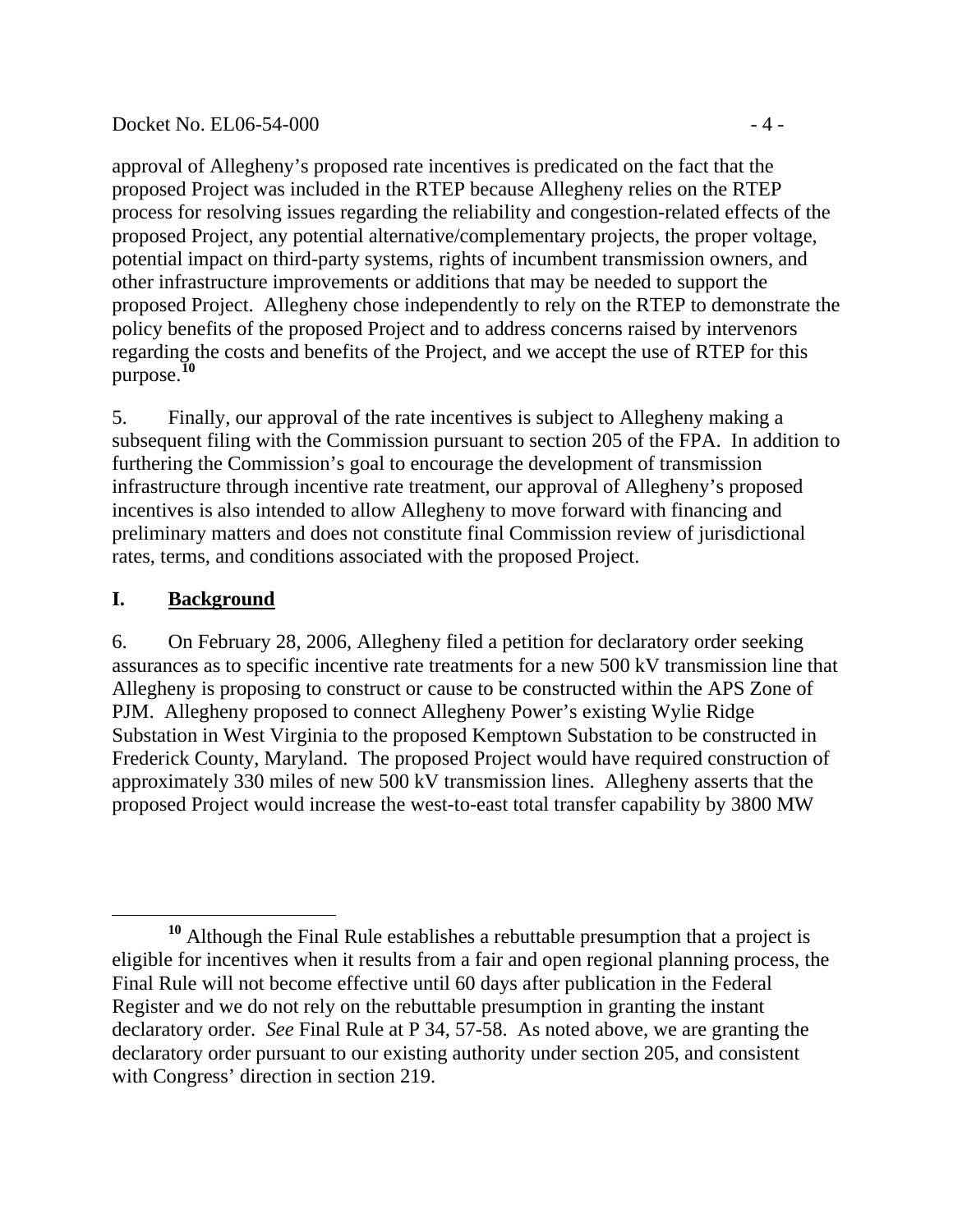approval of Allegheny's proposed rate incentives is predicated on the fact that the proposed Project was included in the RTEP because Allegheny relies on the RTEP process for resolving issues regarding the reliability and congestion-related effects of the proposed Project, any potential alternative/complementary projects, the proper voltage, potential impact on third-party systems, rights of incumbent transmission owners, and other infrastructure improvements or additions that may be needed to support the proposed Project. Allegheny chose independently to rely on the RTEP to demonstrate the policy benefits of the proposed Project and to address concerns raised by intervenors regarding the costs and benefits of the Project, and we accept the use of RTEP for this purpose.[10]

5. Finally, our approval of the rate incentives is subject to Allegheny making a subsequent filing with the Commission pursuant to section 205 of the FPA. In addition to furthering the Commission's goal to encourage the development of transmission infrastructure through incentive rate treatment, our approval of Allegheny's proposed incentives is also intended to allow Allegheny to move forward with financing and preliminary matters and does not constitute final Commission review of jurisdictional rates, terms, and conditions associated with the proposed Project.

## I. Background

6. On February 28, 2006, Allegheny filed a petition for declaratory order seeking assurances as to specific incentive rate treatments for a new 500 kV transmission line that Allegheny is proposing to construct or cause to be constructed within the APS Zone of PJM. Allegheny proposed to connect Allegheny Power's existing Wylie Ridge Substation in West Virginia to the proposed Kemptown Substation to be constructed in Frederick County, Maryland. The proposed Project would have required construction of approximately 330 miles of new 500 kV transmission lines. Allegheny asserts that the proposed Project would increase the west-to-east total transfer capability by 3800 MW

[10] Although the Final Rule establishes a rebuttable presumption that a project is eligible for incentives when it results from a fair and open regional planning process, the Final Rule will not become effective until 60 days after publication in the Federal Register and we do not rely on the rebuttable presumption in granting the instant declaratory order. *See* Final Rule at P 34, 57-58. As noted above, we are granting the declaratory order pursuant to our existing authority under section 205, and consistent with Congress' direction in section 219.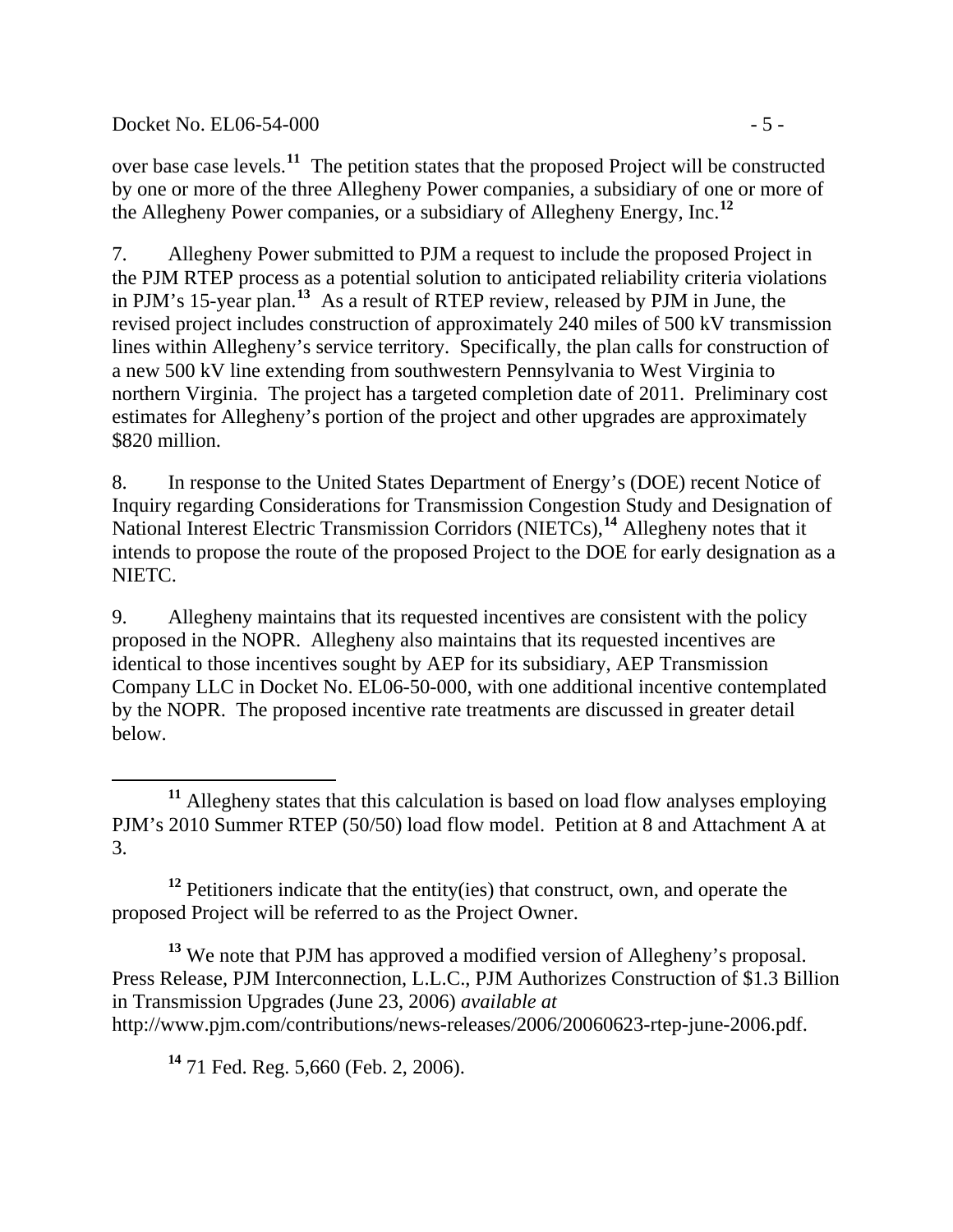over base case levels.[11] The petition states that the proposed Project will be constructed by one or more of the three Allegheny Power companies, a subsidiary of one or more of the Allegheny Power companies, or a subsidiary of Allegheny Energy, Inc.[12]

7. Allegheny Power submitted to PJM a request to include the proposed Project in the PJM RTEP process as a potential solution to anticipated reliability criteria violations in PJM's 15-year plan.[13] As a result of RTEP review, released by PJM in June, the revised project includes construction of approximately 240 miles of 500 kV transmission lines within Allegheny's service territory. Specifically, the plan calls for construction of a new 500 kV line extending from southwestern Pennsylvania to West Virginia to northern Virginia. The project has a targeted completion date of 2011. Preliminary cost estimates for Allegheny's portion of the project and other upgrades are approximately $820 million.

8. In response to the United States Department of Energy's (DOE) recent Notice of Inquiry regarding Considerations for Transmission Congestion Study and Designation of National Interest Electric Transmission Corridors (NIETCs),[14] Allegheny notes that it intends to propose the route of the proposed Project to the DOE for early designation as a NIETC.

9. Allegheny maintains that its requested incentives are consistent with the policy proposed in the NOPR. Allegheny also maintains that its requested incentives are identical to those incentives sought by AEP for its subsidiary, AEP Transmission Company LLC in Docket No. EL06-50-000, with one additional incentive contemplated by the NOPR. The proposed incentive rate treatments are discussed in greater detail below.

---

[11] Allegheny states that this calculation is based on load flow analyses employing PJM's 2010 Summer RTEP (50/50) load flow model. Petition at 8 and Attachment A at 3.

[12] Petitioners indicate that the entity(ies) that construct, own, and operate the proposed Project will be referred to as the Project Owner.

[13] We note that PJM has approved a modified version of Allegheny's proposal. Press Release, PJM Interconnection, L.L.C., PJM Authorizes Construction of $1.3 Billion in Transmission Upgrades (June 23, 2006) *available at* http://www.pjm.com/contributions/news-releases/2006/20060623-rtep-june-2006.pdf.

[14] 71 Fed. Reg. 5,660 (Feb. 2, 2006).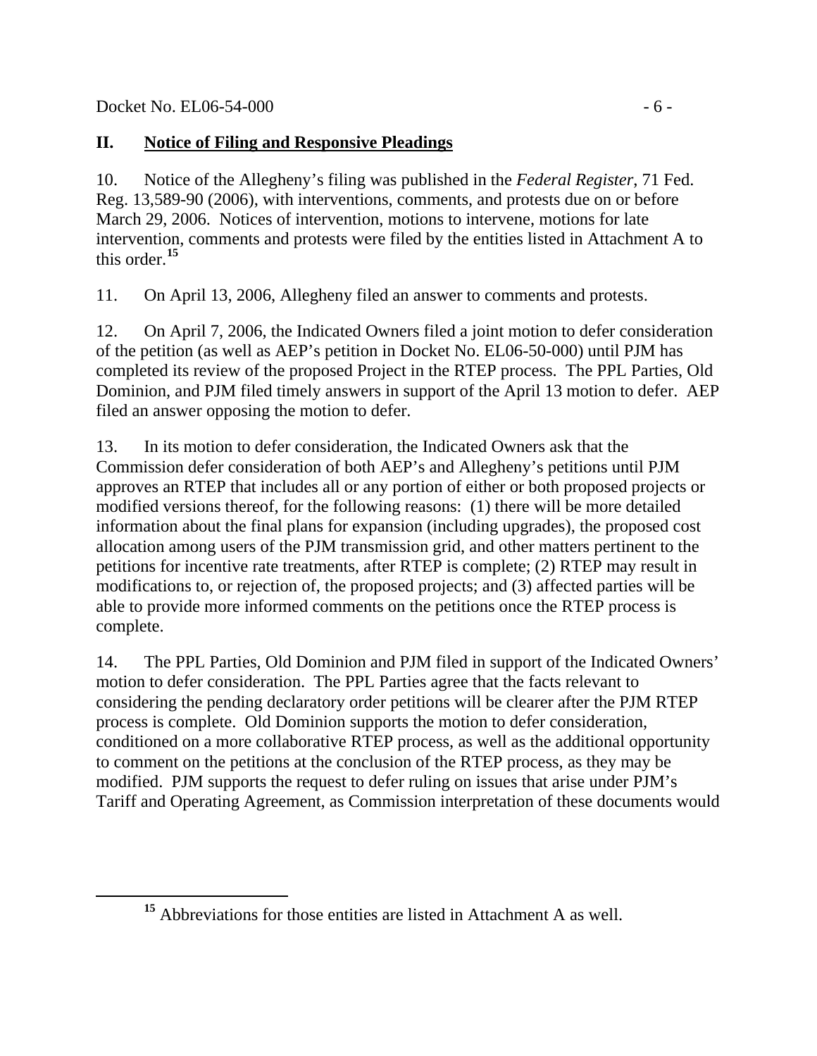## II. **Notice of Filing and Responsive Pleadings**

10. Notice of the Allegheny's filing was published in the *Federal Register*, 71 Fed. Reg. 13,589-90 (2006), with interventions, comments, and protests due on or before March 29, 2006. Notices of intervention, motions to intervene, motions for late intervention, comments and protests were filed by the entities listed in Attachment A to this order.[15]

11. On April 13, 2006, Allegheny filed an answer to comments and protests.

12. On April 7, 2006, the Indicated Owners filed a joint motion to defer consideration of the petition (as well as AEP's petition in Docket No. EL06-50-000) until PJM has completed its review of the proposed Project in the RTEP process. The PPL Parties, Old Dominion, and PJM filed timely answers in support of the April 13 motion to defer. AEP filed an answer opposing the motion to defer.

13. In its motion to defer consideration, the Indicated Owners ask that the Commission defer consideration of both AEP's and Allegheny's petitions until PJM approves an RTEP that includes all or any portion of either or both proposed projects or modified versions thereof, for the following reasons: (1) there will be more detailed information about the final plans for expansion (including upgrades), the proposed cost allocation among users of the PJM transmission grid, and other matters pertinent to the petitions for incentive rate treatments, after RTEP is complete; (2) RTEP may result in modifications to, or rejection of, the proposed projects; and (3) affected parties will be able to provide more informed comments on the petitions once the RTEP process is complete.

14. The PPL Parties, Old Dominion and PJM filed in support of the Indicated Owners' motion to defer consideration. The PPL Parties agree that the facts relevant to considering the pending declaratory order petitions will be clearer after the PJM RTEP process is complete. Old Dominion supports the motion to defer consideration, conditioned on a more collaborative RTEP process, as well as the additional opportunity to comment on the petitions at the conclusion of the RTEP process, as they may be modified. PJM supports the request to defer ruling on issues that arise under PJM's Tariff and Operating Agreement, as Commission interpretation of these documents would

---

[15] Abbreviations for those entities are listed in Attachment A as well.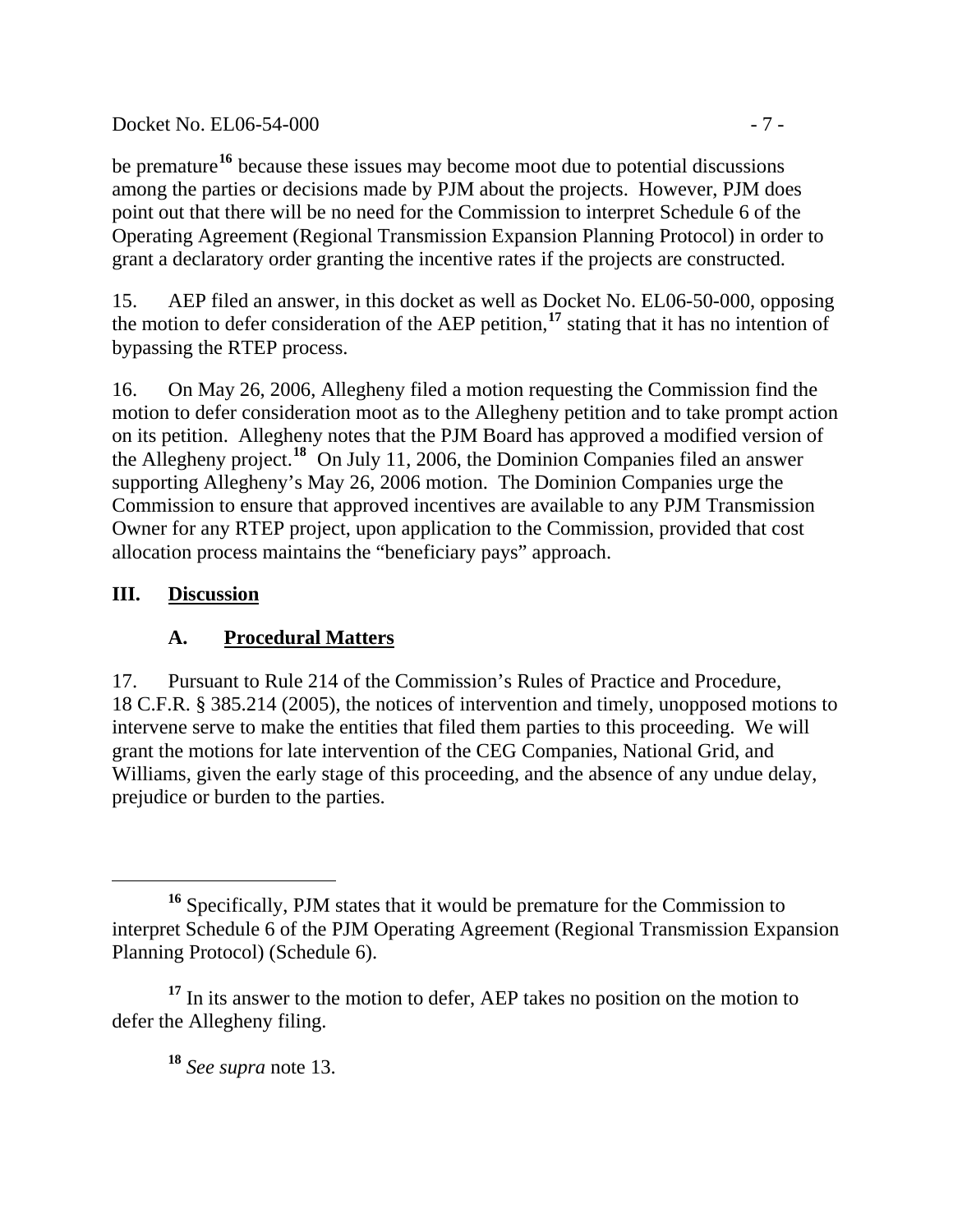be premature[16] because these issues may become moot due to potential discussions among the parties or decisions made by PJM about the projects. However, PJM does point out that there will be no need for the Commission to interpret Schedule 6 of the Operating Agreement (Regional Transmission Expansion Planning Protocol) in order to grant a declaratory order granting the incentive rates if the projects are constructed.

15. AEP filed an answer, in this docket as well as Docket No. EL06-50-000, opposing the motion to defer consideration of the AEP petition,[17] stating that it has no intention of bypassing the RTEP process.

16. On May 26, 2006, Allegheny filed a motion requesting the Commission find the motion to defer consideration moot as to the Allegheny petition and to take prompt action on its petition. Allegheny notes that the PJM Board has approved a modified version of the Allegheny project.[18] On July 11, 2006, the Dominion Companies filed an answer supporting Allegheny's May 26, 2006 motion. The Dominion Companies urge the Commission to ensure that approved incentives are available to any PJM Transmission Owner for any RTEP project, upon application to the Commission, provided that cost allocation process maintains the "beneficiary pays" approach.

## III. Discussion

### A. Procedural Matters

17. Pursuant to Rule 214 of the Commission's Rules of Practice and Procedure, 18 C.F.R. § 385.214 (2005), the notices of intervention and timely, unopposed motions to intervene serve to make the entities that filed them parties to this proceeding. We will grant the motions for late intervention of the CEG Companies, National Grid, and Williams, given the early stage of this proceeding, and the absence of any undue delay, prejudice or burden to the parties.

---

[16] Specifically, PJM states that it would be premature for the Commission to interpret Schedule 6 of the PJM Operating Agreement (Regional Transmission Expansion Planning Protocol) (Schedule 6).

[17] In its answer to the motion to defer, AEP takes no position on the motion to defer the Allegheny filing.

[18] *See supra* note 13.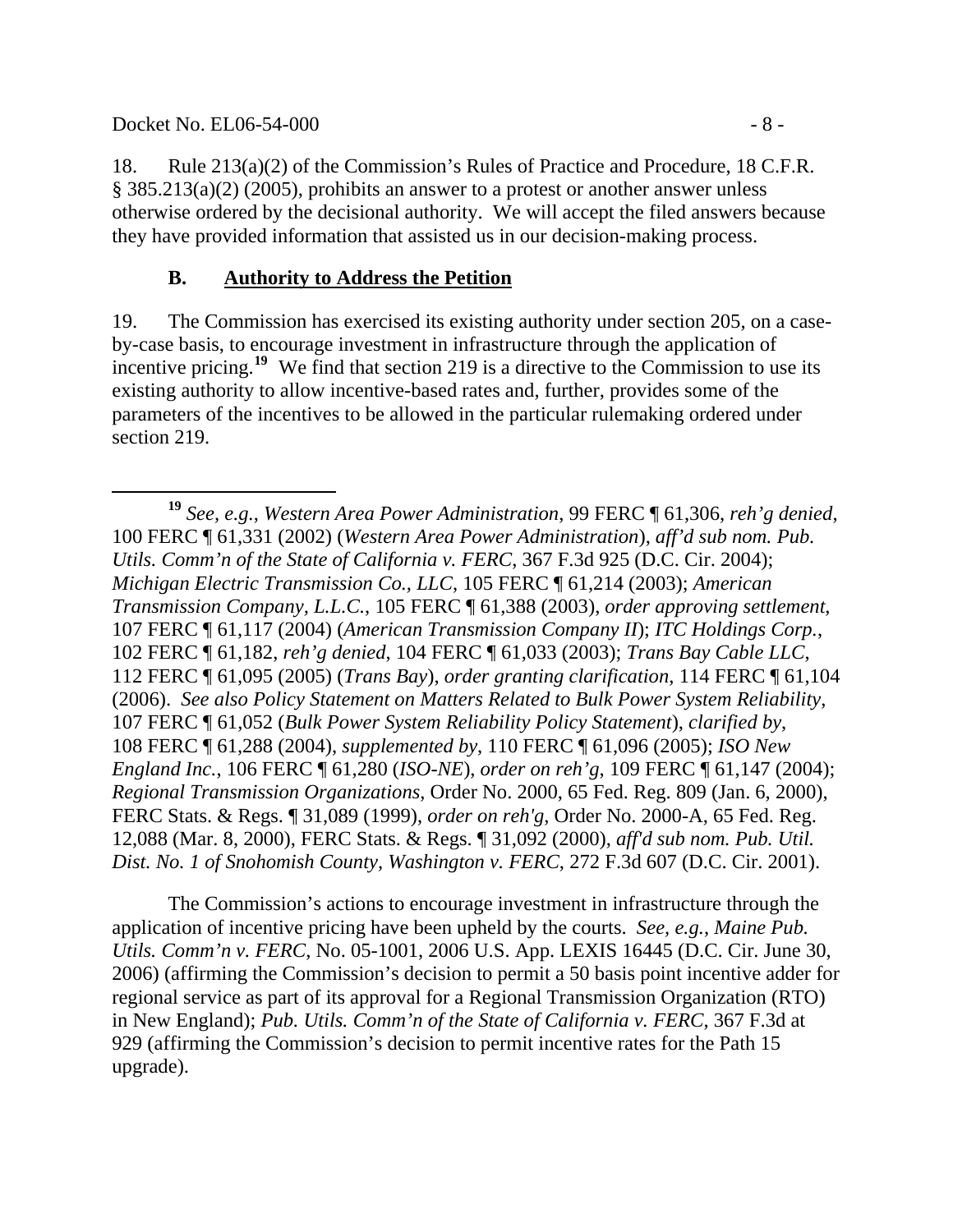18. Rule 213(a)(2) of the Commission's Rules of Practice and Procedure, 18 C.F.R. § 385.213(a)(2) (2005), prohibits an answer to a protest or another answer unless otherwise ordered by the decisional authority. We will accept the filed answers because they have provided information that assisted us in our decision-making process.

### B. Authority to Address the Petition

19. The Commission has exercised its existing authority under section 205, on a case-by-case basis, to encourage investment in infrastructure through the application of incentive pricing.[19] We find that section 219 is a directive to the Commission to use its existing authority to allow incentive-based rates and, further, provides some of the parameters of the incentives to be allowed in the particular rulemaking ordered under section 219.

---

[19] *See, e.g.*, *Western Area Power Administration*, 99 FERC ¶ 61,306, *reh'g denied*, 100 FERC ¶ 61,331 (2002) (*Western Area Power Administration*), *aff'd sub nom. Pub. Utils. Comm'n of the State of California v. FERC*, 367 F.3d 925 (D.C. Cir. 2004); *Michigan Electric Transmission Co., LLC*, 105 FERC ¶ 61,214 (2003); *American Transmission Company, L.L.C.*, 105 FERC ¶ 61,388 (2003), *order approving settlement*, 107 FERC ¶ 61,117 (2004) (*American Transmission Company II*); *ITC Holdings Corp.*, 102 FERC ¶ 61,182, *reh'g denied*, 104 FERC ¶ 61,033 (2003); *Trans Bay Cable LLC*, 112 FERC ¶ 61,095 (2005) (*Trans Bay*), *order granting clarification*, 114 FERC ¶ 61,104 (2006). *See also Policy Statement on Matters Related to Bulk Power System Reliability*, 107 FERC ¶ 61,052 (*Bulk Power System Reliability Policy Statement*), *clarified by*, 108 FERC ¶ 61,288 (2004), *supplemented by*, 110 FERC ¶ 61,096 (2005); *ISO New England Inc.*, 106 FERC ¶ 61,280 (*ISO-NE*), *order on reh'g*, 109 FERC ¶ 61,147 (2004); *Regional Transmission Organizations*, Order No. 2000, 65 Fed. Reg. 809 (Jan. 6, 2000), FERC Stats. & Regs. ¶ 31,089 (1999), *order on reh'g*, Order No. 2000-A, 65 Fed. Reg. 12,088 (Mar. 8, 2000), FERC Stats. & Regs. ¶ 31,092 (2000), *aff'd sub nom. Pub. Util. Dist. No. 1 of Snohomish County, Washington v. FERC*, 272 F.3d 607 (D.C. Cir. 2001).

The Commission's actions to encourage investment in infrastructure through the application of incentive pricing have been upheld by the courts. *See, e.g.*, *Maine Pub. Utils. Comm'n v. FERC*, No. 05-1001, 2006 U.S. App. LEXIS 16445 (D.C. Cir. June 30, 2006) (affirming the Commission's decision to permit a 50 basis point incentive adder for regional service as part of its approval for a Regional Transmission Organization (RTO) in New England); *Pub. Utils. Comm'n of the State of California v. FERC*, 367 F.3d at 929 (affirming the Commission's decision to permit incentive rates for the Path 15 upgrade).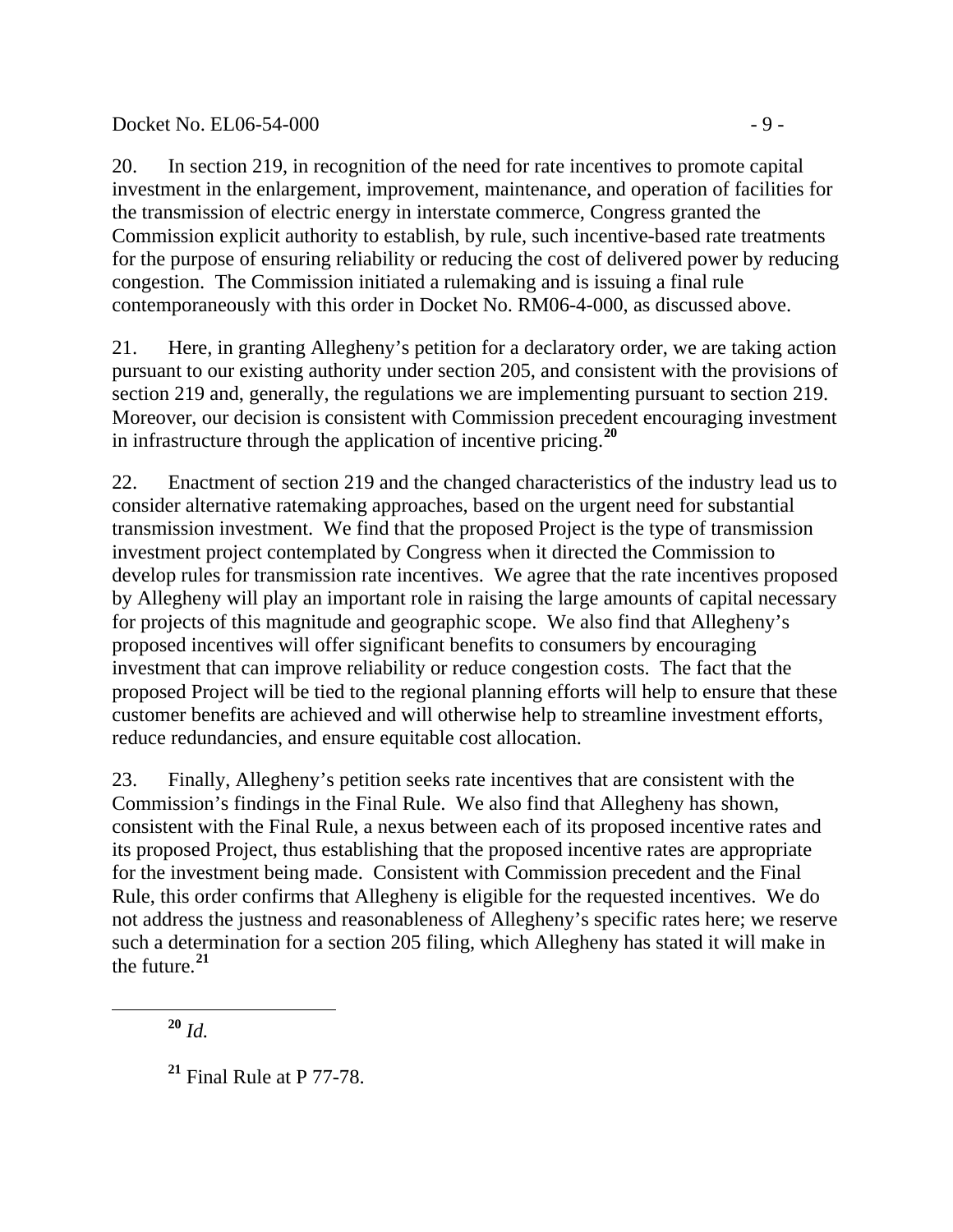20. In section 219, in recognition of the need for rate incentives to promote capital investment in the enlargement, improvement, maintenance, and operation of facilities for the transmission of electric energy in interstate commerce, Congress granted the Commission explicit authority to establish, by rule, such incentive-based rate treatments for the purpose of ensuring reliability or reducing the cost of delivered power by reducing congestion. The Commission initiated a rulemaking and is issuing a final rule contemporaneously with this order in Docket No. RM06-4-000, as discussed above.

21. Here, in granting Allegheny's petition for a declaratory order, we are taking action pursuant to our existing authority under section 205, and consistent with the provisions of section 219 and, generally, the regulations we are implementing pursuant to section 219. Moreover, our decision is consistent with Commission precedent encouraging investment in infrastructure through the application of incentive pricing.[20]

22. Enactment of section 219 and the changed characteristics of the industry lead us to consider alternative ratemaking approaches, based on the urgent need for substantial transmission investment. We find that the proposed Project is the type of transmission investment project contemplated by Congress when it directed the Commission to develop rules for transmission rate incentives. We agree that the rate incentives proposed by Allegheny will play an important role in raising the large amounts of capital necessary for projects of this magnitude and geographic scope. We also find that Allegheny's proposed incentives will offer significant benefits to consumers by encouraging investment that can improve reliability or reduce congestion costs. The fact that the proposed Project will be tied to the regional planning efforts will help to ensure that these customer benefits are achieved and will otherwise help to streamline investment efforts, reduce redundancies, and ensure equitable cost allocation.

23. Finally, Allegheny's petition seeks rate incentives that are consistent with the Commission's findings in the Final Rule. We also find that Allegheny has shown, consistent with the Final Rule, a nexus between each of its proposed incentive rates and its proposed Project, thus establishing that the proposed incentive rates are appropriate for the investment being made. Consistent with Commission precedent and the Final Rule, this order confirms that Allegheny is eligible for the requested incentives. We do not address the justness and reasonableness of Allegheny's specific rates here; we reserve such a determination for a section 205 filing, which Allegheny has stated it will make in the future.[21]

---

[20] *Id.*

[21] Final Rule at P 77-78.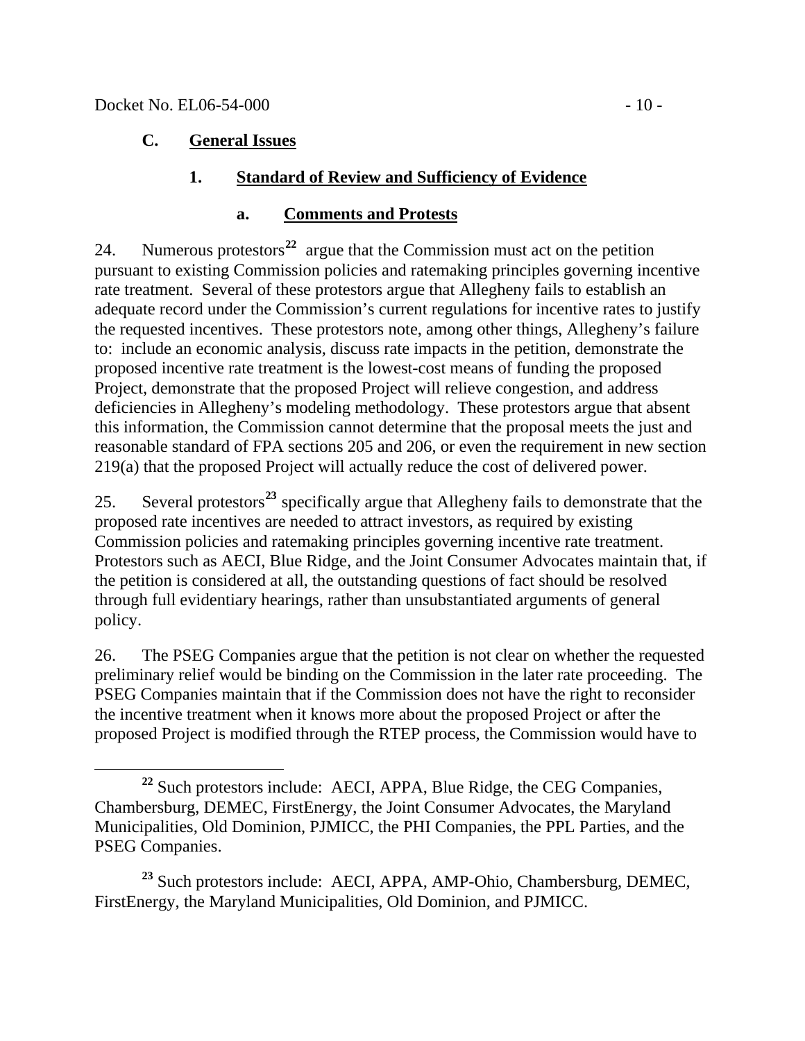### C. General Issues

#### 1. Standard of Review and Sufficiency of Evidence

##### a. Comments and Protests

24. Numerous protestors[22] argue that the Commission must act on the petition pursuant to existing Commission policies and ratemaking principles governing incentive rate treatment. Several of these protestors argue that Allegheny fails to establish an adequate record under the Commission's current regulations for incentive rates to justify the requested incentives. These protestors note, among other things, Allegheny's failure to: include an economic analysis, discuss rate impacts in the petition, demonstrate the proposed incentive rate treatment is the lowest-cost means of funding the proposed Project, demonstrate that the proposed Project will relieve congestion, and address deficiencies in Allegheny's modeling methodology. These protestors argue that absent this information, the Commission cannot determine that the proposal meets the just and reasonable standard of FPA sections 205 and 206, or even the requirement in new section 219(a) that the proposed Project will actually reduce the cost of delivered power.

25. Several protestors[23] specifically argue that Allegheny fails to demonstrate that the proposed rate incentives are needed to attract investors, as required by existing Commission policies and ratemaking principles governing incentive rate treatment. Protestors such as AECI, Blue Ridge, and the Joint Consumer Advocates maintain that, if the petition is considered at all, the outstanding questions of fact should be resolved through full evidentiary hearings, rather than unsubstantiated arguments of general policy.

26. The PSEG Companies argue that the petition is not clear on whether the requested preliminary relief would be binding on the Commission in the later rate proceeding. The PSEG Companies maintain that if the Commission does not have the right to reconsider the incentive treatment when it knows more about the proposed Project or after the proposed Project is modified through the RTEP process, the Commission would have to

---

[22] Such protestors include: AECI, APPA, Blue Ridge, the CEG Companies, Chambersburg, DEMEC, FirstEnergy, the Joint Consumer Advocates, the Maryland Municipalities, Old Dominion, PJMICC, the PHI Companies, the PPL Parties, and the PSEG Companies.

[23] Such protestors include: AECI, APPA, AMP-Ohio, Chambersburg, DEMEC, FirstEnergy, the Maryland Municipalities, Old Dominion, and PJMICC.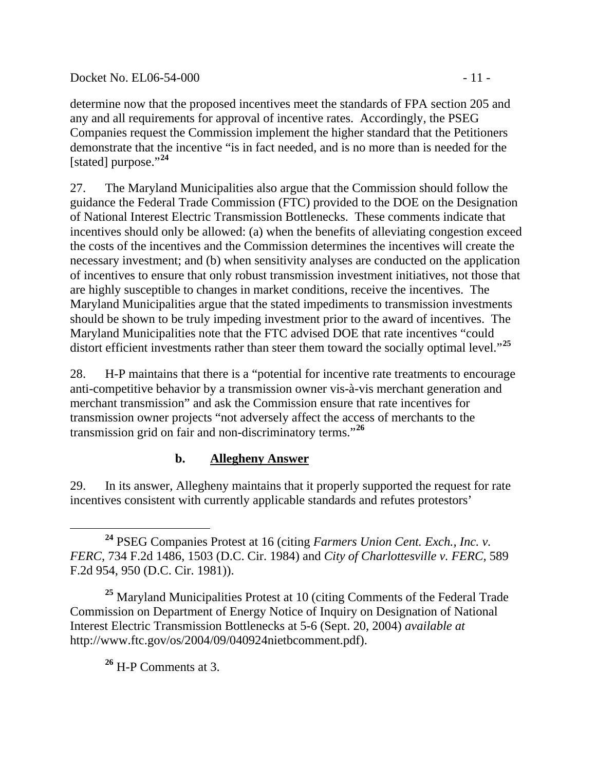determine now that the proposed incentives meet the standards of FPA section 205 and any and all requirements for approval of incentive rates. Accordingly, the PSEG Companies request the Commission implement the higher standard that the Petitioners demonstrate that the incentive "is in fact needed, and is no more than is needed for the [stated] purpose."[24]

27. The Maryland Municipalities also argue that the Commission should follow the guidance the Federal Trade Commission (FTC) provided to the DOE on the Designation of National Interest Electric Transmission Bottlenecks. These comments indicate that incentives should only be allowed: (a) when the benefits of alleviating congestion exceed the costs of the incentives and the Commission determines the incentives will create the necessary investment; and (b) when sensitivity analyses are conducted on the application of incentives to ensure that only robust transmission investment initiatives, not those that are highly susceptible to changes in market conditions, receive the incentives. The Maryland Municipalities argue that the stated impediments to transmission investments should be shown to be truly impeding investment prior to the award of incentives. The Maryland Municipalities note that the FTC advised DOE that rate incentives "could distort efficient investments rather than steer them toward the socially optimal level."[25]

28. H-P maintains that there is a "potential for incentive rate treatments to encourage anti-competitive behavior by a transmission owner vis-à-vis merchant generation and merchant transmission" and ask the Commission ensure that rate incentives for transmission owner projects "not adversely affect the access of merchants to the transmission grid on fair and non-discriminatory terms."[26]

### b. Allegheny Answer

29. In its answer, Allegheny maintains that it properly supported the request for rate incentives consistent with currently applicable standards and refutes protestors'

---

[24] PSEG Companies Protest at 16 (citing *Farmers Union Cent. Exch., Inc. v. FERC*, 734 F.2d 1486, 1503 (D.C. Cir. 1984) and *City of Charlottesville v. FERC*, 589 F.2d 954, 950 (D.C. Cir. 1981)).

[25] Maryland Municipalities Protest at 10 (citing Comments of the Federal Trade Commission on Department of Energy Notice of Inquiry on Designation of National Interest Electric Transmission Bottlenecks at 5-6 (Sept. 20, 2004) *available at* http://www.ftc.gov/os/2004/09/040924nietbcomment.pdf).

[26] H-P Comments at 3.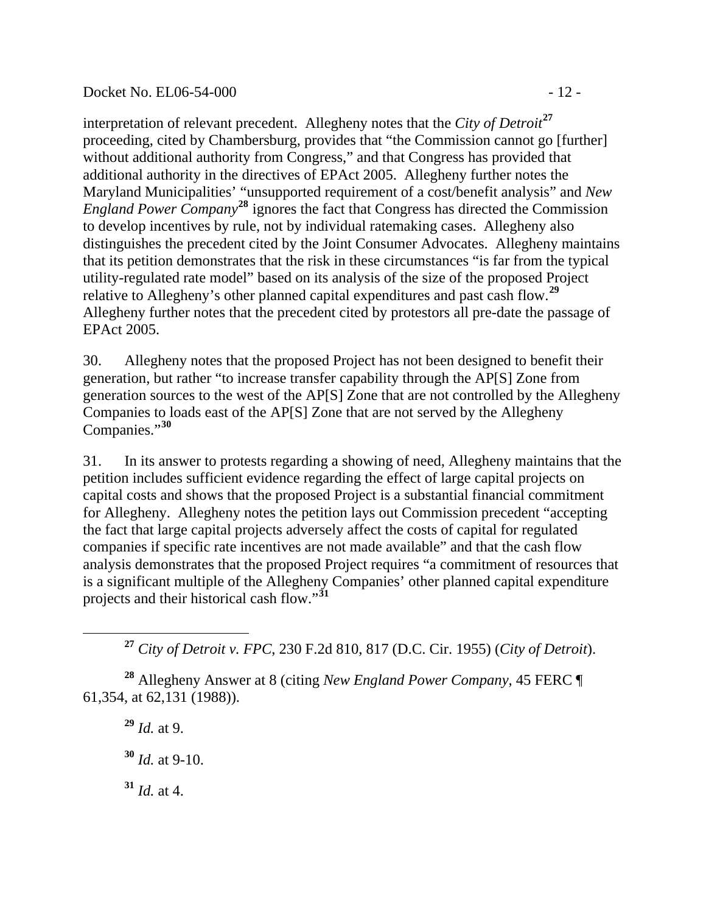interpretation of relevant precedent. Allegheny notes that the *City of Detroit*[27] proceeding, cited by Chambersburg, provides that "the Commission cannot go [further] without additional authority from Congress," and that Congress has provided that additional authority in the directives of EPAct 2005. Allegheny further notes the Maryland Municipalities' "unsupported requirement of a cost/benefit analysis" and *New England Power Company*[28] ignores the fact that Congress has directed the Commission to develop incentives by rule, not by individual ratemaking cases. Allegheny also distinguishes the precedent cited by the Joint Consumer Advocates. Allegheny maintains that its petition demonstrates that the risk in these circumstances "is far from the typical utility-regulated rate model" based on its analysis of the size of the proposed Project relative to Allegheny's other planned capital expenditures and past cash flow.[29] Allegheny further notes that the precedent cited by protestors all pre-date the passage of EPAct 2005.

30. Allegheny notes that the proposed Project has not been designed to benefit their generation, but rather "to increase transfer capability through the AP[S] Zone from generation sources to the west of the AP[S] Zone that are not controlled by the Allegheny Companies to loads east of the AP[S] Zone that are not served by the Allegheny Companies."[30]

31. In its answer to protests regarding a showing of need, Allegheny maintains that the petition includes sufficient evidence regarding the effect of large capital projects on capital costs and shows that the proposed Project is a substantial financial commitment for Allegheny. Allegheny notes the petition lays out Commission precedent "accepting the fact that large capital projects adversely affect the costs of capital for regulated companies if specific rate incentives are not made available" and that the cash flow analysis demonstrates that the proposed Project requires "a commitment of resources that is a significant multiple of the Allegheny Companies' other planned capital expenditure projects and their historical cash flow."[31]

---

[27] *City of Detroit v. FPC*, 230 F.2d 810, 817 (D.C. Cir. 1955) (*City of Detroit*).

[28] Allegheny Answer at 8 (citing *New England Power Company*, 45 FERC ¶ 61,354, at 62,131 (1988)).

[29] *Id.* at 9.

[30] *Id.* at 9-10.

[31] *Id.* at 4.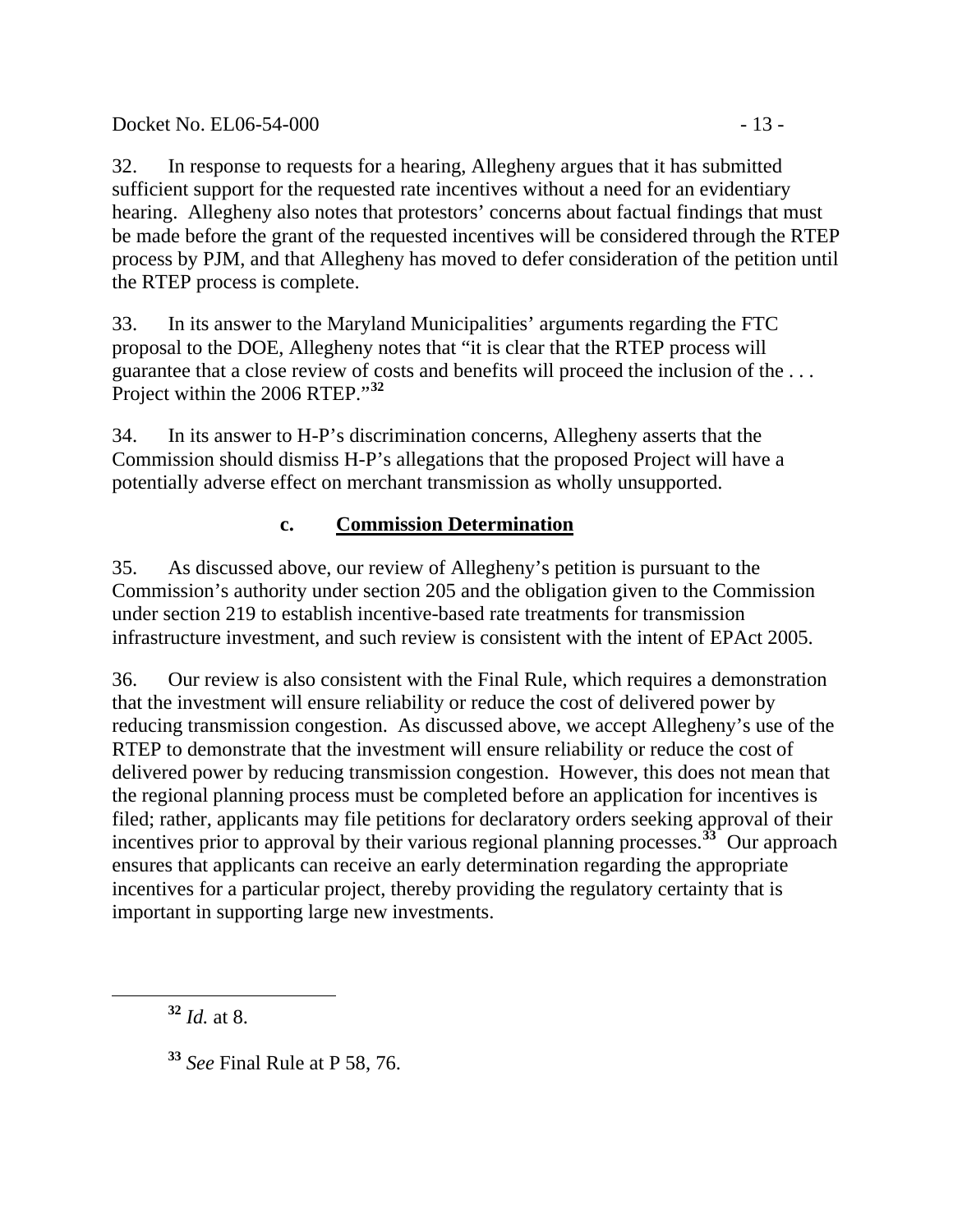32. In response to requests for a hearing, Allegheny argues that it has submitted sufficient support for the requested rate incentives without a need for an evidentiary hearing. Allegheny also notes that protestors' concerns about factual findings that must be made before the grant of the requested incentives will be considered through the RTEP process by PJM, and that Allegheny has moved to defer consideration of the petition until the RTEP process is complete.

33. In its answer to the Maryland Municipalities' arguments regarding the FTC proposal to the DOE, Allegheny notes that "it is clear that the RTEP process will guarantee that a close review of costs and benefits will proceed the inclusion of the . . . Project within the 2006 RTEP."[32]

34. In its answer to H-P's discrimination concerns, Allegheny asserts that the Commission should dismiss H-P's allegations that the proposed Project will have a potentially adverse effect on merchant transmission as wholly unsupported.

### c. Commission Determination

35. As discussed above, our review of Allegheny's petition is pursuant to the Commission's authority under section 205 and the obligation given to the Commission under section 219 to establish incentive-based rate treatments for transmission infrastructure investment, and such review is consistent with the intent of EPAct 2005.

36. Our review is also consistent with the Final Rule, which requires a demonstration that the investment will ensure reliability or reduce the cost of delivered power by reducing transmission congestion. As discussed above, we accept Allegheny's use of the RTEP to demonstrate that the investment will ensure reliability or reduce the cost of delivered power by reducing transmission congestion. However, this does not mean that the regional planning process must be completed before an application for incentives is filed; rather, applicants may file petitions for declaratory orders seeking approval of their incentives prior to approval by their various regional planning processes.[33] Our approach ensures that applicants can receive an early determination regarding the appropriate incentives for a particular project, thereby providing the regulatory certainty that is important in supporting large new investments.

---

[32] *Id.* at 8.

[33] *See* Final Rule at P 58, 76.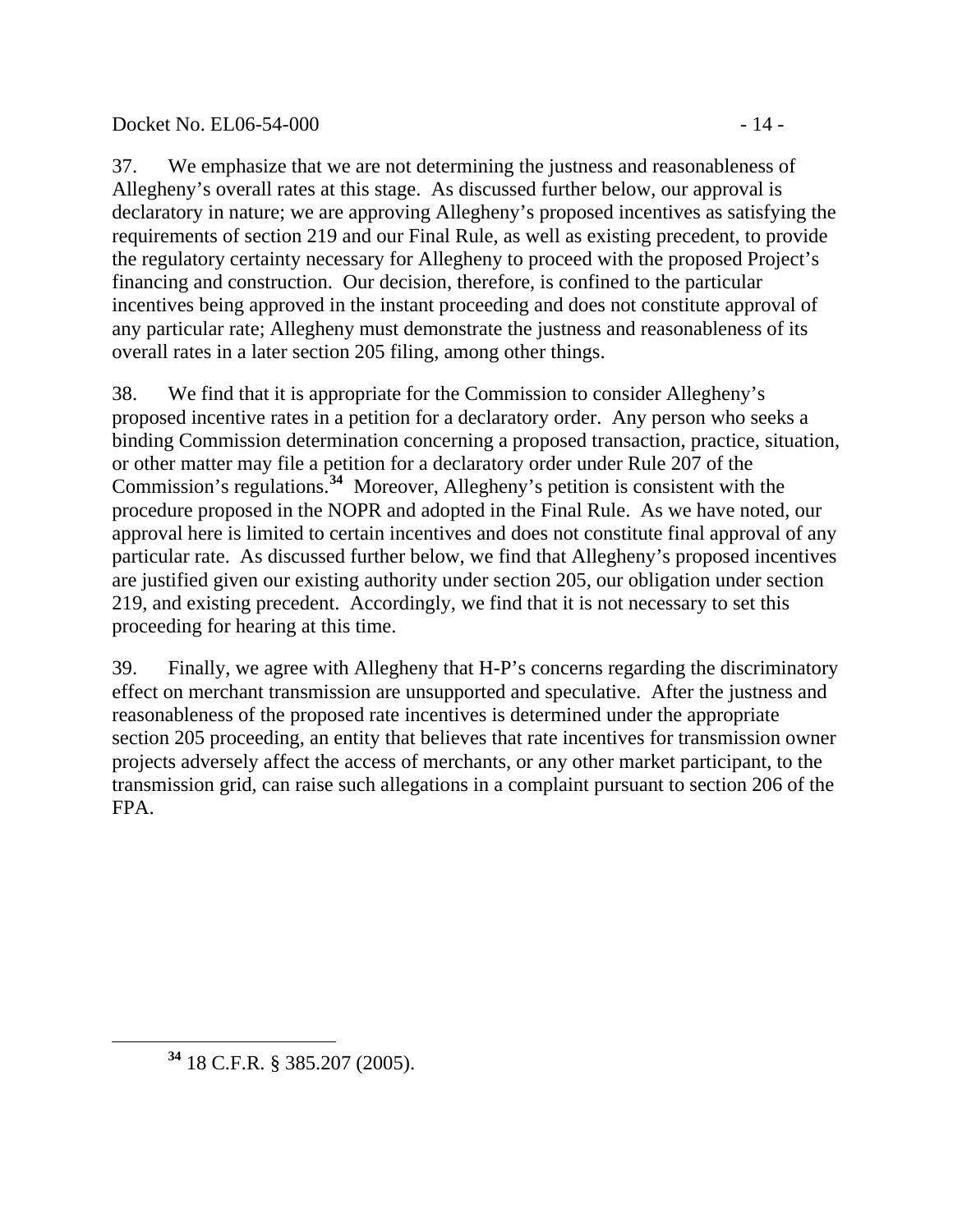37. We emphasize that we are not determining the justness and reasonableness of Allegheny's overall rates at this stage. As discussed further below, our approval is declaratory in nature; we are approving Allegheny's proposed incentives as satisfying the requirements of section 219 and our Final Rule, as well as existing precedent, to provide the regulatory certainty necessary for Allegheny to proceed with the proposed Project's financing and construction. Our decision, therefore, is confined to the particular incentives being approved in the instant proceeding and does not constitute approval of any particular rate; Allegheny must demonstrate the justness and reasonableness of its overall rates in a later section 205 filing, among other things.

38. We find that it is appropriate for the Commission to consider Allegheny's proposed incentive rates in a petition for a declaratory order. Any person who seeks a binding Commission determination concerning a proposed transaction, practice, situation, or other matter may file a petition for a declaratory order under Rule 207 of the Commission's regulations.[34] Moreover, Allegheny's petition is consistent with the procedure proposed in the NOPR and adopted in the Final Rule. As we have noted, our approval here is limited to certain incentives and does not constitute final approval of any particular rate. As discussed further below, we find that Allegheny's proposed incentives are justified given our existing authority under section 205, our obligation under section 219, and existing precedent. Accordingly, we find that it is not necessary to set this proceeding for hearing at this time.

39. Finally, we agree with Allegheny that H-P's concerns regarding the discriminatory effect on merchant transmission are unsupported and speculative. After the justness and reasonableness of the proposed rate incentives is determined under the appropriate section 205 proceeding, an entity that believes that rate incentives for transmission owner projects adversely affect the access of merchants, or any other market participant, to the transmission grid, can raise such allegations in a complaint pursuant to section 206 of the FPA.

[34] 18 C.F.R. § 385.207 (2005).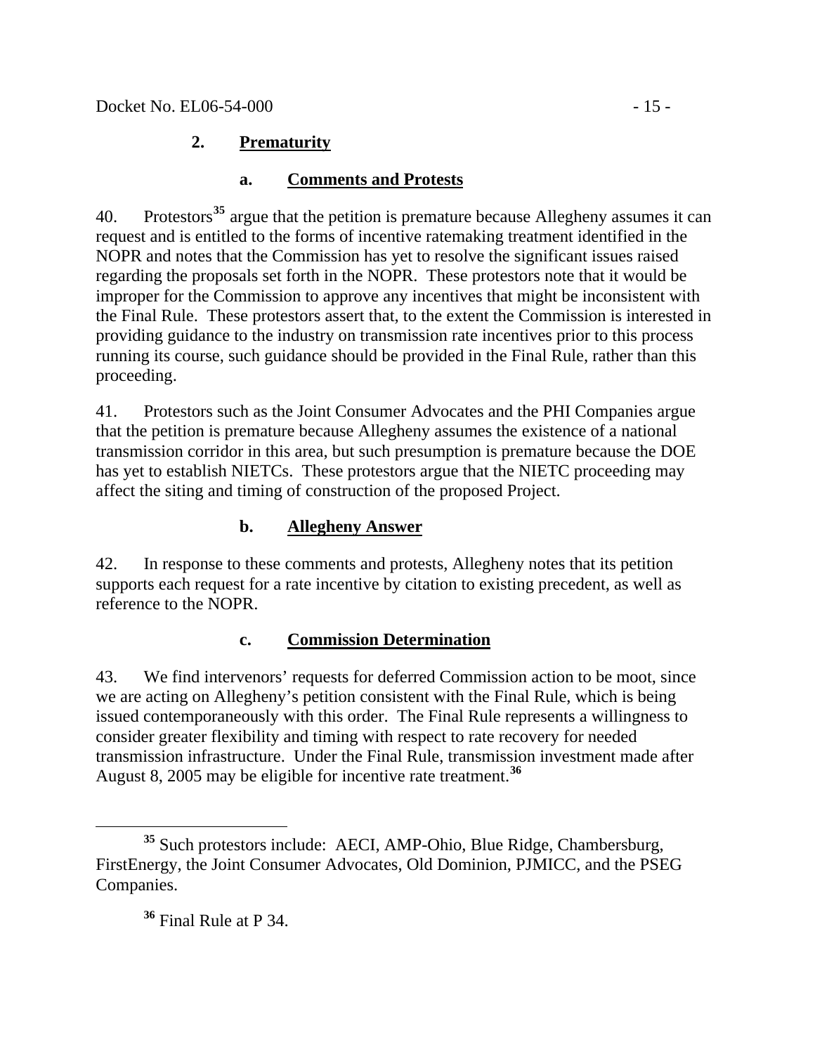### 2. Prematurity

#### a. Comments and Protests

40. Protestors[35] argue that the petition is premature because Allegheny assumes it can request and is entitled to the forms of incentive ratemaking treatment identified in the NOPR and notes that the Commission has yet to resolve the significant issues raised regarding the proposals set forth in the NOPR. These protestors note that it would be improper for the Commission to approve any incentives that might be inconsistent with the Final Rule. These protestors assert that, to the extent the Commission is interested in providing guidance to the industry on transmission rate incentives prior to this process running its course, such guidance should be provided in the Final Rule, rather than this proceeding.

41. Protestors such as the Joint Consumer Advocates and the PHI Companies argue that the petition is premature because Allegheny assumes the existence of a national transmission corridor in this area, but such presumption is premature because the DOE has yet to establish NIETCs. These protestors argue that the NIETC proceeding may affect the siting and timing of construction of the proposed Project.

#### b. Allegheny Answer

42. In response to these comments and protests, Allegheny notes that its petition supports each request for a rate incentive by citation to existing precedent, as well as reference to the NOPR.

#### c. Commission Determination

43. We find intervenors' requests for deferred Commission action to be moot, since we are acting on Allegheny's petition consistent with the Final Rule, which is being issued contemporaneously with this order. The Final Rule represents a willingness to consider greater flexibility and timing with respect to rate recovery for needed transmission infrastructure. Under the Final Rule, transmission investment made after August 8, 2005 may be eligible for incentive rate treatment.[36]

---

[35] Such protestors include: AECI, AMP-Ohio, Blue Ridge, Chambersburg, FirstEnergy, the Joint Consumer Advocates, Old Dominion, PJMICC, and the PSEG Companies.

[36] Final Rule at P 34.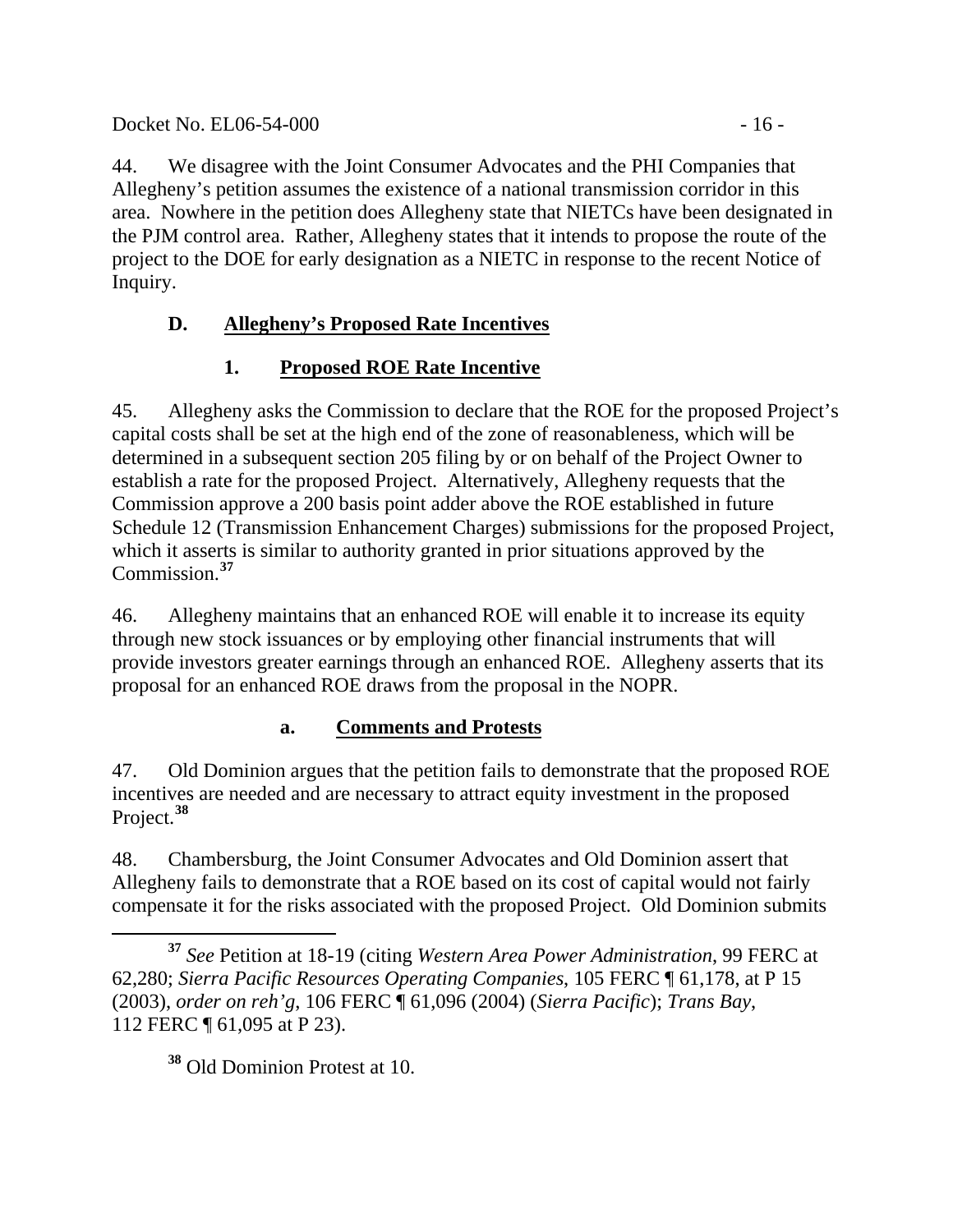44. We disagree with the Joint Consumer Advocates and the PHI Companies that Allegheny's petition assumes the existence of a national transmission corridor in this area. Nowhere in the petition does Allegheny state that NIETCs have been designated in the PJM control area. Rather, Allegheny states that it intends to propose the route of the project to the DOE for early designation as a NIETC in response to the recent Notice of Inquiry.

### D. Allegheny's Proposed Rate Incentives

#### 1. Proposed ROE Rate Incentive

45. Allegheny asks the Commission to declare that the ROE for the proposed Project's capital costs shall be set at the high end of the zone of reasonableness, which will be determined in a subsequent section 205 filing by or on behalf of the Project Owner to establish a rate for the proposed Project. Alternatively, Allegheny requests that the Commission approve a 200 basis point adder above the ROE established in future Schedule 12 (Transmission Enhancement Charges) submissions for the proposed Project, which it asserts is similar to authority granted in prior situations approved by the Commission.[37]

46. Allegheny maintains that an enhanced ROE will enable it to increase its equity through new stock issuances or by employing other financial instruments that will provide investors greater earnings through an enhanced ROE. Allegheny asserts that its proposal for an enhanced ROE draws from the proposal in the NOPR.

##### a. Comments and Protests

47. Old Dominion argues that the petition fails to demonstrate that the proposed ROE incentives are needed and are necessary to attract equity investment in the proposed Project.[38]

48. Chambersburg, the Joint Consumer Advocates and Old Dominion assert that Allegheny fails to demonstrate that a ROE based on its cost of capital would not fairly compensate it for the risks associated with the proposed Project. Old Dominion submits

---

[37] *See* Petition at 18-19 (citing *Western Area Power Administration*, 99 FERC at 62,280; *Sierra Pacific Resources Operating Companies*, 105 FERC ¶ 61,178, at P 15 (2003), *order on reh'g*, 106 FERC ¶ 61,096 (2004) (*Sierra Pacific*); *Trans Bay*, 112 FERC ¶ 61,095 at P 23).

[38] Old Dominion Protest at 10.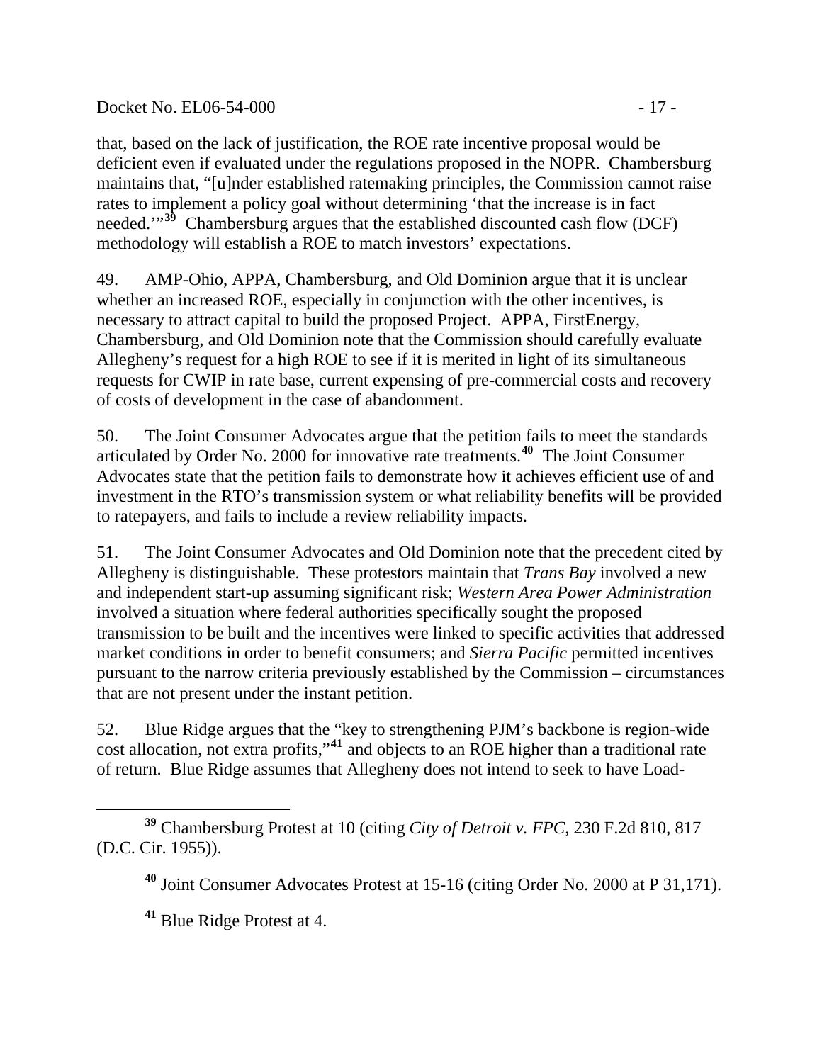that, based on the lack of justification, the ROE rate incentive proposal would be deficient even if evaluated under the regulations proposed in the NOPR. Chambersburg maintains that, "[u]nder established ratemaking principles, the Commission cannot raise rates to implement a policy goal without determining 'that the increase is in fact needed.'"[39] Chambersburg argues that the established discounted cash flow (DCF) methodology will establish a ROE to match investors' expectations.

49. AMP-Ohio, APPA, Chambersburg, and Old Dominion argue that it is unclear whether an increased ROE, especially in conjunction with the other incentives, is necessary to attract capital to build the proposed Project. APPA, FirstEnergy, Chambersburg, and Old Dominion note that the Commission should carefully evaluate Allegheny's request for a high ROE to see if it is merited in light of its simultaneous requests for CWIP in rate base, current expensing of pre-commercial costs and recovery of costs of development in the case of abandonment.

50. The Joint Consumer Advocates argue that the petition fails to meet the standards articulated by Order No. 2000 for innovative rate treatments.[40] The Joint Consumer Advocates state that the petition fails to demonstrate how it achieves efficient use of and investment in the RTO's transmission system or what reliability benefits will be provided to ratepayers, and fails to include a review reliability impacts.

51. The Joint Consumer Advocates and Old Dominion note that the precedent cited by Allegheny is distinguishable. These protestors maintain that *Trans Bay* involved a new and independent start-up assuming significant risk; *Western Area Power Administration* involved a situation where federal authorities specifically sought the proposed transmission to be built and the incentives were linked to specific activities that addressed market conditions in order to benefit consumers; and *Sierra Pacific* permitted incentives pursuant to the narrow criteria previously established by the Commission – circumstances that are not present under the instant petition.

52. Blue Ridge argues that the "key to strengthening PJM's backbone is region-wide cost allocation, not extra profits,"[41] and objects to an ROE higher than a traditional rate of return. Blue Ridge assumes that Allegheny does not intend to seek to have Load-

[39] Chambersburg Protest at 10 (citing *City of Detroit v. FPC*, 230 F.2d 810, 817 (D.C. Cir. 1955)).

[40] Joint Consumer Advocates Protest at 15-16 (citing Order No. 2000 at P 31,171).

[41] Blue Ridge Protest at 4.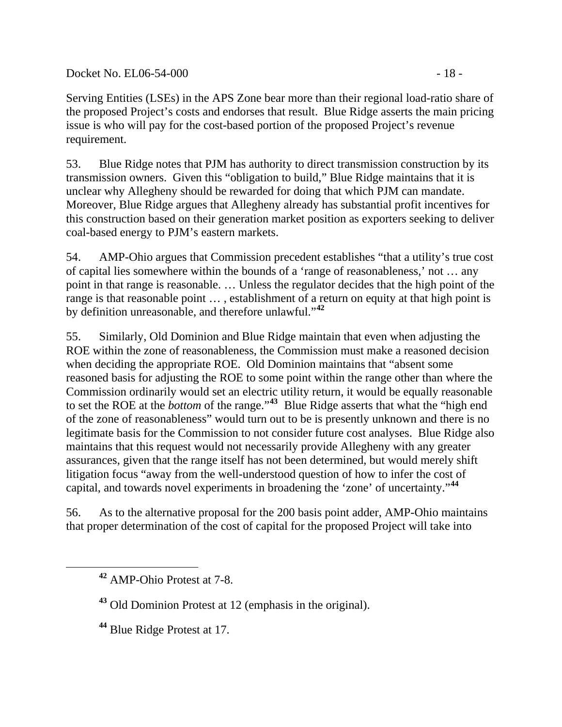Serving Entities (LSEs) in the APS Zone bear more than their regional load-ratio share of the proposed Project's costs and endorses that result. Blue Ridge asserts the main pricing issue is who will pay for the cost-based portion of the proposed Project's revenue requirement.

53. Blue Ridge notes that PJM has authority to direct transmission construction by its transmission owners. Given this "obligation to build," Blue Ridge maintains that it is unclear why Allegheny should be rewarded for doing that which PJM can mandate. Moreover, Blue Ridge argues that Allegheny already has substantial profit incentives for this construction based on their generation market position as exporters seeking to deliver coal-based energy to PJM's eastern markets.

54. AMP-Ohio argues that Commission precedent establishes "that a utility's true cost of capital lies somewhere within the bounds of a 'range of reasonableness,' not … any point in that range is reasonable. … Unless the regulator decides that the high point of the range is that reasonable point … , establishment of a return on equity at that high point is by definition unreasonable, and therefore unlawful."[42]

55. Similarly, Old Dominion and Blue Ridge maintain that even when adjusting the ROE within the zone of reasonableness, the Commission must make a reasoned decision when deciding the appropriate ROE. Old Dominion maintains that "absent some reasoned basis for adjusting the ROE to some point within the range other than where the Commission ordinarily would set an electric utility return, it would be equally reasonable to set the ROE at the *bottom* of the range."[43] Blue Ridge asserts that what the "high end of the zone of reasonableness" would turn out to be is presently unknown and there is no legitimate basis for the Commission to not consider future cost analyses. Blue Ridge also maintains that this request would not necessarily provide Allegheny with any greater assurances, given that the range itself has not been determined, but would merely shift litigation focus "away from the well-understood question of how to infer the cost of capital, and towards novel experiments in broadening the 'zone' of uncertainty."[44]

56. As to the alternative proposal for the 200 basis point adder, AMP-Ohio maintains that proper determination of the cost of capital for the proposed Project will take into

---

[42] AMP-Ohio Protest at 7-8.

[43] Old Dominion Protest at 12 (emphasis in the original).

[44] Blue Ridge Protest at 17.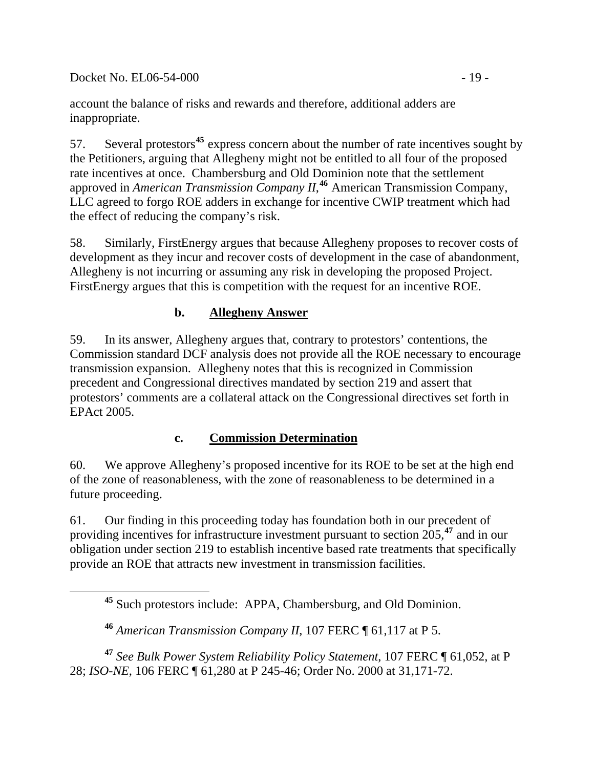account the balance of risks and rewards and therefore, additional adders are inappropriate.

57. Several protestors[45] express concern about the number of rate incentives sought by the Petitioners, arguing that Allegheny might not be entitled to all four of the proposed rate incentives at once. Chambersburg and Old Dominion note that the settlement approved in *American Transmission Company II*,[46] American Transmission Company, LLC agreed to forgo ROE adders in exchange for incentive CWIP treatment which had the effect of reducing the company's risk.

58. Similarly, FirstEnergy argues that because Allegheny proposes to recover costs of development as they incur and recover costs of development in the case of abandonment, Allegheny is not incurring or assuming any risk in developing the proposed Project. FirstEnergy argues that this is competition with the request for an incentive ROE.

### b. Allegheny Answer

59. In its answer, Allegheny argues that, contrary to protestors' contentions, the Commission standard DCF analysis does not provide all the ROE necessary to encourage transmission expansion. Allegheny notes that this is recognized in Commission precedent and Congressional directives mandated by section 219 and assert that protestors' comments are a collateral attack on the Congressional directives set forth in EPAct 2005.

### c. Commission Determination

60. We approve Allegheny's proposed incentive for its ROE to be set at the high end of the zone of reasonableness, with the zone of reasonableness to be determined in a future proceeding.

61. Our finding in this proceeding today has foundation both in our precedent of providing incentives for infrastructure investment pursuant to section 205,[47] and in our obligation under section 219 to establish incentive based rate treatments that specifically provide an ROE that attracts new investment in transmission facilities.

---

[45] Such protestors include: APPA, Chambersburg, and Old Dominion.

[46] *American Transmission Company II*, 107 FERC ¶ 61,117 at P 5.

[47] *See Bulk Power System Reliability Policy Statement*, 107 FERC ¶ 61,052, at P 28; *ISO-NE*, 106 FERC ¶ 61,280 at P 245-46; Order No. 2000 at 31,171-72.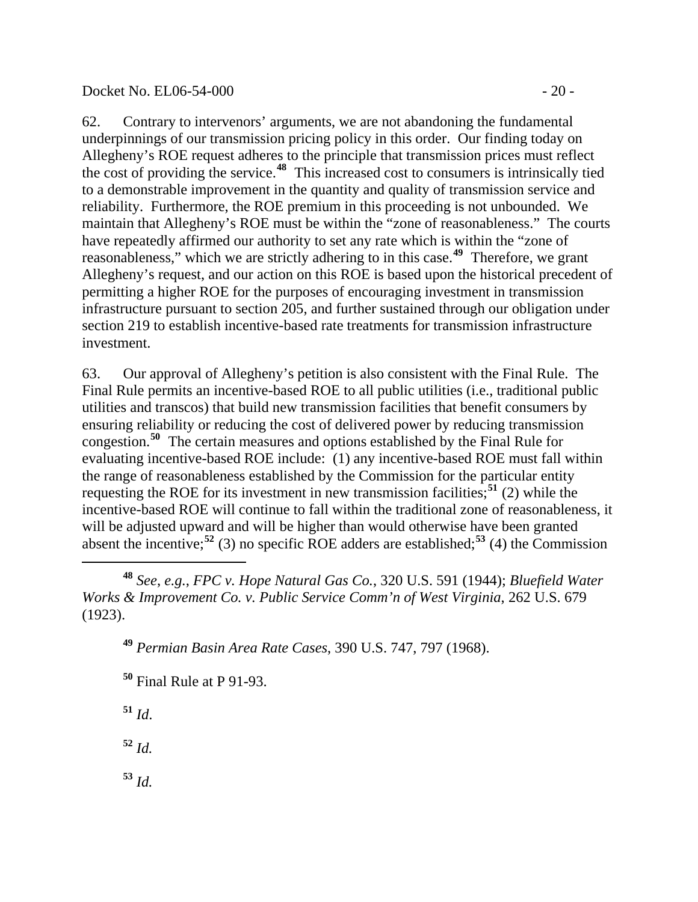62. Contrary to intervenors' arguments, we are not abandoning the fundamental underpinnings of our transmission pricing policy in this order. Our finding today on Allegheny's ROE request adheres to the principle that transmission prices must reflect the cost of providing the service.[48] This increased cost to consumers is intrinsically tied to a demonstrable improvement in the quantity and quality of transmission service and reliability. Furthermore, the ROE premium in this proceeding is not unbounded. We maintain that Allegheny's ROE must be within the "zone of reasonableness." The courts have repeatedly affirmed our authority to set any rate which is within the "zone of reasonableness," which we are strictly adhering to in this case.[49] Therefore, we grant Allegheny's request, and our action on this ROE is based upon the historical precedent of permitting a higher ROE for the purposes of encouraging investment in transmission infrastructure pursuant to section 205, and further sustained through our obligation under section 219 to establish incentive-based rate treatments for transmission infrastructure investment.

63. Our approval of Allegheny's petition is also consistent with the Final Rule. The Final Rule permits an incentive-based ROE to all public utilities (i.e., traditional public utilities and transcos) that build new transmission facilities that benefit consumers by ensuring reliability or reducing the cost of delivered power by reducing transmission congestion.[50] The certain measures and options established by the Final Rule for evaluating incentive-based ROE include: (1) any incentive-based ROE must fall within the range of reasonableness established by the Commission for the particular entity requesting the ROE for its investment in new transmission facilities;[51] (2) while the incentive-based ROE will continue to fall within the traditional zone of reasonableness, it will be adjusted upward and will be higher than would otherwise have been granted absent the incentive;[52] (3) no specific ROE adders are established;[53] (4) the Commission

---

[48] *See, e.g.*, *FPC v. Hope Natural Gas Co.*, 320 U.S. 591 (1944); *Bluefield Water Works & Improvement Co. v. Public Service Comm'n of West Virginia*, 262 U.S. 679 (1923).

[49] *Permian Basin Area Rate Cases*, 390 U.S. 747, 797 (1968).

[50] Final Rule at P 91-93.

[51] *Id*.

[52] *Id.*

[53] *Id.*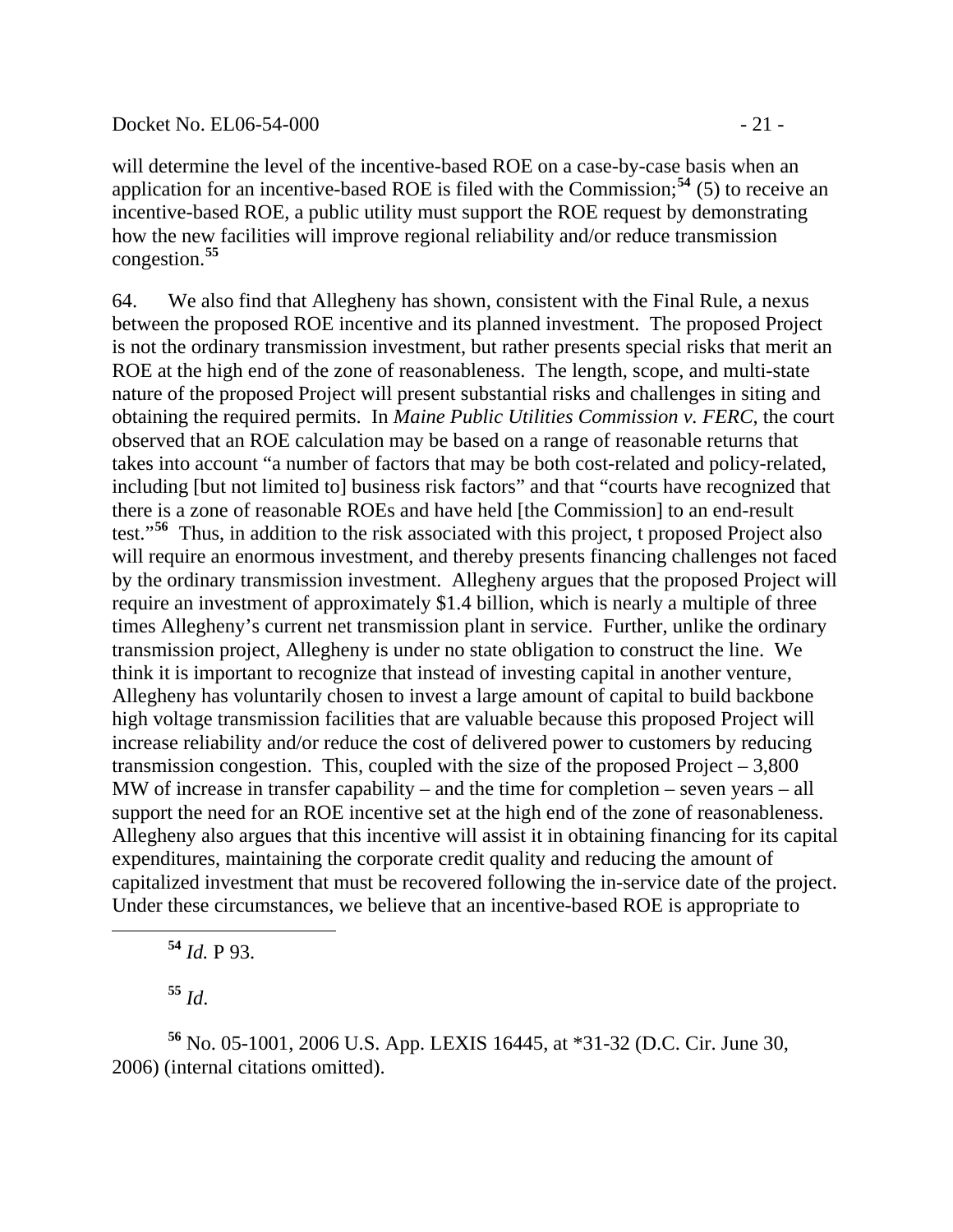will determine the level of the incentive-based ROE on a case-by-case basis when an application for an incentive-based ROE is filed with the Commission;[54] (5) to receive an incentive-based ROE, a public utility must support the ROE request by demonstrating how the new facilities will improve regional reliability and/or reduce transmission congestion.[55]

64. We also find that Allegheny has shown, consistent with the Final Rule, a nexus between the proposed ROE incentive and its planned investment. The proposed Project is not the ordinary transmission investment, but rather presents special risks that merit an ROE at the high end of the zone of reasonableness. The length, scope, and multi-state nature of the proposed Project will present substantial risks and challenges in siting and obtaining the required permits. In *Maine Public Utilities Commission v. FERC*, the court observed that an ROE calculation may be based on a range of reasonable returns that takes into account "a number of factors that may be both cost-related and policy-related, including [but not limited to] business risk factors" and that "courts have recognized that there is a zone of reasonable ROEs and have held [the Commission] to an end-result test."[56] Thus, in addition to the risk associated with this project, t proposed Project also will require an enormous investment, and thereby presents financing challenges not faced by the ordinary transmission investment. Allegheny argues that the proposed Project will require an investment of approximately $1.4 billion, which is nearly a multiple of three times Allegheny's current net transmission plant in service. Further, unlike the ordinary transmission project, Allegheny is under no state obligation to construct the line. We think it is important to recognize that instead of investing capital in another venture, Allegheny has voluntarily chosen to invest a large amount of capital to build backbone high voltage transmission facilities that are valuable because this proposed Project will increase reliability and/or reduce the cost of delivered power to customers by reducing transmission congestion. This, coupled with the size of the proposed Project – 3,800 MW of increase in transfer capability – and the time for completion – seven years – all support the need for an ROE incentive set at the high end of the zone of reasonableness. Allegheny also argues that this incentive will assist it in obtaining financing for its capital expenditures, maintaining the corporate credit quality and reducing the amount of capitalized investment that must be recovered following the in-service date of the project. Under these circumstances, we believe that an incentive-based ROE is appropriate to

---

[54] *Id.* P 93.

[55] *Id*.

[56] No. 05-1001, 2006 U.S. App. LEXIS 16445, at *31-32 (D.C. Cir. June 30, 2006) (internal citations omitted).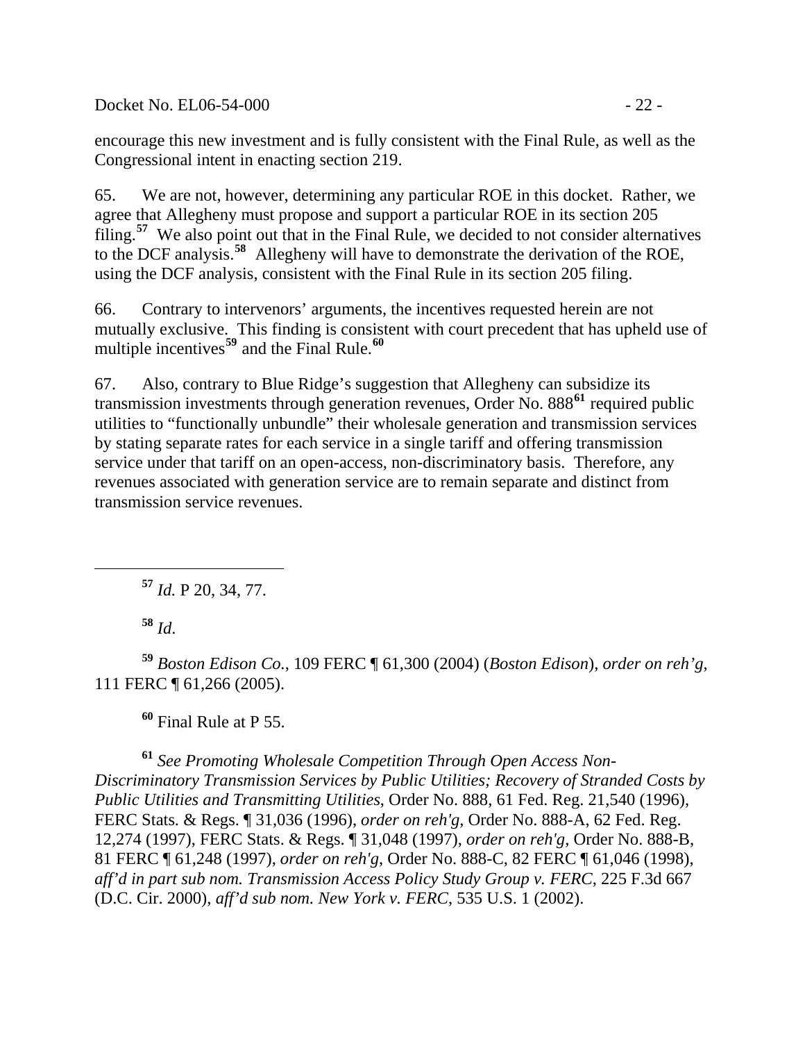encourage this new investment and is fully consistent with the Final Rule, as well as the Congressional intent in enacting section 219.

65. We are not, however, determining any particular ROE in this docket. Rather, we agree that Allegheny must propose and support a particular ROE in its section 205 filing.[57] We also point out that in the Final Rule, we decided to not consider alternatives to the DCF analysis.[58] Allegheny will have to demonstrate the derivation of the ROE, using the DCF analysis, consistent with the Final Rule in its section 205 filing.

66. Contrary to intervenors' arguments, the incentives requested herein are not mutually exclusive. This finding is consistent with court precedent that has upheld use of multiple incentives[59] and the Final Rule.[60]

67. Also, contrary to Blue Ridge's suggestion that Allegheny can subsidize its transmission investments through generation revenues, Order No. 888[61] required public utilities to "functionally unbundle" their wholesale generation and transmission services by stating separate rates for each service in a single tariff and offering transmission service under that tariff on an open-access, non-discriminatory basis. Therefore, any revenues associated with generation service are to remain separate and distinct from transmission service revenues.

---

[57] *Id.* P 20, 34, 77.

[58] *Id*.

[59] *Boston Edison Co.*, 109 FERC ¶ 61,300 (2004) (*Boston Edison*), *order on reh'g*, 111 FERC ¶ 61,266 (2005).

[60] Final Rule at P 55.

[61] *See Promoting Wholesale Competition Through Open Access Non-Discriminatory Transmission Services by Public Utilities; Recovery of Stranded Costs by Public Utilities and Transmitting Utilities*, Order No. 888, 61 Fed. Reg. 21,540 (1996), FERC Stats. & Regs. ¶ 31,036 (1996), *order on reh'g*, Order No. 888-A, 62 Fed. Reg. 12,274 (1997), FERC Stats. & Regs. ¶ 31,048 (1997), *order on reh'g*, Order No. 888-B, 81 FERC ¶ 61,248 (1997), *order on reh'g*, Order No. 888-C, 82 FERC ¶ 61,046 (1998), *aff'd in part sub nom. Transmission Access Policy Study Group v. FERC*, 225 F.3d 667 (D.C. Cir. 2000), *aff'd sub nom. New York v. FERC*, 535 U.S. 1 (2002).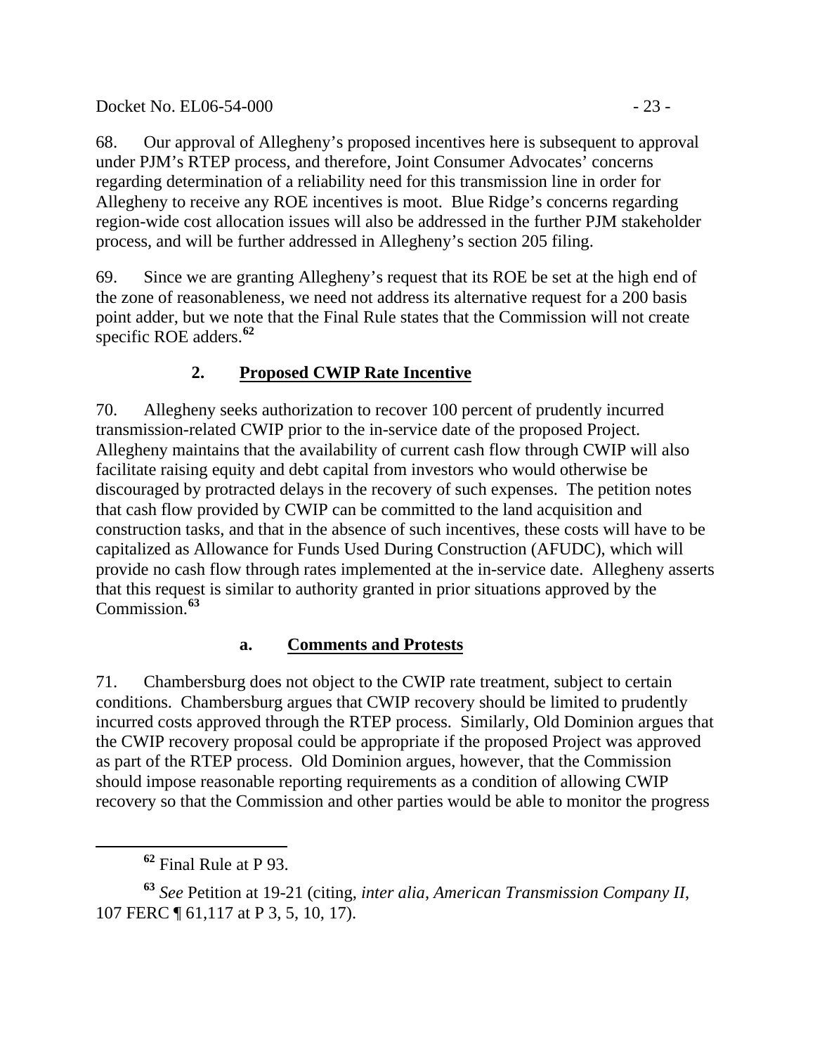68. Our approval of Allegheny's proposed incentives here is subsequent to approval under PJM's RTEP process, and therefore, Joint Consumer Advocates' concerns regarding determination of a reliability need for this transmission line in order for Allegheny to receive any ROE incentives is moot. Blue Ridge's concerns regarding region-wide cost allocation issues will also be addressed in the further PJM stakeholder process, and will be further addressed in Allegheny's section 205 filing.

69. Since we are granting Allegheny's request that its ROE be set at the high end of the zone of reasonableness, we need not address its alternative request for a 200 basis point adder, but we note that the Final Rule states that the Commission will not create specific ROE adders.[62]

### 2. **Proposed CWIP Rate Incentive**

70. Allegheny seeks authorization to recover 100 percent of prudently incurred transmission-related CWIP prior to the in-service date of the proposed Project. Allegheny maintains that the availability of current cash flow through CWIP will also facilitate raising equity and debt capital from investors who would otherwise be discouraged by protracted delays in the recovery of such expenses. The petition notes that cash flow provided by CWIP can be committed to the land acquisition and construction tasks, and that in the absence of such incentives, these costs will have to be capitalized as Allowance for Funds Used During Construction (AFUDC), which will provide no cash flow through rates implemented at the in-service date. Allegheny asserts that this request is similar to authority granted in prior situations approved by the Commission.[63]

#### a. **Comments and Protests**

71. Chambersburg does not object to the CWIP rate treatment, subject to certain conditions. Chambersburg argues that CWIP recovery should be limited to prudently incurred costs approved through the RTEP process. Similarly, Old Dominion argues that the CWIP recovery proposal could be appropriate if the proposed Project was approved as part of the RTEP process. Old Dominion argues, however, that the Commission should impose reasonable reporting requirements as a condition of allowing CWIP recovery so that the Commission and other parties would be able to monitor the progress

---

[62] Final Rule at P 93.

[63] *See* Petition at 19-21 (citing, *inter alia*, *American Transmission Company II*, 107 FERC ¶ 61,117 at P 3, 5, 10, 17).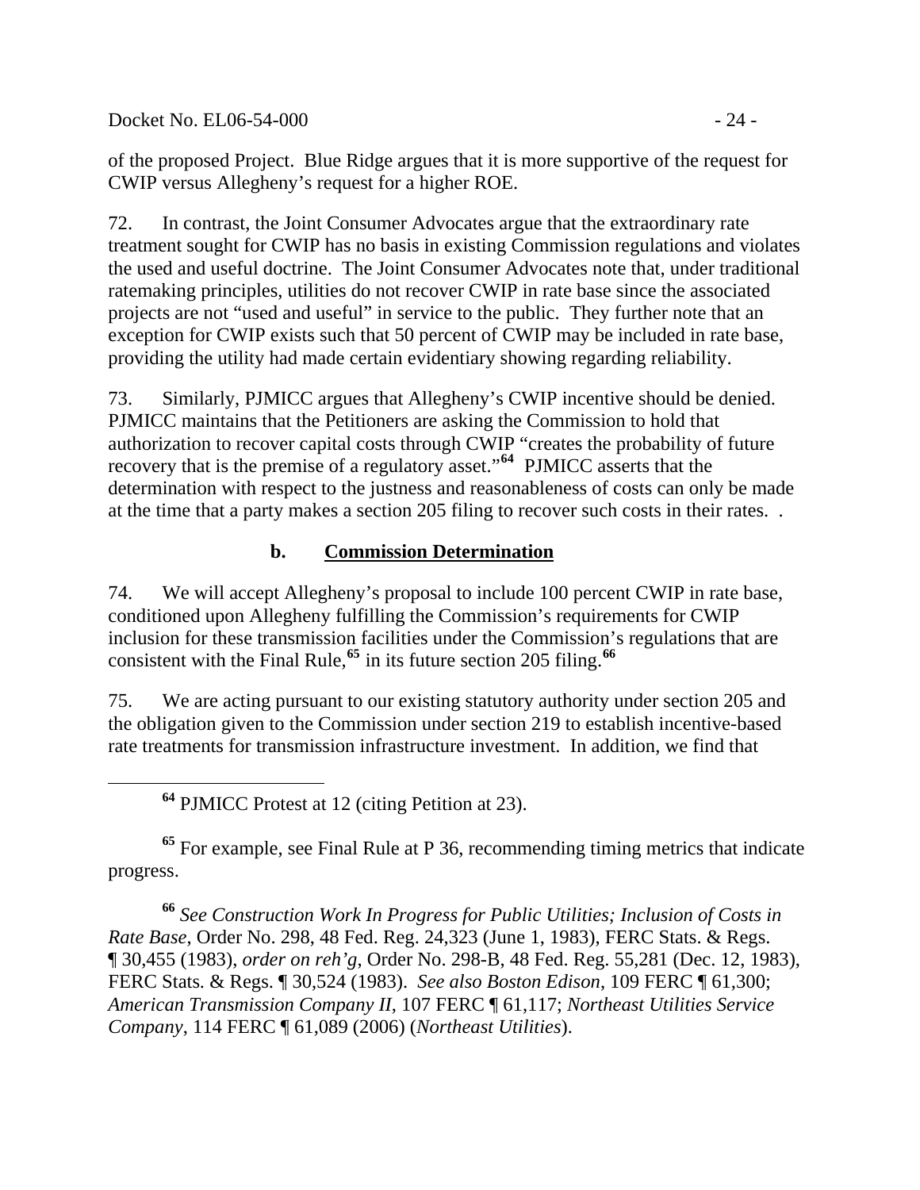of the proposed Project. Blue Ridge argues that it is more supportive of the request for CWIP versus Allegheny's request for a higher ROE.

72. In contrast, the Joint Consumer Advocates argue that the extraordinary rate treatment sought for CWIP has no basis in existing Commission regulations and violates the used and useful doctrine. The Joint Consumer Advocates note that, under traditional ratemaking principles, utilities do not recover CWIP in rate base since the associated projects are not "used and useful" in service to the public. They further note that an exception for CWIP exists such that 50 percent of CWIP may be included in rate base, providing the utility had made certain evidentiary showing regarding reliability.

73. Similarly, PJMICC argues that Allegheny's CWIP incentive should be denied. PJMICC maintains that the Petitioners are asking the Commission to hold that authorization to recover capital costs through CWIP "creates the probability of future recovery that is the premise of a regulatory asset."[64] PJMICC asserts that the determination with respect to the justness and reasonableness of costs can only be made at the time that a party makes a section 205 filing to recover such costs in their rates. .

### b. Commission Determination

74. We will accept Allegheny's proposal to include 100 percent CWIP in rate base, conditioned upon Allegheny fulfilling the Commission's requirements for CWIP inclusion for these transmission facilities under the Commission's regulations that are consistent with the Final Rule,[65] in its future section 205 filing.[66]

75. We are acting pursuant to our existing statutory authority under section 205 and the obligation given to the Commission under section 219 to establish incentive-based rate treatments for transmission infrastructure investment. In addition, we find that

---

[64] PJMICC Protest at 12 (citing Petition at 23).

[65] For example, see Final Rule at P 36, recommending timing metrics that indicate progress.

[66] *See Construction Work In Progress for Public Utilities; Inclusion of Costs in Rate Base*, Order No. 298, 48 Fed. Reg. 24,323 (June 1, 1983), FERC Stats. & Regs. ¶ 30,455 (1983), *order on reh'g*, Order No. 298-B, 48 Fed. Reg. 55,281 (Dec. 12, 1983), FERC Stats. & Regs. ¶ 30,524 (1983). *See also Boston Edison*, 109 FERC ¶ 61,300; *American Transmission Company II*, 107 FERC ¶ 61,117; *Northeast Utilities Service Company*, 114 FERC ¶ 61,089 (2006) (*Northeast Utilities*).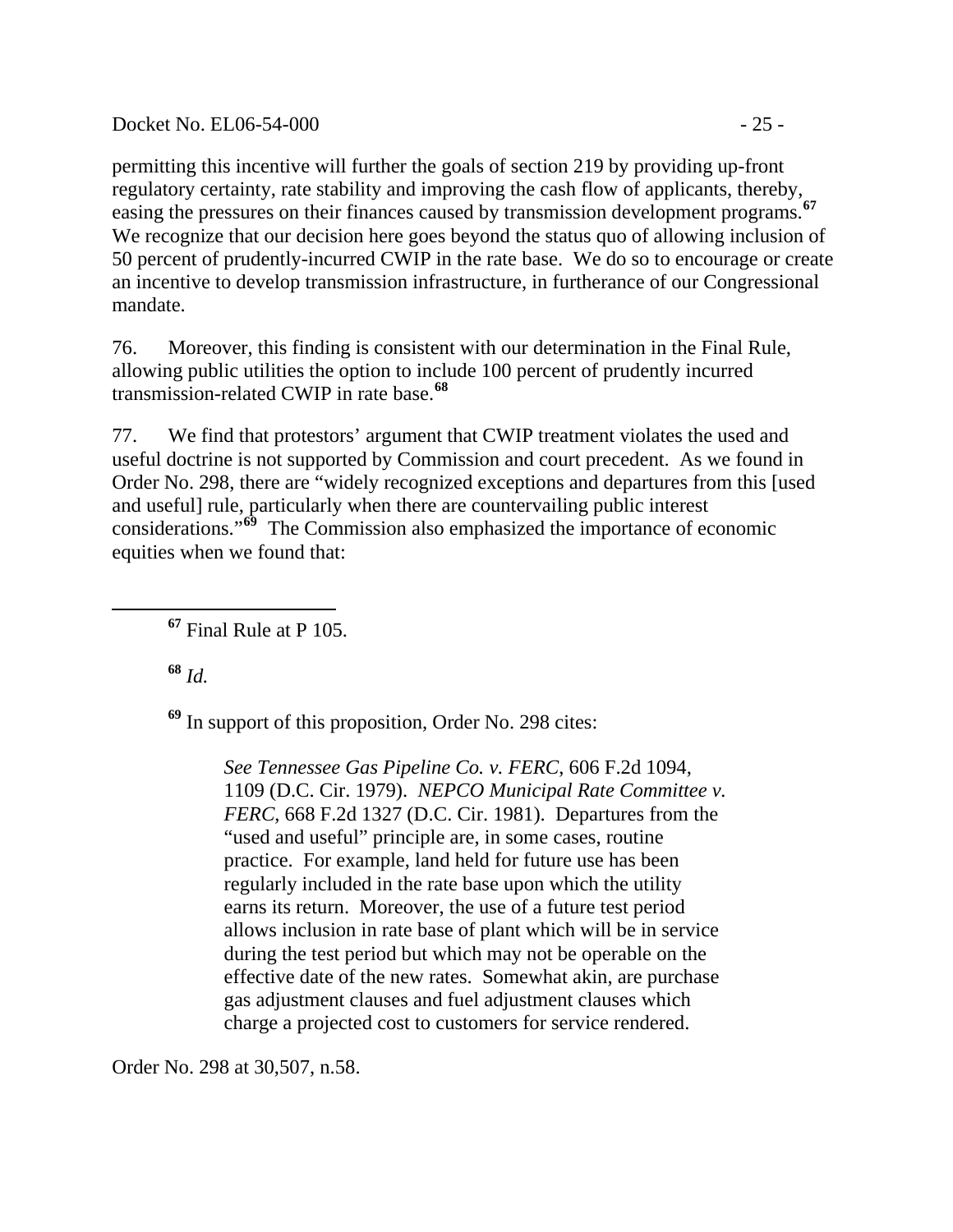permitting this incentive will further the goals of section 219 by providing up-front regulatory certainty, rate stability and improving the cash flow of applicants, thereby, easing the pressures on their finances caused by transmission development programs.[67] We recognize that our decision here goes beyond the status quo of allowing inclusion of 50 percent of prudently-incurred CWIP in the rate base. We do so to encourage or create an incentive to develop transmission infrastructure, in furtherance of our Congressional mandate.

76. Moreover, this finding is consistent with our determination in the Final Rule, allowing public utilities the option to include 100 percent of prudently incurred transmission-related CWIP in rate base.[68]

77. We find that protestors' argument that CWIP treatment violates the used and useful doctrine is not supported by Commission and court precedent. As we found in Order No. 298, there are "widely recognized exceptions and departures from this [used and useful] rule, particularly when there are countervailing public interest considerations."[69] The Commission also emphasized the importance of economic equities when we found that:

---

[67] Final Rule at P 105.

[68] *Id.*

[69] In support of this proposition, Order No. 298 cites:

> *See Tennessee Gas Pipeline Co. v. FERC*, 606 F.2d 1094, 1109 (D.C. Cir. 1979). *NEPCO Municipal Rate Committee v. FERC*, 668 F.2d 1327 (D.C. Cir. 1981). Departures from the "used and useful" principle are, in some cases, routine practice. For example, land held for future use has been regularly included in the rate base upon which the utility earns its return. Moreover, the use of a future test period allows inclusion in rate base of plant which will be in service during the test period but which may not be operable on the effective date of the new rates. Somewhat akin, are purchase gas adjustment clauses and fuel adjustment clauses which charge a projected cost to customers for service rendered.

Order No. 298 at 30,507, n.58.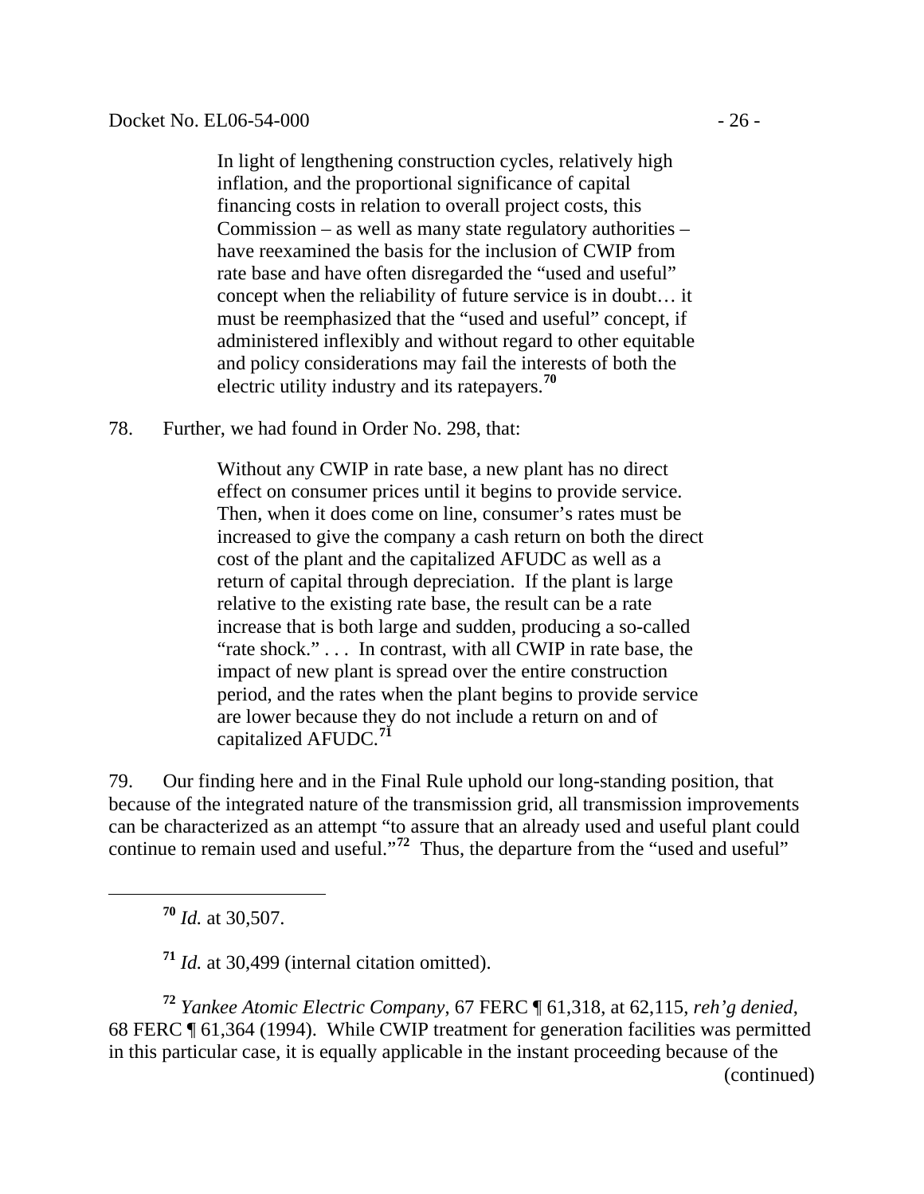> In light of lengthening construction cycles, relatively high inflation, and the proportional significance of capital financing costs in relation to overall project costs, this Commission – as well as many state regulatory authorities – have reexamined the basis for the inclusion of CWIP from rate base and have often disregarded the "used and useful" concept when the reliability of future service is in doubt… it must be reemphasized that the "used and useful" concept, if administered inflexibly and without regard to other equitable and policy considerations may fail the interests of both the electric utility industry and its ratepayers.[70]

78. Further, we had found in Order No. 298, that:

> Without any CWIP in rate base, a new plant has no direct effect on consumer prices until it begins to provide service. Then, when it does come on line, consumer's rates must be increased to give the company a cash return on both the direct cost of the plant and the capitalized AFUDC as well as a return of capital through depreciation. If the plant is large relative to the existing rate base, the result can be a rate increase that is both large and sudden, producing a so-called "rate shock." . . . In contrast, with all CWIP in rate base, the impact of new plant is spread over the entire construction period, and the rates when the plant begins to provide service are lower because they do not include a return on and of capitalized AFUDC.[71]

79. Our finding here and in the Final Rule uphold our long-standing position, that because of the integrated nature of the transmission grid, all transmission improvements can be characterized as an attempt "to assure that an already used and useful plant could continue to remain used and useful."[72] Thus, the departure from the "used and useful"

---

[70] *Id.* at 30,507.

[71] *Id.* at 30,499 (internal citation omitted).

[72] *Yankee Atomic Electric Company*, 67 FERC ¶ 61,318, at 62,115, *reh'g denied*, 68 FERC ¶ 61,364 (1994). While CWIP treatment for generation facilities was permitted in this particular case, it is equally applicable in the instant proceeding because of the (continued)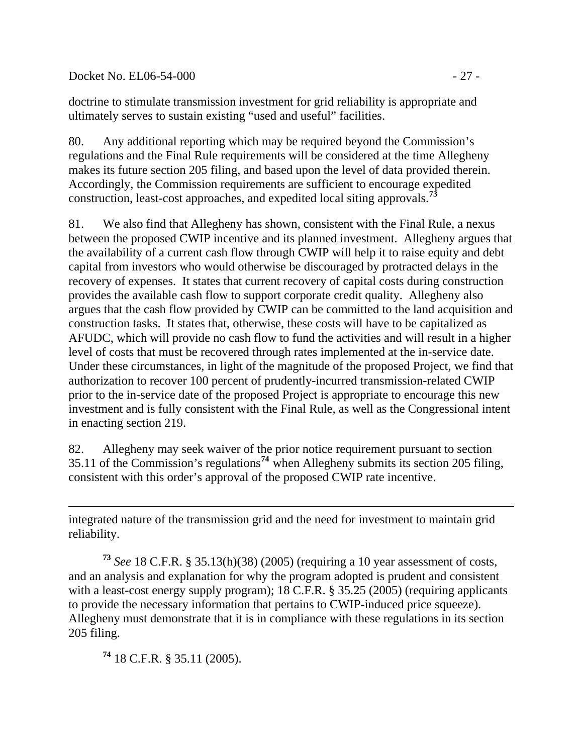doctrine to stimulate transmission investment for grid reliability is appropriate and ultimately serves to sustain existing "used and useful" facilities.

80. Any additional reporting which may be required beyond the Commission's regulations and the Final Rule requirements will be considered at the time Allegheny makes its future section 205 filing, and based upon the level of data provided therein. Accordingly, the Commission requirements are sufficient to encourage expedited construction, least-cost approaches, and expedited local siting approvals.[73]

81. We also find that Allegheny has shown, consistent with the Final Rule, a nexus between the proposed CWIP incentive and its planned investment. Allegheny argues that the availability of a current cash flow through CWIP will help it to raise equity and debt capital from investors who would otherwise be discouraged by protracted delays in the recovery of expenses. It states that current recovery of capital costs during construction provides the available cash flow to support corporate credit quality. Allegheny also argues that the cash flow provided by CWIP can be committed to the land acquisition and construction tasks. It states that, otherwise, these costs will have to be capitalized as AFUDC, which will provide no cash flow to fund the activities and will result in a higher level of costs that must be recovered through rates implemented at the in-service date. Under these circumstances, in light of the magnitude of the proposed Project, we find that authorization to recover 100 percent of prudently-incurred transmission-related CWIP prior to the in-service date of the proposed Project is appropriate to encourage this new investment and is fully consistent with the Final Rule, as well as the Congressional intent in enacting section 219.

82. Allegheny may seek waiver of the prior notice requirement pursuant to section 35.11 of the Commission's regulations[74] when Allegheny submits its section 205 filing, consistent with this order's approval of the proposed CWIP rate incentive.

---

integrated nature of the transmission grid and the need for investment to maintain grid reliability.

[73] *See* 18 C.F.R. § 35.13(h)(38) (2005) (requiring a 10 year assessment of costs, and an analysis and explanation for why the program adopted is prudent and consistent with a least-cost energy supply program); 18 C.F.R. § 35.25 (2005) (requiring applicants to provide the necessary information that pertains to CWIP-induced price squeeze). Allegheny must demonstrate that it is in compliance with these regulations in its section 205 filing.

[74] 18 C.F.R. § 35.11 (2005).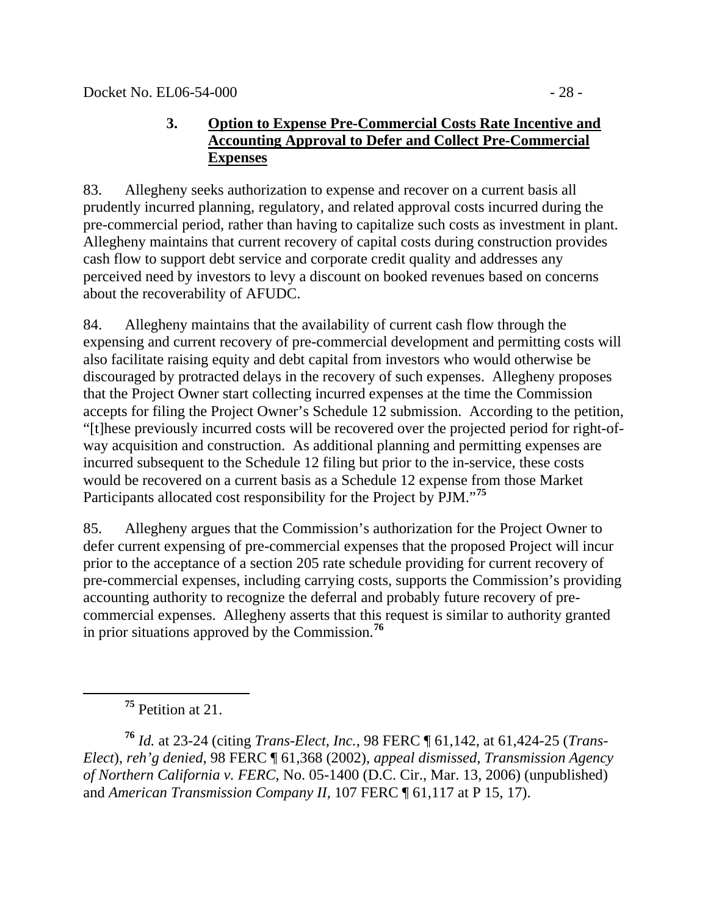### 3. Option to Expense Pre-Commercial Costs Rate Incentive and Accounting Approval to Defer and Collect Pre-Commercial Expenses

83. Allegheny seeks authorization to expense and recover on a current basis all prudently incurred planning, regulatory, and related approval costs incurred during the pre-commercial period, rather than having to capitalize such costs as investment in plant. Allegheny maintains that current recovery of capital costs during construction provides cash flow to support debt service and corporate credit quality and addresses any perceived need by investors to levy a discount on booked revenues based on concerns about the recoverability of AFUDC.

84. Allegheny maintains that the availability of current cash flow through the expensing and current recovery of pre-commercial development and permitting costs will also facilitate raising equity and debt capital from investors who would otherwise be discouraged by protracted delays in the recovery of such expenses. Allegheny proposes that the Project Owner start collecting incurred expenses at the time the Commission accepts for filing the Project Owner's Schedule 12 submission. According to the petition, "[t]hese previously incurred costs will be recovered over the projected period for right-of-way acquisition and construction. As additional planning and permitting expenses are incurred subsequent to the Schedule 12 filing but prior to the in-service, these costs would be recovered on a current basis as a Schedule 12 expense from those Market Participants allocated cost responsibility for the Project by PJM."[75]

85. Allegheny argues that the Commission's authorization for the Project Owner to defer current expensing of pre-commercial expenses that the proposed Project will incur prior to the acceptance of a section 205 rate schedule providing for current recovery of pre-commercial expenses, including carrying costs, supports the Commission's providing accounting authority to recognize the deferral and probably future recovery of pre-commercial expenses. Allegheny asserts that this request is similar to authority granted in prior situations approved by the Commission.[76]

---

[75] Petition at 21.

[76] *Id.* at 23-24 (citing *Trans-Elect, Inc.*, 98 FERC ¶ 61,142, at 61,424-25 (*Trans-Elect*), *reh'g denied*, 98 FERC ¶ 61,368 (2002), *appeal dismissed*, *Transmission Agency of Northern California v. FERC*, No. 05-1400 (D.C. Cir., Mar. 13, 2006) (unpublished) and *American Transmission Company II*, 107 FERC ¶ 61,117 at P 15, 17).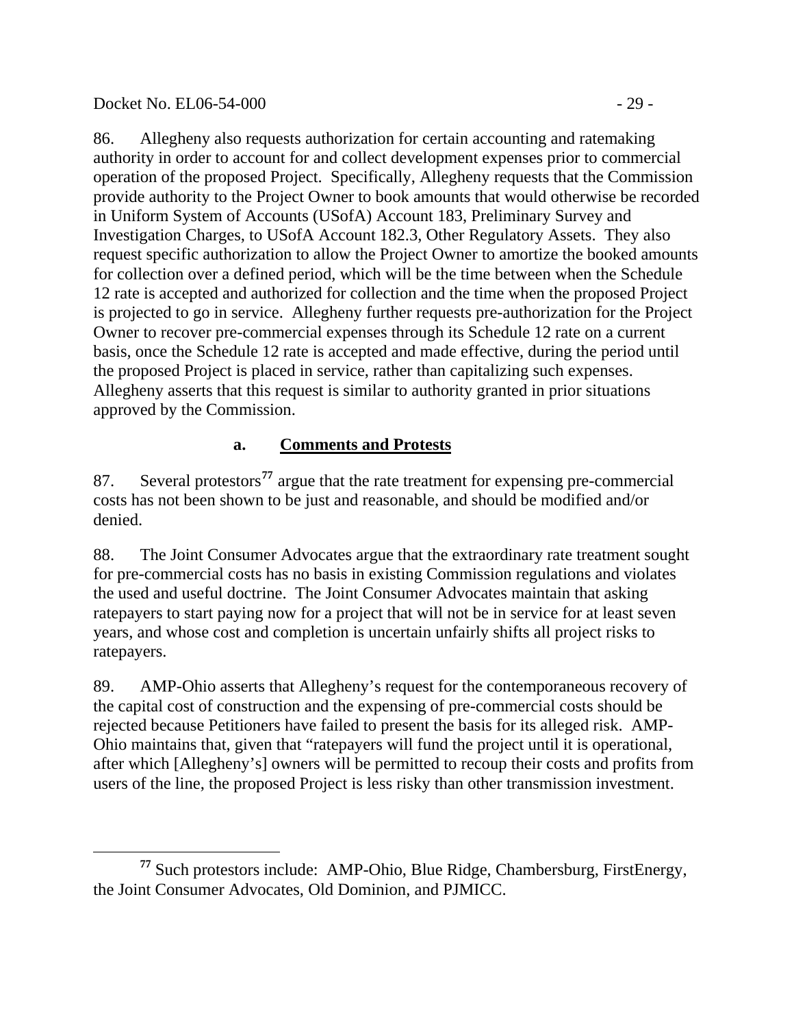86. Allegheny also requests authorization for certain accounting and ratemaking authority in order to account for and collect development expenses prior to commercial operation of the proposed Project. Specifically, Allegheny requests that the Commission provide authority to the Project Owner to book amounts that would otherwise be recorded in Uniform System of Accounts (USofA) Account 183, Preliminary Survey and Investigation Charges, to USofA Account 182.3, Other Regulatory Assets. They also request specific authorization to allow the Project Owner to amortize the booked amounts for collection over a defined period, which will be the time between when the Schedule 12 rate is accepted and authorized for collection and the time when the proposed Project is projected to go in service. Allegheny further requests pre-authorization for the Project Owner to recover pre-commercial expenses through its Schedule 12 rate on a current basis, once the Schedule 12 rate is accepted and made effective, during the period until the proposed Project is placed in service, rather than capitalizing such expenses. Allegheny asserts that this request is similar to authority granted in prior situations approved by the Commission.

### a. Comments and Protests

87. Several protestors[77] argue that the rate treatment for expensing pre-commercial costs has not been shown to be just and reasonable, and should be modified and/or denied.

88. The Joint Consumer Advocates argue that the extraordinary rate treatment sought for pre-commercial costs has no basis in existing Commission regulations and violates the used and useful doctrine. The Joint Consumer Advocates maintain that asking ratepayers to start paying now for a project that will not be in service for at least seven years, and whose cost and completion is uncertain unfairly shifts all project risks to ratepayers.

89. AMP-Ohio asserts that Allegheny's request for the contemporaneous recovery of the capital cost of construction and the expensing of pre-commercial costs should be rejected because Petitioners have failed to present the basis for its alleged risk. AMP-Ohio maintains that, given that "ratepayers will fund the project until it is operational, after which [Allegheny's] owners will be permitted to recoup their costs and profits from users of the line, the proposed Project is less risky than other transmission investment.

[77] Such protestors include: AMP-Ohio, Blue Ridge, Chambersburg, FirstEnergy, the Joint Consumer Advocates, Old Dominion, and PJMICC.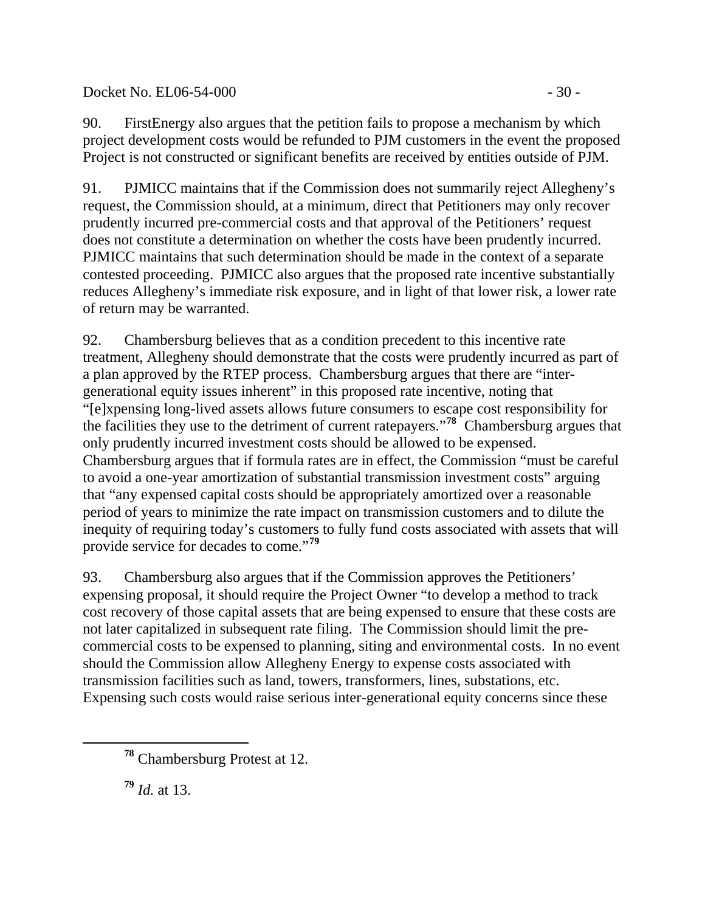90. FirstEnergy also argues that the petition fails to propose a mechanism by which project development costs would be refunded to PJM customers in the event the proposed Project is not constructed or significant benefits are received by entities outside of PJM.

91. PJMICC maintains that if the Commission does not summarily reject Allegheny's request, the Commission should, at a minimum, direct that Petitioners may only recover prudently incurred pre-commercial costs and that approval of the Petitioners' request does not constitute a determination on whether the costs have been prudently incurred. PJMICC maintains that such determination should be made in the context of a separate contested proceeding. PJMICC also argues that the proposed rate incentive substantially reduces Allegheny's immediate risk exposure, and in light of that lower risk, a lower rate of return may be warranted.

92. Chambersburg believes that as a condition precedent to this incentive rate treatment, Allegheny should demonstrate that the costs were prudently incurred as part of a plan approved by the RTEP process. Chambersburg argues that there are "inter-generational equity issues inherent" in this proposed rate incentive, noting that "[e]xpensing long-lived assets allows future consumers to escape cost responsibility for the facilities they use to the detriment of current ratepayers."[78] Chambersburg argues that only prudently incurred investment costs should be allowed to be expensed. Chambersburg argues that if formula rates are in effect, the Commission "must be careful to avoid a one-year amortization of substantial transmission investment costs" arguing that "any expensed capital costs should be appropriately amortized over a reasonable period of years to minimize the rate impact on transmission customers and to dilute the inequity of requiring today's customers to fully fund costs associated with assets that will provide service for decades to come."[79]

93. Chambersburg also argues that if the Commission approves the Petitioners' expensing proposal, it should require the Project Owner "to develop a method to track cost recovery of those capital assets that are being expensed to ensure that these costs are not later capitalized in subsequent rate filing. The Commission should limit the pre-commercial costs to be expensed to planning, siting and environmental costs. In no event should the Commission allow Allegheny Energy to expense costs associated with transmission facilities such as land, towers, transformers, lines, substations, etc. Expensing such costs would raise serious inter-generational equity concerns since these

[78] Chambersburg Protest at 12.

[79] *Id.* at 13.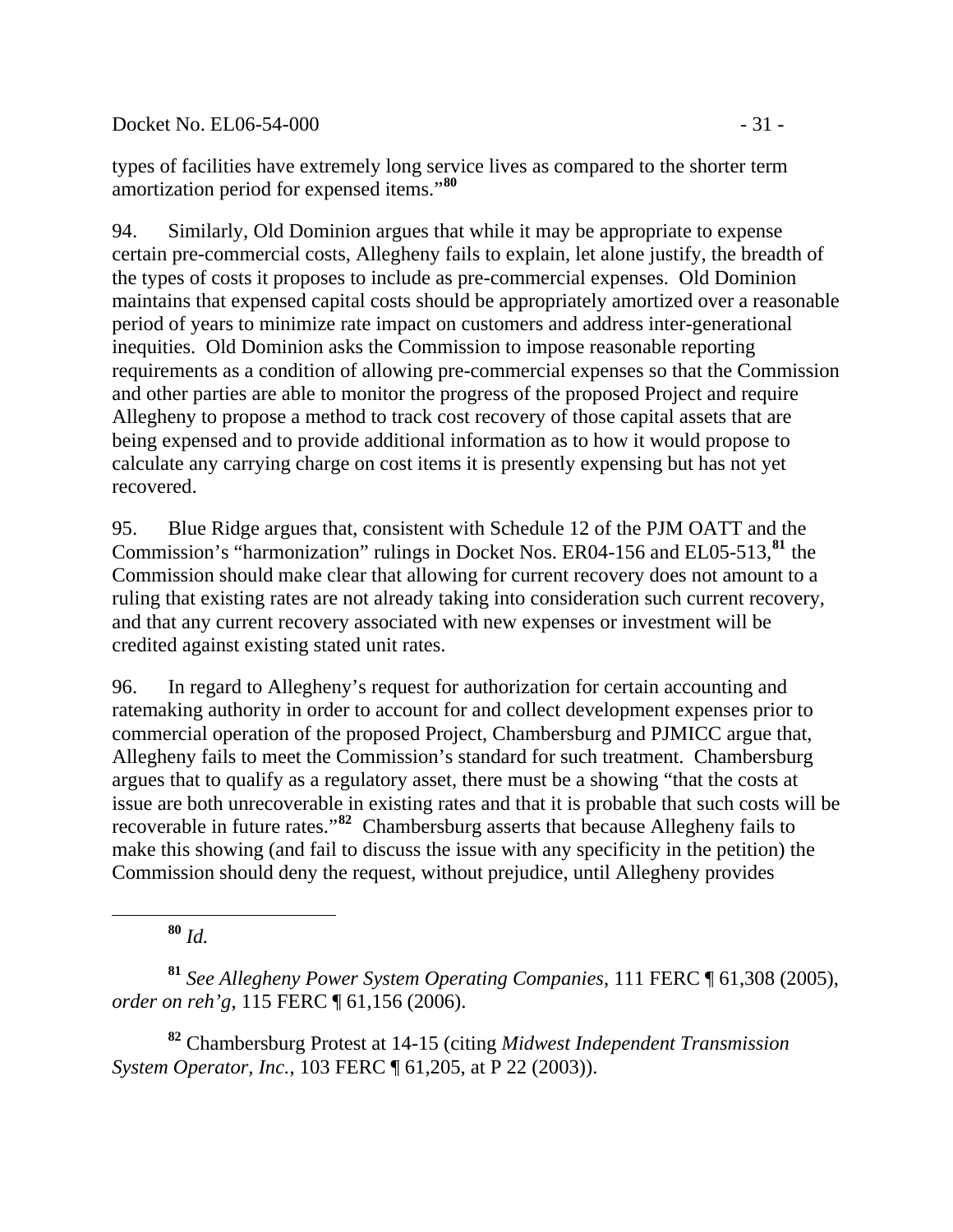types of facilities have extremely long service lives as compared to the shorter term amortization period for expensed items."[80]

94. Similarly, Old Dominion argues that while it may be appropriate to expense certain pre-commercial costs, Allegheny fails to explain, let alone justify, the breadth of the types of costs it proposes to include as pre-commercial expenses. Old Dominion maintains that expensed capital costs should be appropriately amortized over a reasonable period of years to minimize rate impact on customers and address inter-generational inequities. Old Dominion asks the Commission to impose reasonable reporting requirements as a condition of allowing pre-commercial expenses so that the Commission and other parties are able to monitor the progress of the proposed Project and require Allegheny to propose a method to track cost recovery of those capital assets that are being expensed and to provide additional information as to how it would propose to calculate any carrying charge on cost items it is presently expensing but has not yet recovered.

95. Blue Ridge argues that, consistent with Schedule 12 of the PJM OATT and the Commission's "harmonization" rulings in Docket Nos. ER04-156 and EL05-513,[81] the Commission should make clear that allowing for current recovery does not amount to a ruling that existing rates are not already taking into consideration such current recovery, and that any current recovery associated with new expenses or investment will be credited against existing stated unit rates.

96. In regard to Allegheny's request for authorization for certain accounting and ratemaking authority in order to account for and collect development expenses prior to commercial operation of the proposed Project, Chambersburg and PJMICC argue that, Allegheny fails to meet the Commission's standard for such treatment. Chambersburg argues that to qualify as a regulatory asset, there must be a showing "that the costs at issue are both unrecoverable in existing rates and that it is probable that such costs will be recoverable in future rates."[82] Chambersburg asserts that because Allegheny fails to make this showing (and fail to discuss the issue with any specificity in the petition) the Commission should deny the request, without prejudice, until Allegheny provides

---

[80] *Id.*

[81] *See Allegheny Power System Operating Companies*, 111 FERC ¶ 61,308 (2005), *order on reh'g*, 115 FERC ¶ 61,156 (2006).

[82] Chambersburg Protest at 14-15 (citing *Midwest Independent Transmission System Operator, Inc.*, 103 FERC ¶ 61,205, at P 22 (2003)).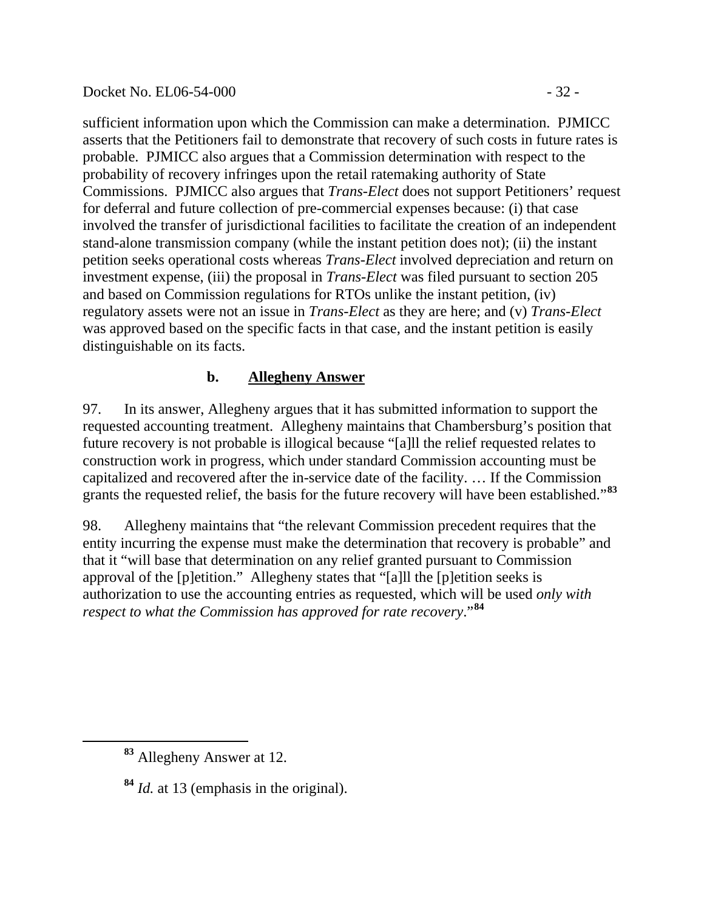sufficient information upon which the Commission can make a determination. PJMICC asserts that the Petitioners fail to demonstrate that recovery of such costs in future rates is probable. PJMICC also argues that a Commission determination with respect to the probability of recovery infringes upon the retail ratemaking authority of State Commissions. PJMICC also argues that *Trans-Elect* does not support Petitioners' request for deferral and future collection of pre-commercial expenses because: (i) that case involved the transfer of jurisdictional facilities to facilitate the creation of an independent stand-alone transmission company (while the instant petition does not); (ii) the instant petition seeks operational costs whereas *Trans-Elect* involved depreciation and return on investment expense, (iii) the proposal in *Trans-Elect* was filed pursuant to section 205 and based on Commission regulations for RTOs unlike the instant petition, (iv) regulatory assets were not an issue in *Trans-Elect* as they are here; and (v) *Trans-Elect* was approved based on the specific facts in that case, and the instant petition is easily distinguishable on its facts.

### b. **Allegheny Answer**

97. In its answer, Allegheny argues that it has submitted information to support the requested accounting treatment. Allegheny maintains that Chambersburg's position that future recovery is not probable is illogical because "[a]ll the relief requested relates to construction work in progress, which under standard Commission accounting must be capitalized and recovered after the in-service date of the facility. … If the Commission grants the requested relief, the basis for the future recovery will have been established."[83]

98. Allegheny maintains that "the relevant Commission precedent requires that the entity incurring the expense must make the determination that recovery is probable" and that it "will base that determination on any relief granted pursuant to Commission approval of the [p]etition." Allegheny states that "[a]ll the [p]etition seeks is authorization to use the accounting entries as requested, which will be used *only with respect to what the Commission has approved for rate recovery*."[84]

---

[83] Allegheny Answer at 12.

[84] *Id.* at 13 (emphasis in the original).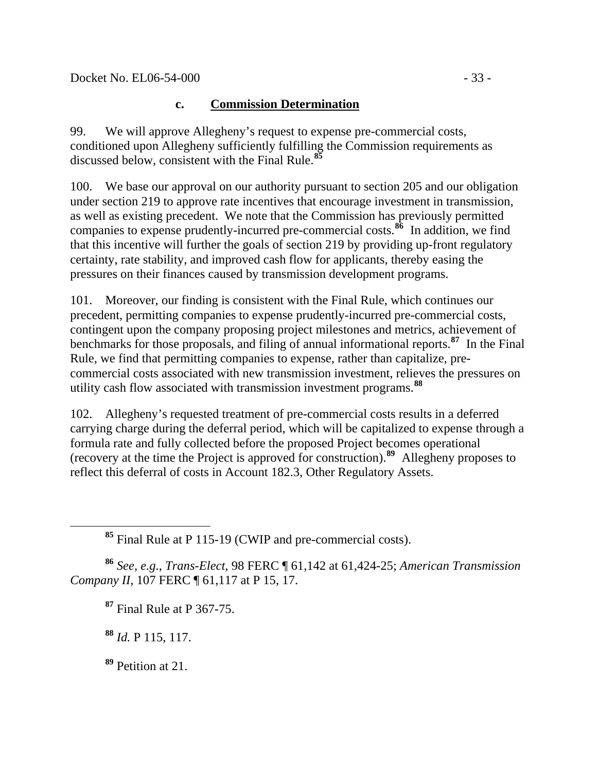### c. **Commission Determination**

99. We will approve Allegheny's request to expense pre-commercial costs, conditioned upon Allegheny sufficiently fulfilling the Commission requirements as discussed below, consistent with the Final Rule.[85]

100. We base our approval on our authority pursuant to section 205 and our obligation under section 219 to approve rate incentives that encourage investment in transmission, as well as existing precedent. We note that the Commission has previously permitted companies to expense prudently-incurred pre-commercial costs.[86] In addition, we find that this incentive will further the goals of section 219 by providing up-front regulatory certainty, rate stability, and improved cash flow for applicants, thereby easing the pressures on their finances caused by transmission development programs.

101. Moreover, our finding is consistent with the Final Rule, which continues our precedent, permitting companies to expense prudently-incurred pre-commercial costs, contingent upon the company proposing project milestones and metrics, achievement of benchmarks for those proposals, and filing of annual informational reports.[87] In the Final Rule, we find that permitting companies to expense, rather than capitalize, pre-commercial costs associated with new transmission investment, relieves the pressures on utility cash flow associated with transmission investment programs.[88]

102. Allegheny's requested treatment of pre-commercial costs results in a deferred carrying charge during the deferral period, which will be capitalized to expense through a formula rate and fully collected before the proposed Project becomes operational (recovery at the time the Project is approved for construction).[89] Allegheny proposes to reflect this deferral of costs in Account 182.3, Other Regulatory Assets.

---

[85] Final Rule at P 115-19 (CWIP and pre-commercial costs).

[86] *See*, *e.g.*, *Trans-Elect*, 98 FERC ¶ 61,142 at 61,424-25; *American Transmission Company II*, 107 FERC ¶ 61,117 at P 15, 17.

[87] Final Rule at P 367-75.

[88] *Id.* P 115, 117.

[89] Petition at 21.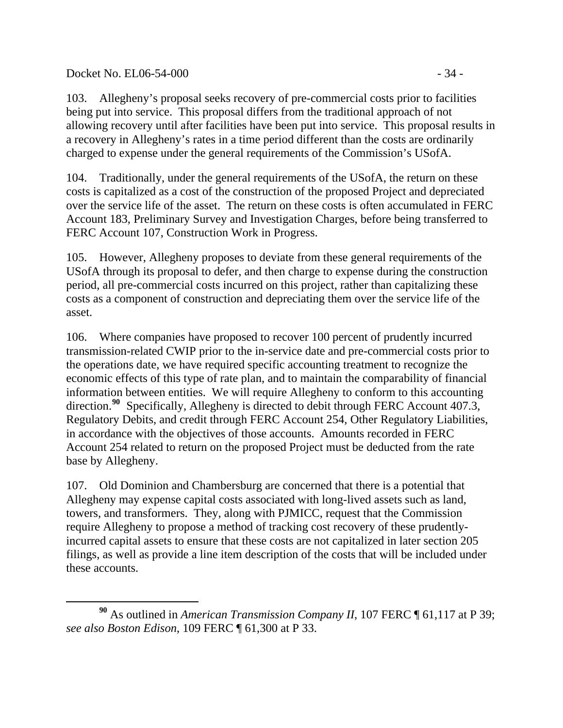103. Allegheny's proposal seeks recovery of pre-commercial costs prior to facilities being put into service. This proposal differs from the traditional approach of not allowing recovery until after facilities have been put into service. This proposal results in a recovery in Allegheny's rates in a time period different than the costs are ordinarily charged to expense under the general requirements of the Commission's USofA.

104. Traditionally, under the general requirements of the USofA, the return on these costs is capitalized as a cost of the construction of the proposed Project and depreciated over the service life of the asset. The return on these costs is often accumulated in FERC Account 183, Preliminary Survey and Investigation Charges, before being transferred to FERC Account 107, Construction Work in Progress.

105. However, Allegheny proposes to deviate from these general requirements of the USofA through its proposal to defer, and then charge to expense during the construction period, all pre-commercial costs incurred on this project, rather than capitalizing these costs as a component of construction and depreciating them over the service life of the asset.

106. Where companies have proposed to recover 100 percent of prudently incurred transmission-related CWIP prior to the in-service date and pre-commercial costs prior to the operations date, we have required specific accounting treatment to recognize the economic effects of this type of rate plan, and to maintain the comparability of financial information between entities. We will require Allegheny to conform to this accounting direction.[90] Specifically, Allegheny is directed to debit through FERC Account 407.3, Regulatory Debits, and credit through FERC Account 254, Other Regulatory Liabilities, in accordance with the objectives of those accounts. Amounts recorded in FERC Account 254 related to return on the proposed Project must be deducted from the rate base by Allegheny.

107. Old Dominion and Chambersburg are concerned that there is a potential that Allegheny may expense capital costs associated with long-lived assets such as land, towers, and transformers. They, along with PJMICC, request that the Commission require Allegheny to propose a method of tracking cost recovery of these prudently-incurred capital assets to ensure that these costs are not capitalized in later section 205 filings, as well as provide a line item description of the costs that will be included under these accounts.

[90] As outlined in *American Transmission Company II*, 107 FERC ¶ 61,117 at P 39; *see also Boston Edison*, 109 FERC ¶ 61,300 at P 33.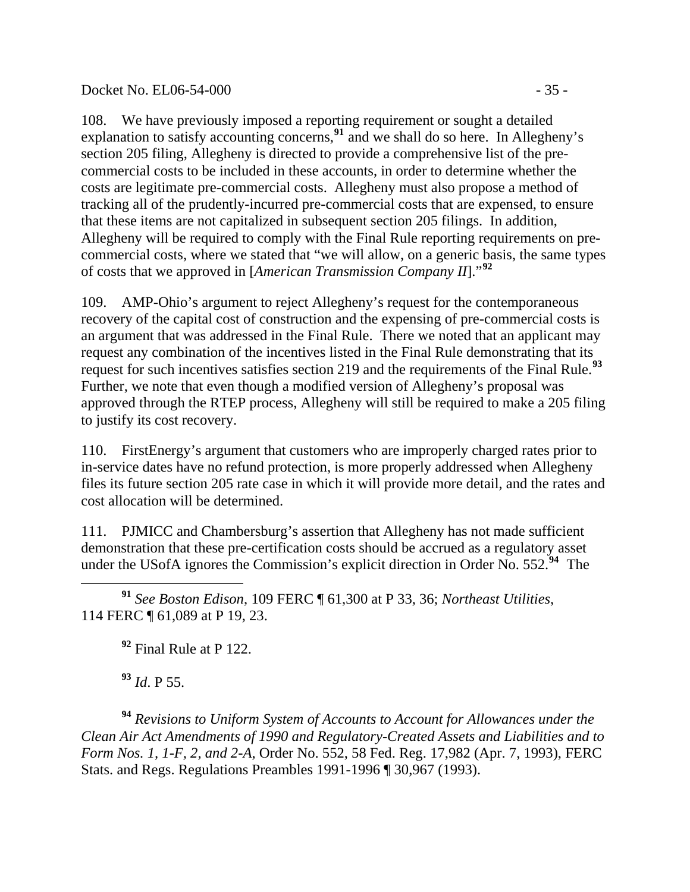108. We have previously imposed a reporting requirement or sought a detailed explanation to satisfy accounting concerns,[91] and we shall do so here. In Allegheny's section 205 filing, Allegheny is directed to provide a comprehensive list of the pre-commercial costs to be included in these accounts, in order to determine whether the costs are legitimate pre-commercial costs. Allegheny must also propose a method of tracking all of the prudently-incurred pre-commercial costs that are expensed, to ensure that these items are not capitalized in subsequent section 205 filings. In addition, Allegheny will be required to comply with the Final Rule reporting requirements on pre-commercial costs, where we stated that "we will allow, on a generic basis, the same types of costs that we approved in [*American Transmission Company II*]."[92]

109. AMP-Ohio's argument to reject Allegheny's request for the contemporaneous recovery of the capital cost of construction and the expensing of pre-commercial costs is an argument that was addressed in the Final Rule. There we noted that an applicant may request any combination of the incentives listed in the Final Rule demonstrating that its request for such incentives satisfies section 219 and the requirements of the Final Rule.[93] Further, we note that even though a modified version of Allegheny's proposal was approved through the RTEP process, Allegheny will still be required to make a 205 filing to justify its cost recovery.

110. FirstEnergy's argument that customers who are improperly charged rates prior to in-service dates have no refund protection, is more properly addressed when Allegheny files its future section 205 rate case in which it will provide more detail, and the rates and cost allocation will be determined.

111. PJMICC and Chambersburg's assertion that Allegheny has not made sufficient demonstration that these pre-certification costs should be accrued as a regulatory asset under the USofA ignores the Commission's explicit direction in Order No. 552.[94] The

---

[91] *See Boston Edison*, 109 FERC ¶ 61,300 at P 33, 36; *Northeast Utilities*, 114 FERC ¶ 61,089 at P 19, 23.

[92] Final Rule at P 122.

[93] *Id*. P 55.

[94] *Revisions to Uniform System of Accounts to Account for Allowances under the Clean Air Act Amendments of 1990 and Regulatory-Created Assets and Liabilities and to Form Nos. 1, 1-F, 2, and 2-A*, Order No. 552, 58 Fed. Reg. 17,982 (Apr. 7, 1993), FERC Stats. and Regs. Regulations Preambles 1991-1996 ¶ 30,967 (1993).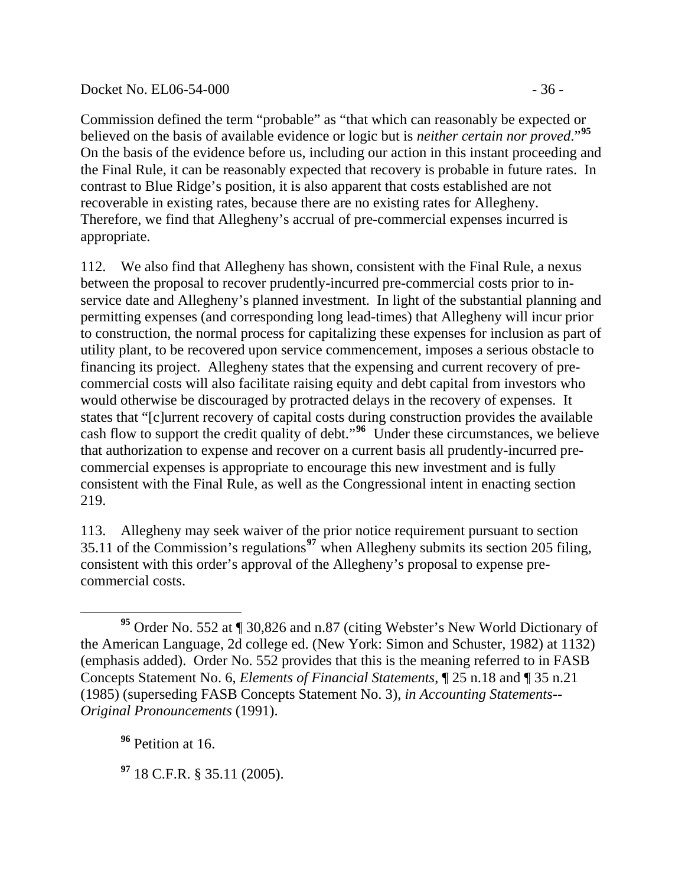Commission defined the term "probable" as "that which can reasonably be expected or believed on the basis of available evidence or logic but is *neither certain nor proved*."[95] On the basis of the evidence before us, including our action in this instant proceeding and the Final Rule, it can be reasonably expected that recovery is probable in future rates. In contrast to Blue Ridge's position, it is also apparent that costs established are not recoverable in existing rates, because there are no existing rates for Allegheny. Therefore, we find that Allegheny's accrual of pre-commercial expenses incurred is appropriate.

112. We also find that Allegheny has shown, consistent with the Final Rule, a nexus between the proposal to recover prudently-incurred pre-commercial costs prior to in-service date and Allegheny's planned investment. In light of the substantial planning and permitting expenses (and corresponding long lead-times) that Allegheny will incur prior to construction, the normal process for capitalizing these expenses for inclusion as part of utility plant, to be recovered upon service commencement, imposes a serious obstacle to financing its project. Allegheny states that the expensing and current recovery of pre-commercial costs will also facilitate raising equity and debt capital from investors who would otherwise be discouraged by protracted delays in the recovery of expenses. It states that "[c]urrent recovery of capital costs during construction provides the available cash flow to support the credit quality of debt."[96] Under these circumstances, we believe that authorization to expense and recover on a current basis all prudently-incurred pre-commercial expenses is appropriate to encourage this new investment and is fully consistent with the Final Rule, as well as the Congressional intent in enacting section 219.

113. Allegheny may seek waiver of the prior notice requirement pursuant to section 35.11 of the Commission's regulations[97] when Allegheny submits its section 205 filing, consistent with this order's approval of the Allegheny's proposal to expense pre-commercial costs.

---

[95] Order No. 552 at ¶ 30,826 and n.87 (citing Webster's New World Dictionary of the American Language, 2d college ed. (New York: Simon and Schuster, 1982) at 1132) (emphasis added). Order No. 552 provides that this is the meaning referred to in FASB Concepts Statement No. 6, *Elements of Financial Statements*, ¶ 25 n.18 and ¶ 35 n.21 (1985) (superseding FASB Concepts Statement No. 3), *in Accounting Statements--Original Pronouncements* (1991).

[96] Petition at 16.

[97] 18 C.F.R. § 35.11 (2005).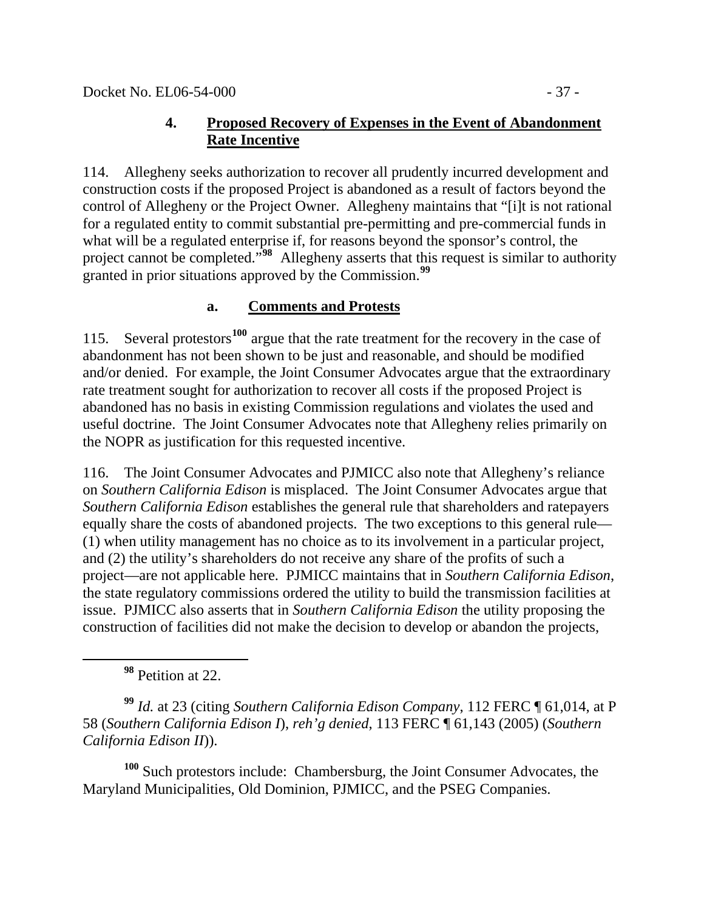### 4. <u>Proposed Recovery of Expenses in the Event of Abandonment Rate Incentive</u>

114. Allegheny seeks authorization to recover all prudently incurred development and construction costs if the proposed Project is abandoned as a result of factors beyond the control of Allegheny or the Project Owner. Allegheny maintains that "[i]t is not rational for a regulated entity to commit substantial pre-permitting and pre-commercial funds in what will be a regulated enterprise if, for reasons beyond the sponsor's control, the project cannot be completed."[98] Allegheny asserts that this request is similar to authority granted in prior situations approved by the Commission.[99]

#### a. <u>Comments and Protests</u>

115. Several protestors[100] argue that the rate treatment for the recovery in the case of abandonment has not been shown to be just and reasonable, and should be modified and/or denied. For example, the Joint Consumer Advocates argue that the extraordinary rate treatment sought for authorization to recover all costs if the proposed Project is abandoned has no basis in existing Commission regulations and violates the used and useful doctrine. The Joint Consumer Advocates note that Allegheny relies primarily on the NOPR as justification for this requested incentive.

116. The Joint Consumer Advocates and PJMICC also note that Allegheny's reliance on *Southern California Edison* is misplaced. The Joint Consumer Advocates argue that *Southern California Edison* establishes the general rule that shareholders and ratepayers equally share the costs of abandoned projects. The two exceptions to this general rule—(1) when utility management has no choice as to its involvement in a particular project, and (2) the utility's shareholders do not receive any share of the profits of such a project—are not applicable here. PJMICC maintains that in *Southern California Edison*, the state regulatory commissions ordered the utility to build the transmission facilities at issue. PJMICC also asserts that in *Southern California Edison* the utility proposing the construction of facilities did not make the decision to develop or abandon the projects,

---

[98] Petition at 22.

[99] *Id.* at 23 (citing *Southern California Edison Company*, 112 FERC ¶ 61,014, at P 58 (*Southern California Edison I*), *reh'g denied*, 113 FERC ¶ 61,143 (2005) (*Southern California Edison II*)).

[100] Such protestors include: Chambersburg, the Joint Consumer Advocates, the Maryland Municipalities, Old Dominion, PJMICC, and the PSEG Companies.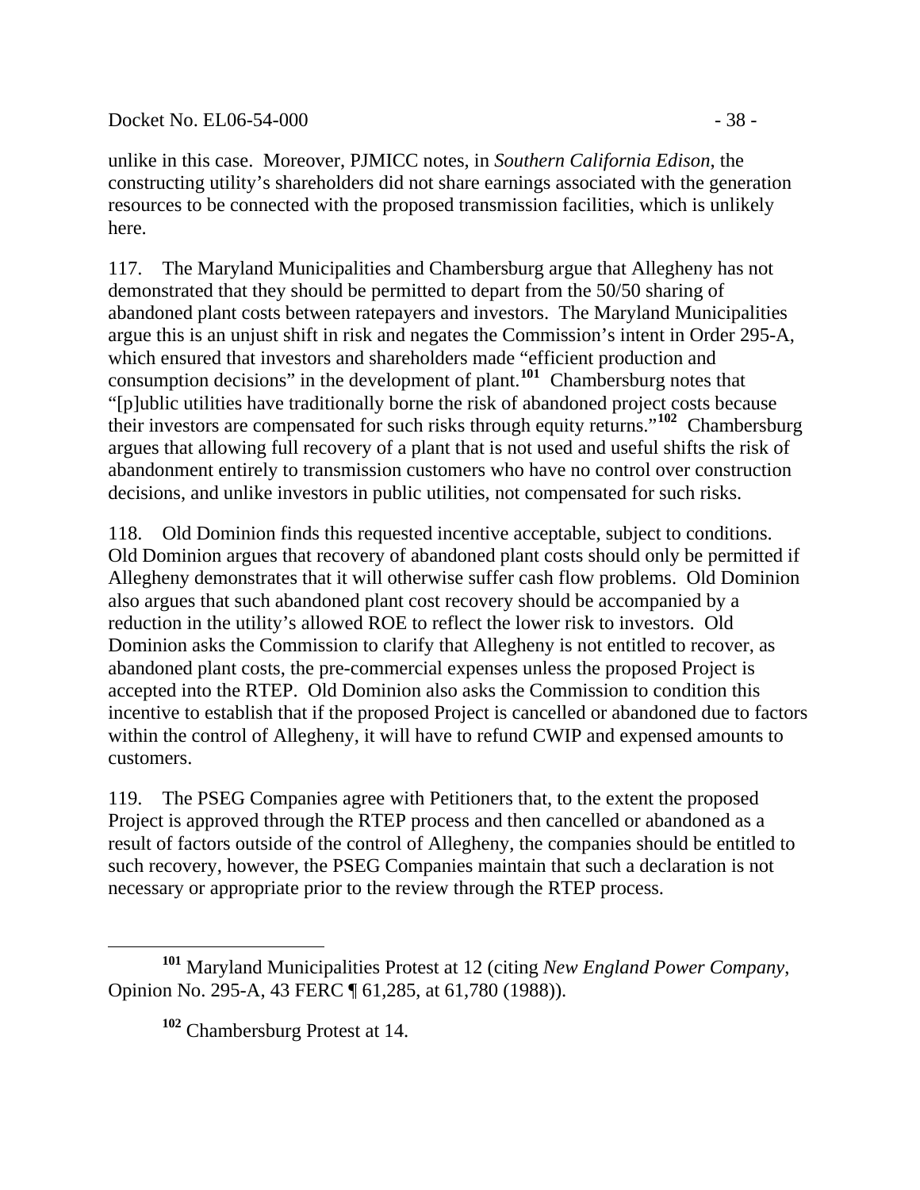unlike in this case. Moreover, PJMICC notes, in *Southern California Edison*, the constructing utility's shareholders did not share earnings associated with the generation resources to be connected with the proposed transmission facilities, which is unlikely here.

117. The Maryland Municipalities and Chambersburg argue that Allegheny has not demonstrated that they should be permitted to depart from the 50/50 sharing of abandoned plant costs between ratepayers and investors. The Maryland Municipalities argue this is an unjust shift in risk and negates the Commission's intent in Order 295-A, which ensured that investors and shareholders made "efficient production and consumption decisions" in the development of plant.[101] Chambersburg notes that "[p]ublic utilities have traditionally borne the risk of abandoned project costs because their investors are compensated for such risks through equity returns."[102] Chambersburg argues that allowing full recovery of a plant that is not used and useful shifts the risk of abandonment entirely to transmission customers who have no control over construction decisions, and unlike investors in public utilities, not compensated for such risks.

118. Old Dominion finds this requested incentive acceptable, subject to conditions. Old Dominion argues that recovery of abandoned plant costs should only be permitted if Allegheny demonstrates that it will otherwise suffer cash flow problems. Old Dominion also argues that such abandoned plant cost recovery should be accompanied by a reduction in the utility's allowed ROE to reflect the lower risk to investors. Old Dominion asks the Commission to clarify that Allegheny is not entitled to recover, as abandoned plant costs, the pre-commercial expenses unless the proposed Project is accepted into the RTEP. Old Dominion also asks the Commission to condition this incentive to establish that if the proposed Project is cancelled or abandoned due to factors within the control of Allegheny, it will have to refund CWIP and expensed amounts to customers.

119. The PSEG Companies agree with Petitioners that, to the extent the proposed Project is approved through the RTEP process and then cancelled or abandoned as a result of factors outside of the control of Allegheny, the companies should be entitled to such recovery, however, the PSEG Companies maintain that such a declaration is not necessary or appropriate prior to the review through the RTEP process.

---

[101] Maryland Municipalities Protest at 12 (citing *New England Power Company*, Opinion No. 295-A, 43 FERC ¶ 61,285, at 61,780 (1988)).

[102] Chambersburg Protest at 14.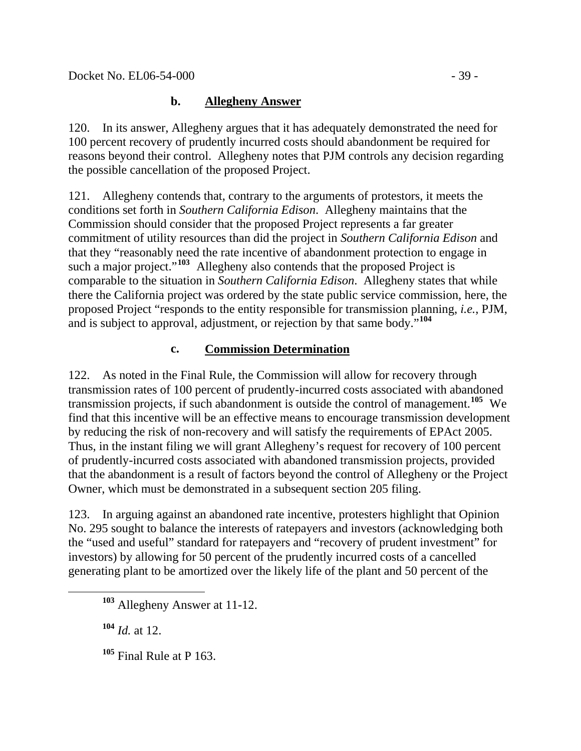### b. Allegheny Answer

120. In its answer, Allegheny argues that it has adequately demonstrated the need for 100 percent recovery of prudently incurred costs should abandonment be required for reasons beyond their control. Allegheny notes that PJM controls any decision regarding the possible cancellation of the proposed Project.

121. Allegheny contends that, contrary to the arguments of protestors, it meets the conditions set forth in *Southern California Edison*. Allegheny maintains that the Commission should consider that the proposed Project represents a far greater commitment of utility resources than did the project in *Southern California Edison* and that they "reasonably need the rate incentive of abandonment protection to engage in such a major project."[103] Allegheny also contends that the proposed Project is comparable to the situation in *Southern California Edison*. Allegheny states that while there the California project was ordered by the state public service commission, here, the proposed Project "responds to the entity responsible for transmission planning, *i.e.*, PJM, and is subject to approval, adjustment, or rejection by that same body."[104]

### c. Commission Determination

122. As noted in the Final Rule, the Commission will allow for recovery through transmission rates of 100 percent of prudently-incurred costs associated with abandoned transmission projects, if such abandonment is outside the control of management.[105] We find that this incentive will be an effective means to encourage transmission development by reducing the risk of non-recovery and will satisfy the requirements of EPAct 2005. Thus, in the instant filing we will grant Allegheny's request for recovery of 100 percent of prudently-incurred costs associated with abandoned transmission projects, provided that the abandonment is a result of factors beyond the control of Allegheny or the Project Owner, which must be demonstrated in a subsequent section 205 filing.

123. In arguing against an abandoned rate incentive, protesters highlight that Opinion No. 295 sought to balance the interests of ratepayers and investors (acknowledging both the "used and useful" standard for ratepayers and "recovery of prudent investment" for investors) by allowing for 50 percent of the prudently incurred costs of a cancelled generating plant to be amortized over the likely life of the plant and 50 percent of the

---

[103] Allegheny Answer at 11-12.

[104] *Id.* at 12.

[105] Final Rule at P 163.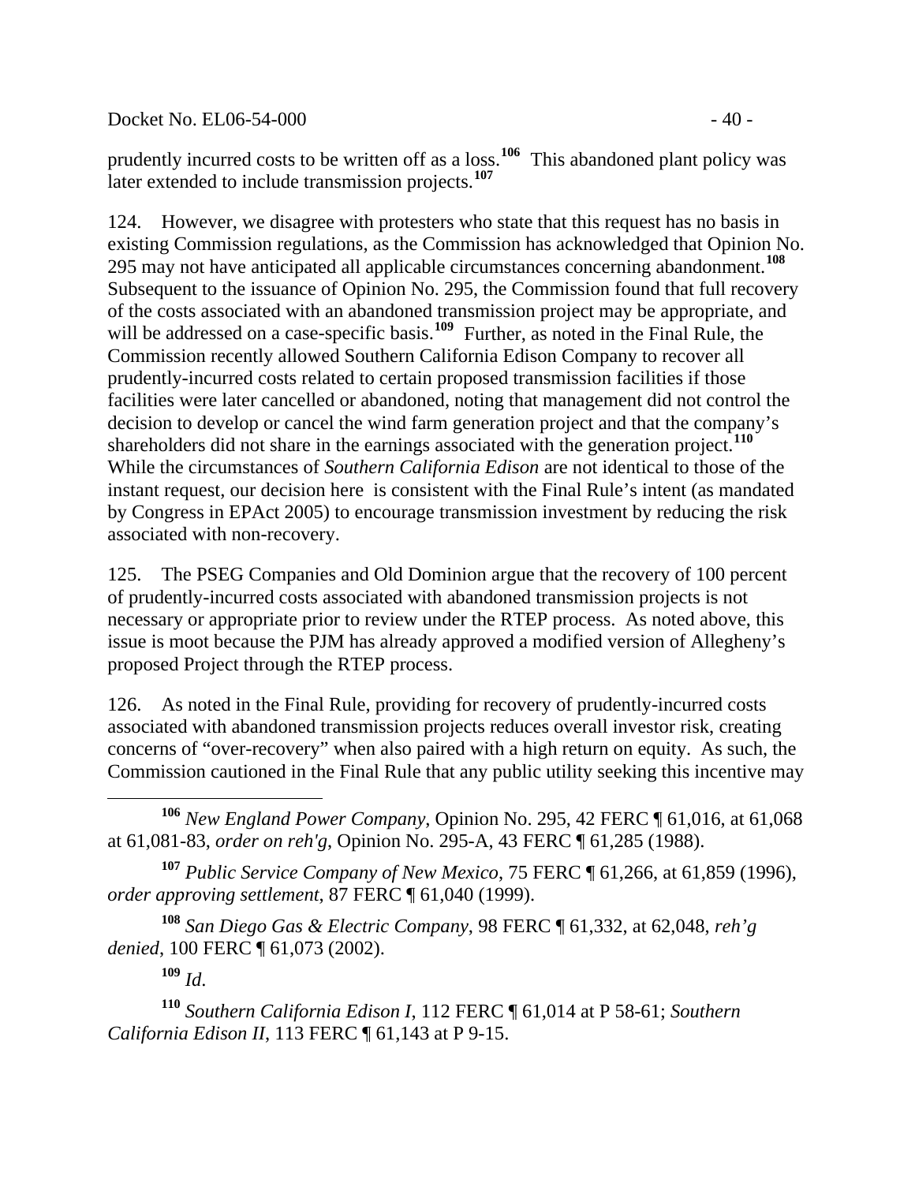prudently incurred costs to be written off as a loss.[106] This abandoned plant policy was later extended to include transmission projects.[107]

124. However, we disagree with protesters who state that this request has no basis in existing Commission regulations, as the Commission has acknowledged that Opinion No. 295 may not have anticipated all applicable circumstances concerning abandonment.[108] Subsequent to the issuance of Opinion No. 295, the Commission found that full recovery of the costs associated with an abandoned transmission project may be appropriate, and will be addressed on a case-specific basis.[109] Further, as noted in the Final Rule, the Commission recently allowed Southern California Edison Company to recover all prudently-incurred costs related to certain proposed transmission facilities if those facilities were later cancelled or abandoned, noting that management did not control the decision to develop or cancel the wind farm generation project and that the company's shareholders did not share in the earnings associated with the generation project.[110] While the circumstances of *Southern California Edison* are not identical to those of the instant request, our decision here is consistent with the Final Rule's intent (as mandated by Congress in EPAct 2005) to encourage transmission investment by reducing the risk associated with non-recovery.

125. The PSEG Companies and Old Dominion argue that the recovery of 100 percent of prudently-incurred costs associated with abandoned transmission projects is not necessary or appropriate prior to review under the RTEP process. As noted above, this issue is moot because the PJM has already approved a modified version of Allegheny's proposed Project through the RTEP process.

126. As noted in the Final Rule, providing for recovery of prudently-incurred costs associated with abandoned transmission projects reduces overall investor risk, creating concerns of "over-recovery" when also paired with a high return on equity. As such, the Commission cautioned in the Final Rule that any public utility seeking this incentive may

[106] *New England Power Company*, Opinion No. 295, 42 FERC ¶ 61,016, at 61,068 at 61,081-83, *order on reh'g*, Opinion No. 295-A, 43 FERC ¶ 61,285 (1988).

[107] *Public Service Company of New Mexico*, 75 FERC ¶ 61,266, at 61,859 (1996), *order approving settlement*, 87 FERC ¶ 61,040 (1999).

[108] *San Diego Gas & Electric Company*, 98 FERC ¶ 61,332, at 62,048, *reh'g denied*, 100 FERC ¶ 61,073 (2002).

[109] *Id*.

[110] *Southern California Edison I*, 112 FERC ¶ 61,014 at P 58-61; *Southern California Edison II*, 113 FERC ¶ 61,143 at P 9-15.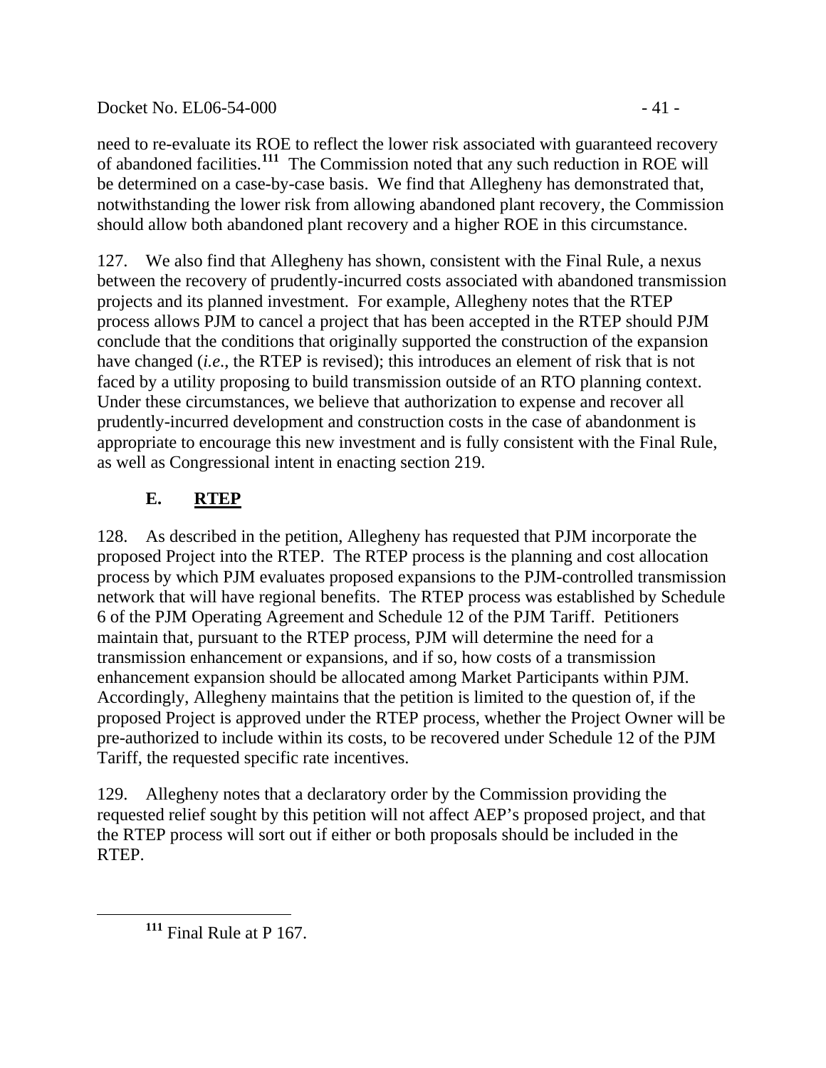need to re-evaluate its ROE to reflect the lower risk associated with guaranteed recovery of abandoned facilities.[111] The Commission noted that any such reduction in ROE will be determined on a case-by-case basis. We find that Allegheny has demonstrated that, notwithstanding the lower risk from allowing abandoned plant recovery, the Commission should allow both abandoned plant recovery and a higher ROE in this circumstance.

127. We also find that Allegheny has shown, consistent with the Final Rule, a nexus between the recovery of prudently-incurred costs associated with abandoned transmission projects and its planned investment. For example, Allegheny notes that the RTEP process allows PJM to cancel a project that has been accepted in the RTEP should PJM conclude that the conditions that originally supported the construction of the expansion have changed (*i.e.*, the RTEP is revised); this introduces an element of risk that is not faced by a utility proposing to build transmission outside of an RTO planning context. Under these circumstances, we believe that authorization to expense and recover all prudently-incurred development and construction costs in the case of abandonment is appropriate to encourage this new investment and is fully consistent with the Final Rule, as well as Congressional intent in enacting section 219.

## E. RTEP

128. As described in the petition, Allegheny has requested that PJM incorporate the proposed Project into the RTEP. The RTEP process is the planning and cost allocation process by which PJM evaluates proposed expansions to the PJM-controlled transmission network that will have regional benefits. The RTEP process was established by Schedule 6 of the PJM Operating Agreement and Schedule 12 of the PJM Tariff. Petitioners maintain that, pursuant to the RTEP process, PJM will determine the need for a transmission enhancement or expansions, and if so, how costs of a transmission enhancement expansion should be allocated among Market Participants within PJM. Accordingly, Allegheny maintains that the petition is limited to the question of, if the proposed Project is approved under the RTEP process, whether the Project Owner will be pre-authorized to include within its costs, to be recovered under Schedule 12 of the PJM Tariff, the requested specific rate incentives.

129. Allegheny notes that a declaratory order by the Commission providing the requested relief sought by this petition will not affect AEP's proposed project, and that the RTEP process will sort out if either or both proposals should be included in the RTEP.

---

[111] Final Rule at P 167.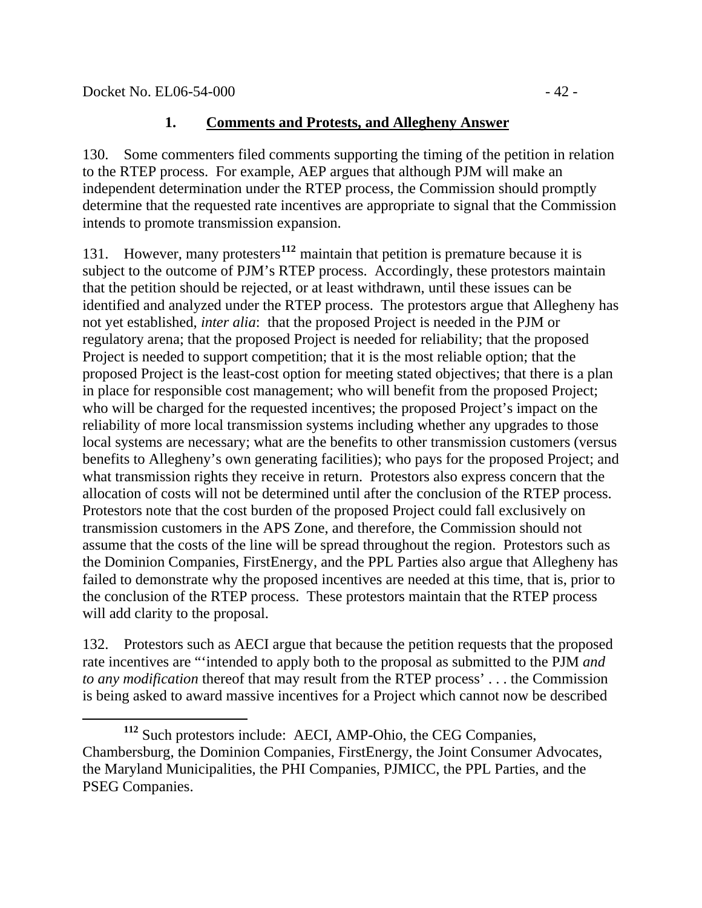### 1. Comments and Protests, and Allegheny Answer

130. Some commenters filed comments supporting the timing of the petition in relation to the RTEP process. For example, AEP argues that although PJM will make an independent determination under the RTEP process, the Commission should promptly determine that the requested rate incentives are appropriate to signal that the Commission intends to promote transmission expansion.

131. However, many protesters[112] maintain that petition is premature because it is subject to the outcome of PJM's RTEP process. Accordingly, these protestors maintain that the petition should be rejected, or at least withdrawn, until these issues can be identified and analyzed under the RTEP process. The protestors argue that Allegheny has not yet established, *inter alia*: that the proposed Project is needed in the PJM or regulatory arena; that the proposed Project is needed for reliability; that the proposed Project is needed to support competition; that it is the most reliable option; that the proposed Project is the least-cost option for meeting stated objectives; that there is a plan in place for responsible cost management; who will benefit from the proposed Project; who will be charged for the requested incentives; the proposed Project's impact on the reliability of more local transmission systems including whether any upgrades to those local systems are necessary; what are the benefits to other transmission customers (versus benefits to Allegheny's own generating facilities); who pays for the proposed Project; and what transmission rights they receive in return. Protestors also express concern that the allocation of costs will not be determined until after the conclusion of the RTEP process. Protestors note that the cost burden of the proposed Project could fall exclusively on transmission customers in the APS Zone, and therefore, the Commission should not assume that the costs of the line will be spread throughout the region. Protestors such as the Dominion Companies, FirstEnergy, and the PPL Parties also argue that Allegheny has failed to demonstrate why the proposed incentives are needed at this time, that is, prior to the conclusion of the RTEP process. These protestors maintain that the RTEP process will add clarity to the proposal.

132. Protestors such as AECI argue that because the petition requests that the proposed rate incentives are "'intended to apply both to the proposal as submitted to the PJM *and to any modification* thereof that may result from the RTEP process' . . . the Commission is being asked to award massive incentives for a Project which cannot now be described

[112] Such protestors include: AECI, AMP-Ohio, the CEG Companies, Chambersburg, the Dominion Companies, FirstEnergy, the Joint Consumer Advocates, the Maryland Municipalities, the PHI Companies, PJMICC, the PPL Parties, and the PSEG Companies.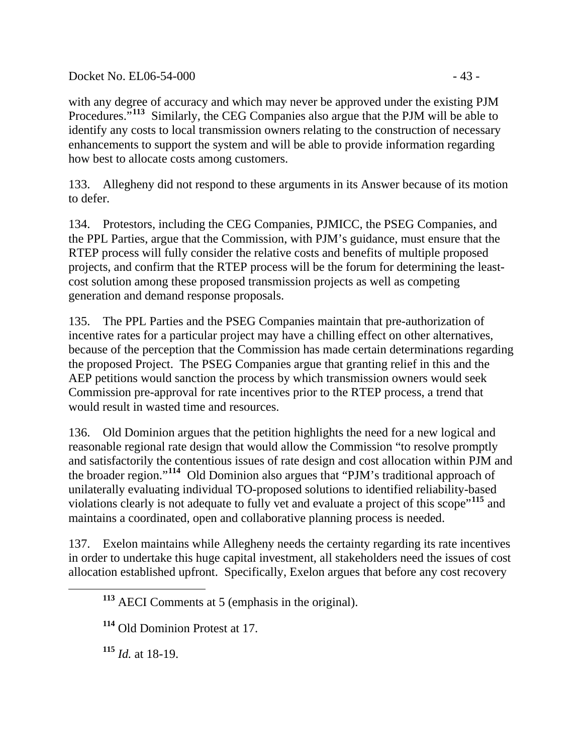with any degree of accuracy and which may never be approved under the existing PJM Procedures."[113] Similarly, the CEG Companies also argue that the PJM will be able to identify any costs to local transmission owners relating to the construction of necessary enhancements to support the system and will be able to provide information regarding how best to allocate costs among customers.

133. Allegheny did not respond to these arguments in its Answer because of its motion to defer.

134. Protestors, including the CEG Companies, PJMICC, the PSEG Companies, and the PPL Parties, argue that the Commission, with PJM's guidance, must ensure that the RTEP process will fully consider the relative costs and benefits of multiple proposed projects, and confirm that the RTEP process will be the forum for determining the least-cost solution among these proposed transmission projects as well as competing generation and demand response proposals.

135. The PPL Parties and the PSEG Companies maintain that pre-authorization of incentive rates for a particular project may have a chilling effect on other alternatives, because of the perception that the Commission has made certain determinations regarding the proposed Project. The PSEG Companies argue that granting relief in this and the AEP petitions would sanction the process by which transmission owners would seek Commission pre-approval for rate incentives prior to the RTEP process, a trend that would result in wasted time and resources.

136. Old Dominion argues that the petition highlights the need for a new logical and reasonable regional rate design that would allow the Commission "to resolve promptly and satisfactorily the contentious issues of rate design and cost allocation within PJM and the broader region."[114] Old Dominion also argues that "PJM's traditional approach of unilaterally evaluating individual TO-proposed solutions to identified reliability-based violations clearly is not adequate to fully vet and evaluate a project of this scope"[115] and maintains a coordinated, open and collaborative planning process is needed.

137. Exelon maintains while Allegheny needs the certainty regarding its rate incentives in order to undertake this huge capital investment, all stakeholders need the issues of cost allocation established upfront. Specifically, Exelon argues that before any cost recovery

[113] AECI Comments at 5 (emphasis in the original).

[114] Old Dominion Protest at 17.

[115] *Id.* at 18-19.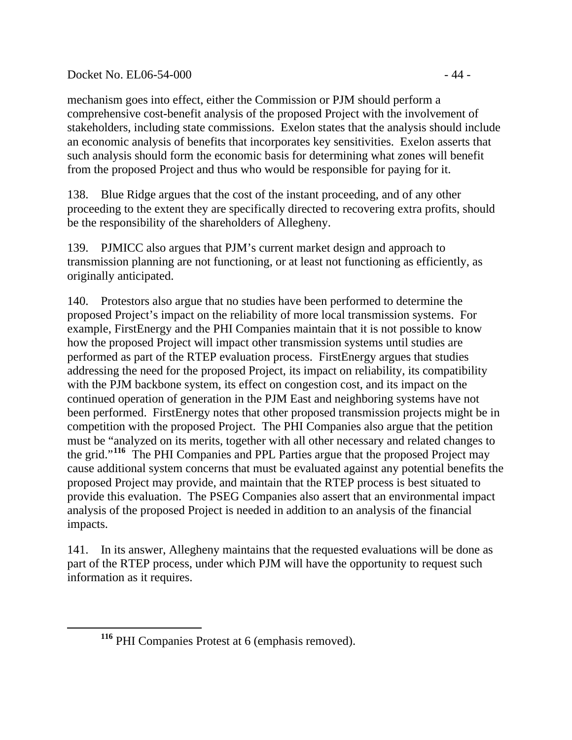mechanism goes into effect, either the Commission or PJM should perform a comprehensive cost-benefit analysis of the proposed Project with the involvement of stakeholders, including state commissions. Exelon states that the analysis should include an economic analysis of benefits that incorporates key sensitivities. Exelon asserts that such analysis should form the economic basis for determining what zones will benefit from the proposed Project and thus who would be responsible for paying for it.

138. Blue Ridge argues that the cost of the instant proceeding, and of any other proceeding to the extent they are specifically directed to recovering extra profits, should be the responsibility of the shareholders of Allegheny.

139. PJMICC also argues that PJM's current market design and approach to transmission planning are not functioning, or at least not functioning as efficiently, as originally anticipated.

140. Protestors also argue that no studies have been performed to determine the proposed Project's impact on the reliability of more local transmission systems. For example, FirstEnergy and the PHI Companies maintain that it is not possible to know how the proposed Project will impact other transmission systems until studies are performed as part of the RTEP evaluation process. FirstEnergy argues that studies addressing the need for the proposed Project, its impact on reliability, its compatibility with the PJM backbone system, its effect on congestion cost, and its impact on the continued operation of generation in the PJM East and neighboring systems have not been performed. FirstEnergy notes that other proposed transmission projects might be in competition with the proposed Project. The PHI Companies also argue that the petition must be "analyzed on its merits, together with all other necessary and related changes to the grid."[116] The PHI Companies and PPL Parties argue that the proposed Project may cause additional system concerns that must be evaluated against any potential benefits the proposed Project may provide, and maintain that the RTEP process is best situated to provide this evaluation. The PSEG Companies also assert that an environmental impact analysis of the proposed Project is needed in addition to an analysis of the financial impacts.

141. In its answer, Allegheny maintains that the requested evaluations will be done as part of the RTEP process, under which PJM will have the opportunity to request such information as it requires.

[116] PHI Companies Protest at 6 (emphasis removed).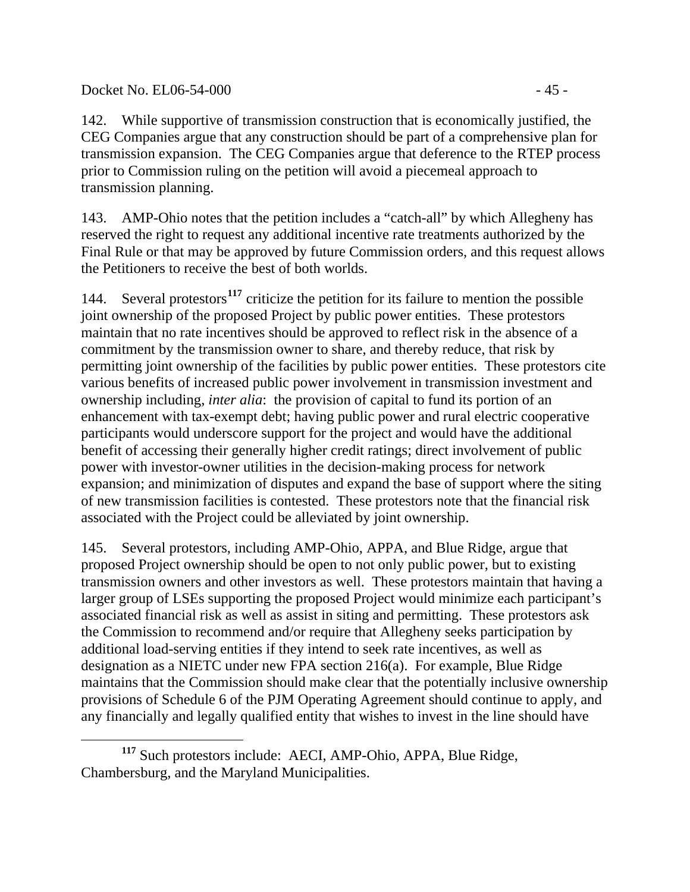142. While supportive of transmission construction that is economically justified, the CEG Companies argue that any construction should be part of a comprehensive plan for transmission expansion. The CEG Companies argue that deference to the RTEP process prior to Commission ruling on the petition will avoid a piecemeal approach to transmission planning.

143. AMP-Ohio notes that the petition includes a "catch-all" by which Allegheny has reserved the right to request any additional incentive rate treatments authorized by the Final Rule or that may be approved by future Commission orders, and this request allows the Petitioners to receive the best of both worlds.

144. Several protestors[117] criticize the petition for its failure to mention the possible joint ownership of the proposed Project by public power entities. These protestors maintain that no rate incentives should be approved to reflect risk in the absence of a commitment by the transmission owner to share, and thereby reduce, that risk by permitting joint ownership of the facilities by public power entities. These protestors cite various benefits of increased public power involvement in transmission investment and ownership including, *inter alia*: the provision of capital to fund its portion of an enhancement with tax-exempt debt; having public power and rural electric cooperative participants would underscore support for the project and would have the additional benefit of accessing their generally higher credit ratings; direct involvement of public power with investor-owner utilities in the decision-making process for network expansion; and minimization of disputes and expand the base of support where the siting of new transmission facilities is contested. These protestors note that the financial risk associated with the Project could be alleviated by joint ownership.

145. Several protestors, including AMP-Ohio, APPA, and Blue Ridge, argue that proposed Project ownership should be open to not only public power, but to existing transmission owners and other investors as well. These protestors maintain that having a larger group of LSEs supporting the proposed Project would minimize each participant's associated financial risk as well as assist in siting and permitting. These protestors ask the Commission to recommend and/or require that Allegheny seeks participation by additional load-serving entities if they intend to seek rate incentives, as well as designation as a NIETC under new FPA section 216(a). For example, Blue Ridge maintains that the Commission should make clear that the potentially inclusive ownership provisions of Schedule 6 of the PJM Operating Agreement should continue to apply, and any financially and legally qualified entity that wishes to invest in the line should have

[117] Such protestors include: AECI, AMP-Ohio, APPA, Blue Ridge, Chambersburg, and the Maryland Municipalities.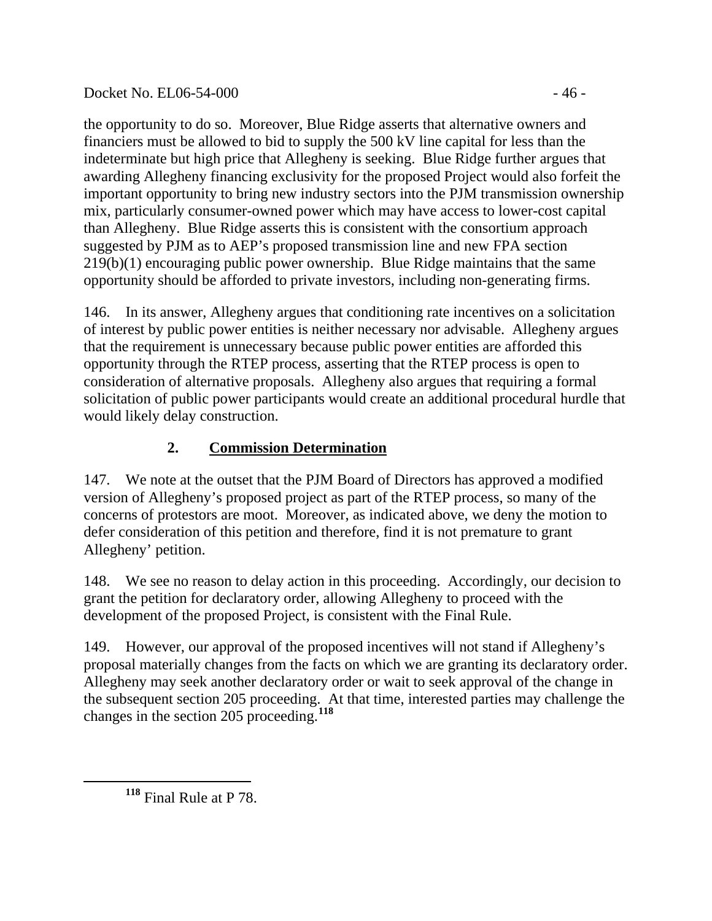the opportunity to do so. Moreover, Blue Ridge asserts that alternative owners and financiers must be allowed to bid to supply the 500 kV line capital for less than the indeterminate but high price that Allegheny is seeking. Blue Ridge further argues that awarding Allegheny financing exclusivity for the proposed Project would also forfeit the important opportunity to bring new industry sectors into the PJM transmission ownership mix, particularly consumer-owned power which may have access to lower-cost capital than Allegheny. Blue Ridge asserts this is consistent with the consortium approach suggested by PJM as to AEP's proposed transmission line and new FPA section 219(b)(1) encouraging public power ownership. Blue Ridge maintains that the same opportunity should be afforded to private investors, including non-generating firms.

146. In its answer, Allegheny argues that conditioning rate incentives on a solicitation of interest by public power entities is neither necessary nor advisable. Allegheny argues that the requirement is unnecessary because public power entities are afforded this opportunity through the RTEP process, asserting that the RTEP process is open to consideration of alternative proposals. Allegheny also argues that requiring a formal solicitation of public power participants would create an additional procedural hurdle that would likely delay construction.

### 2. Commission Determination

147. We note at the outset that the PJM Board of Directors has approved a modified version of Allegheny's proposed project as part of the RTEP process, so many of the concerns of protestors are moot. Moreover, as indicated above, we deny the motion to defer consideration of this petition and therefore, find it is not premature to grant Allegheny' petition.

148. We see no reason to delay action in this proceeding. Accordingly, our decision to grant the petition for declaratory order, allowing Allegheny to proceed with the development of the proposed Project, is consistent with the Final Rule.

149. However, our approval of the proposed incentives will not stand if Allegheny's proposal materially changes from the facts on which we are granting its declaratory order. Allegheny may seek another declaratory order or wait to seek approval of the change in the subsequent section 205 proceeding. At that time, interested parties may challenge the changes in the section 205 proceeding.[118]

[118] Final Rule at P 78.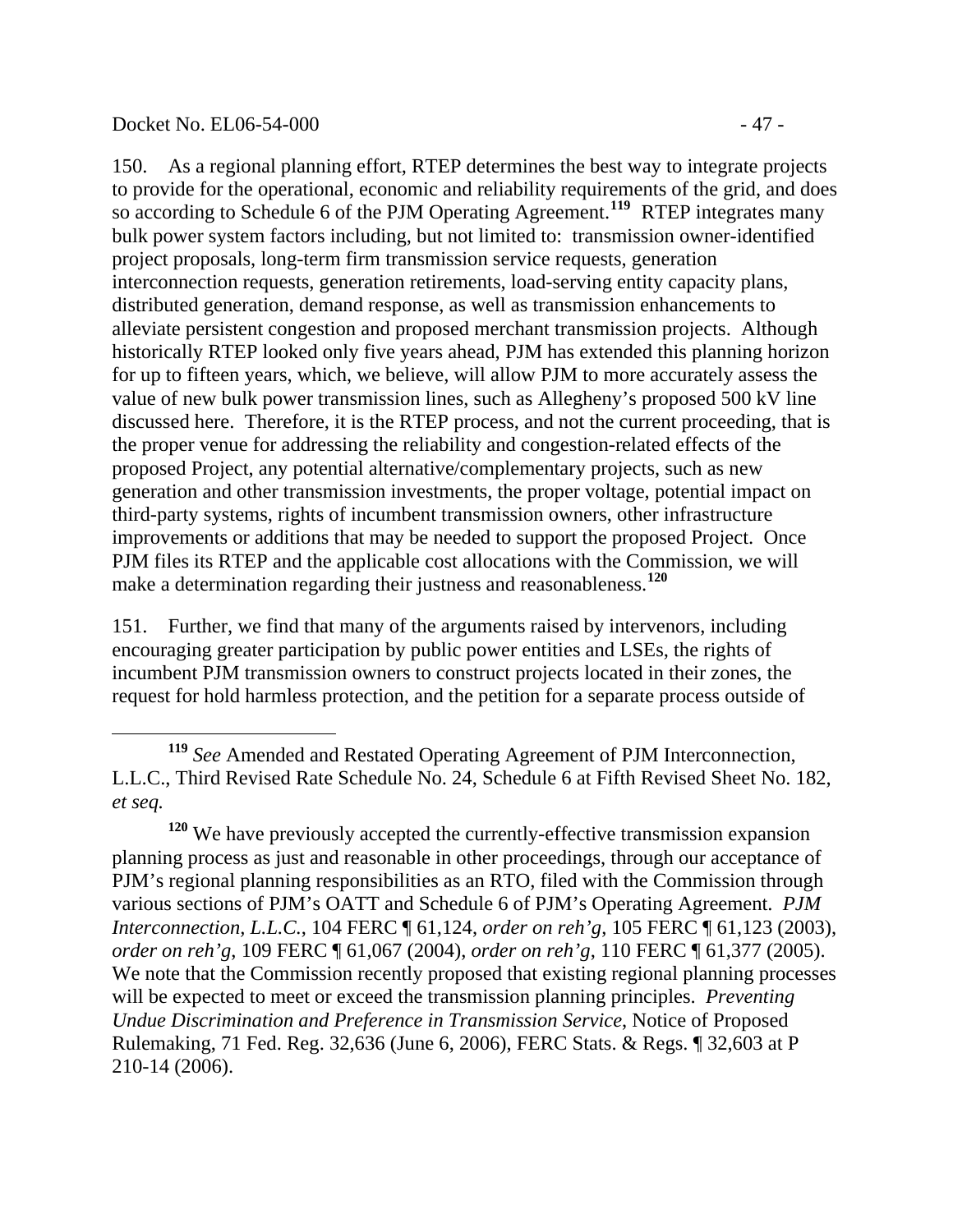150. As a regional planning effort, RTEP determines the best way to integrate projects to provide for the operational, economic and reliability requirements of the grid, and does so according to Schedule 6 of the PJM Operating Agreement.[119] RTEP integrates many bulk power system factors including, but not limited to: transmission owner-identified project proposals, long-term firm transmission service requests, generation interconnection requests, generation retirements, load-serving entity capacity plans, distributed generation, demand response, as well as transmission enhancements to alleviate persistent congestion and proposed merchant transmission projects. Although historically RTEP looked only five years ahead, PJM has extended this planning horizon for up to fifteen years, which, we believe, will allow PJM to more accurately assess the value of new bulk power transmission lines, such as Allegheny's proposed 500 kV line discussed here. Therefore, it is the RTEP process, and not the current proceeding, that is the proper venue for addressing the reliability and congestion-related effects of the proposed Project, any potential alternative/complementary projects, such as new generation and other transmission investments, the proper voltage, potential impact on third-party systems, rights of incumbent transmission owners, other infrastructure improvements or additions that may be needed to support the proposed Project. Once PJM files its RTEP and the applicable cost allocations with the Commission, we will make a determination regarding their justness and reasonableness.[120]

151. Further, we find that many of the arguments raised by intervenors, including encouraging greater participation by public power entities and LSEs, the rights of incumbent PJM transmission owners to construct projects located in their zones, the request for hold harmless protection, and the petition for a separate process outside of

---

[119] *See* Amended and Restated Operating Agreement of PJM Interconnection, L.L.C., Third Revised Rate Schedule No. 24, Schedule 6 at Fifth Revised Sheet No. 182, *et seq.*

[120] We have previously accepted the currently-effective transmission expansion planning process as just and reasonable in other proceedings, through our acceptance of PJM's regional planning responsibilities as an RTO, filed with the Commission through various sections of PJM's OATT and Schedule 6 of PJM's Operating Agreement. *PJM Interconnection, L.L.C.*, 104 FERC ¶ 61,124, *order on reh'g*, 105 FERC ¶ 61,123 (2003), *order on reh'g*, 109 FERC ¶ 61,067 (2004), *order on reh'g*, 110 FERC ¶ 61,377 (2005). We note that the Commission recently proposed that existing regional planning processes will be expected to meet or exceed the transmission planning principles. *Preventing Undue Discrimination and Preference in Transmission Service*, Notice of Proposed Rulemaking, 71 Fed. Reg. 32,636 (June 6, 2006), FERC Stats. & Regs. ¶ 32,603 at P 210-14 (2006).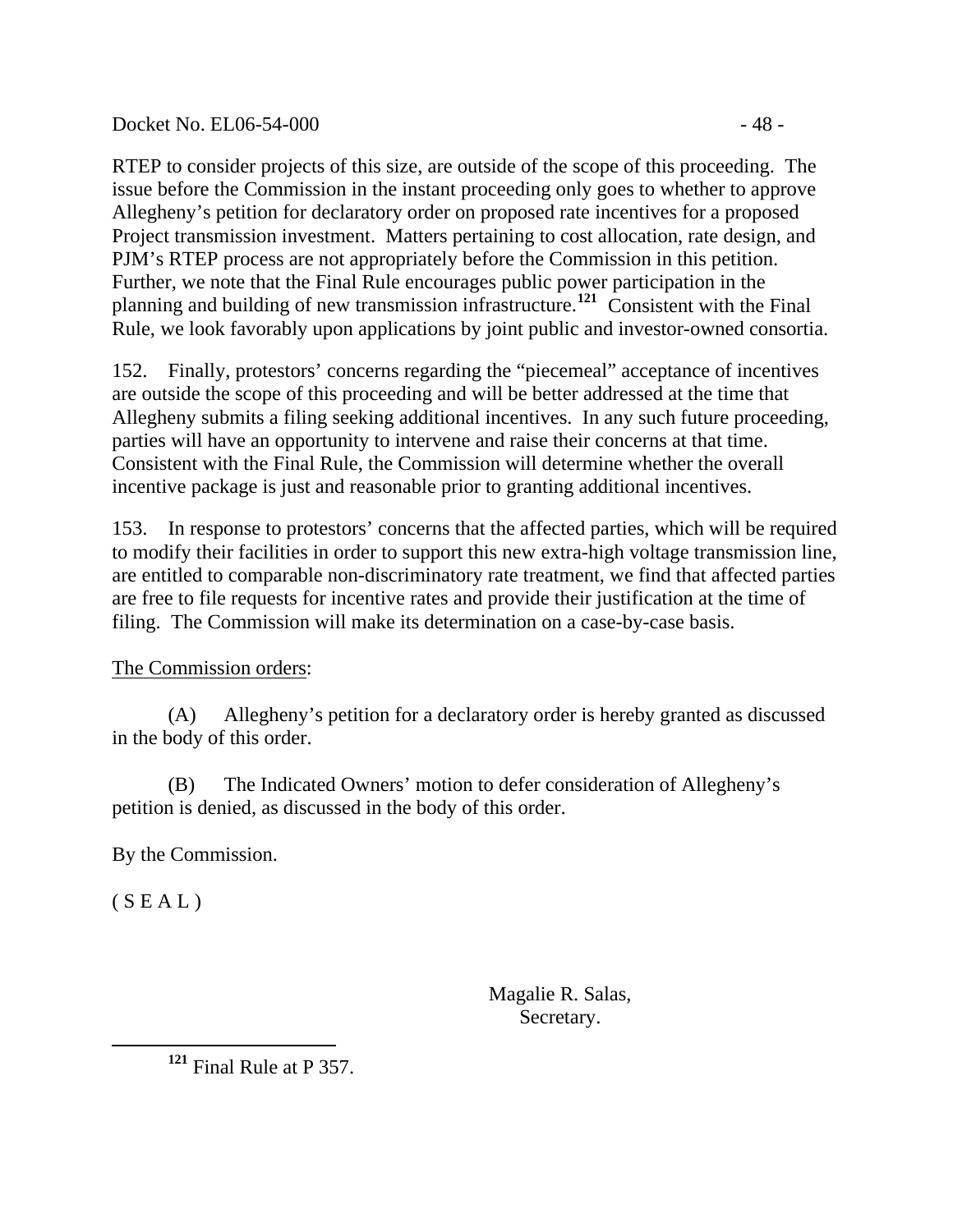RTEP to consider projects of this size, are outside of the scope of this proceeding. The issue before the Commission in the instant proceeding only goes to whether to approve Allegheny's petition for declaratory order on proposed rate incentives for a proposed Project transmission investment. Matters pertaining to cost allocation, rate design, and PJM's RTEP process are not appropriately before the Commission in this petition. Further, we note that the Final Rule encourages public power participation in the planning and building of new transmission infrastructure.[121] Consistent with the Final Rule, we look favorably upon applications by joint public and investor-owned consortia.

152. Finally, protestors' concerns regarding the "piecemeal" acceptance of incentives are outside the scope of this proceeding and will be better addressed at the time that Allegheny submits a filing seeking additional incentives. In any such future proceeding, parties will have an opportunity to intervene and raise their concerns at that time. Consistent with the Final Rule, the Commission will determine whether the overall incentive package is just and reasonable prior to granting additional incentives.

153. In response to protestors' concerns that the affected parties, which will be required to modify their facilities in order to support this new extra-high voltage transmission line, are entitled to comparable non-discriminatory rate treatment, we find that affected parties are free to file requests for incentive rates and provide their justification at the time of filing. The Commission will make its determination on a case-by-case basis.

The Commission orders:

(A) Allegheny's petition for a declaratory order is hereby granted as discussed in the body of this order.

(B) The Indicated Owners' motion to defer consideration of Allegheny's petition is denied, as discussed in the body of this order.

By the Commission.

( S E A L )

Magalie R. Salas,
Secretary.

[121] Final Rule at P 357.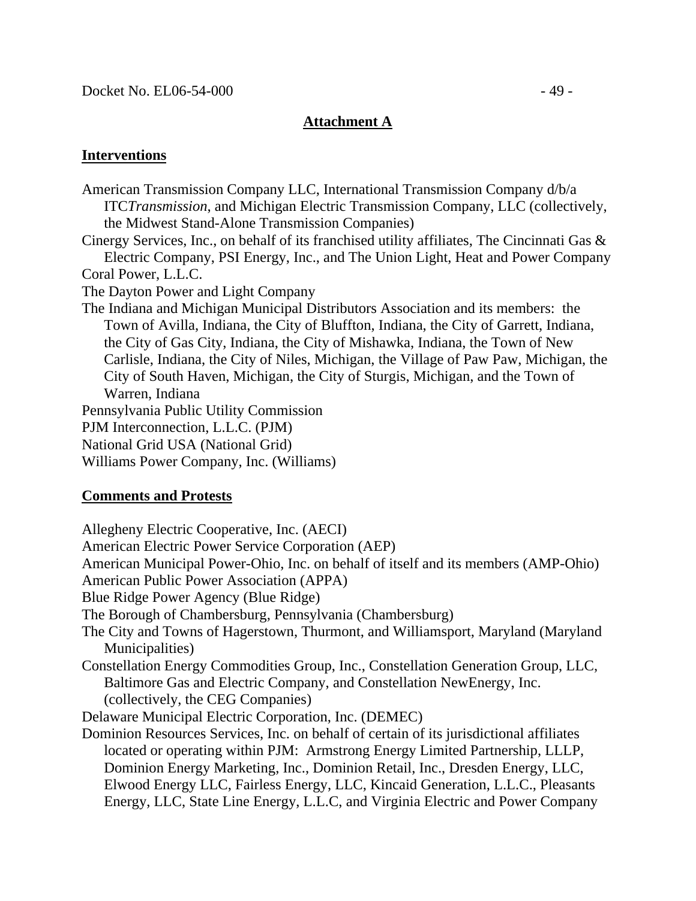## Attachment A

### Interventions

American Transmission Company LLC, International Transmission Company d/b/a ITC*Transmission*, and Michigan Electric Transmission Company, LLC (collectively, the Midwest Stand-Alone Transmission Companies)

Cinergy Services, Inc., on behalf of its franchised utility affiliates, The Cincinnati Gas & Electric Company, PSI Energy, Inc., and The Union Light, Heat and Power Company

Coral Power, L.L.C.

The Dayton Power and Light Company

The Indiana and Michigan Municipal Distributors Association and its members: the Town of Avilla, Indiana, the City of Bluffton, Indiana, the City of Garrett, Indiana, the City of Gas City, Indiana, the City of Mishawka, Indiana, the Town of New Carlisle, Indiana, the City of Niles, Michigan, the Village of Paw Paw, Michigan, the City of South Haven, Michigan, the City of Sturgis, Michigan, and the Town of Warren, Indiana

Pennsylvania Public Utility Commission

PJM Interconnection, L.L.C. (PJM)

National Grid USA (National Grid)

Williams Power Company, Inc. (Williams)

### Comments and Protests

Allegheny Electric Cooperative, Inc. (AECI)

American Electric Power Service Corporation (AEP)

American Municipal Power-Ohio, Inc. on behalf of itself and its members (AMP-Ohio)

American Public Power Association (APPA)

Blue Ridge Power Agency (Blue Ridge)

The Borough of Chambersburg, Pennsylvania (Chambersburg)

The City and Towns of Hagerstown, Thurmont, and Williamsport, Maryland (Maryland Municipalities)

Constellation Energy Commodities Group, Inc., Constellation Generation Group, LLC, Baltimore Gas and Electric Company, and Constellation NewEnergy, Inc. (collectively, the CEG Companies)

Delaware Municipal Electric Corporation, Inc. (DEMEC)

Dominion Resources Services, Inc. on behalf of certain of its jurisdictional affiliates located or operating within PJM: Armstrong Energy Limited Partnership, LLLP, Dominion Energy Marketing, Inc., Dominion Retail, Inc., Dresden Energy, LLC, Elwood Energy LLC, Fairless Energy, LLC, Kincaid Generation, L.L.C., Pleasants Energy, LLC, State Line Energy, L.L.C, and Virginia Electric and Power Company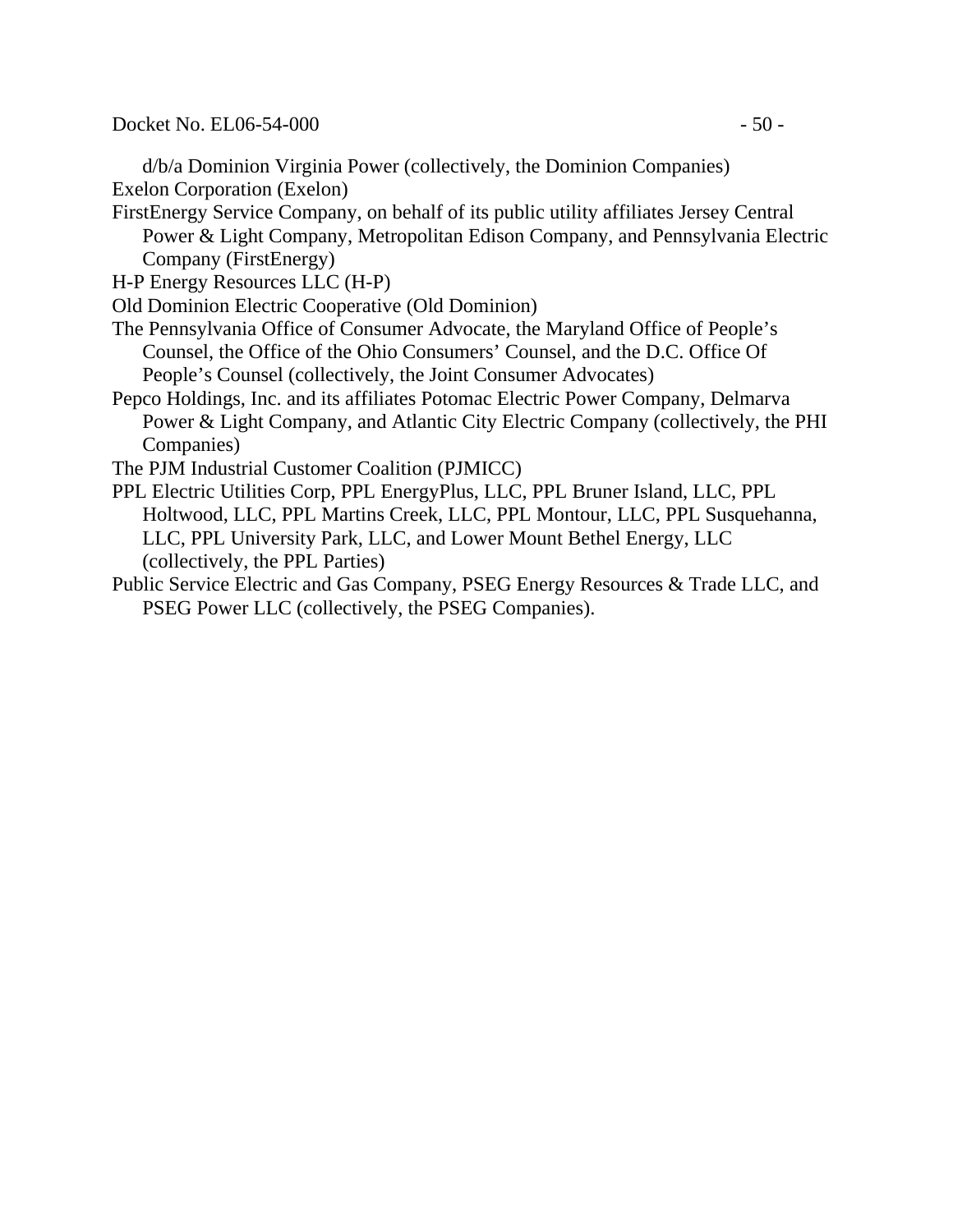d/b/a Dominion Virginia Power (collectively, the Dominion Companies)
Exelon Corporation (Exelon)
FirstEnergy Service Company, on behalf of its public utility affiliates Jersey Central Power & Light Company, Metropolitan Edison Company, and Pennsylvania Electric Company (FirstEnergy)
H-P Energy Resources LLC (H-P)
Old Dominion Electric Cooperative (Old Dominion)
The Pennsylvania Office of Consumer Advocate, the Maryland Office of People's Counsel, the Office of the Ohio Consumers' Counsel, and the D.C. Office Of People's Counsel (collectively, the Joint Consumer Advocates)
Pepco Holdings, Inc. and its affiliates Potomac Electric Power Company, Delmarva Power & Light Company, and Atlantic City Electric Company (collectively, the PHI Companies)
The PJM Industrial Customer Coalition (PJMICC)
PPL Electric Utilities Corp, PPL EnergyPlus, LLC, PPL Bruner Island, LLC, PPL Holtwood, LLC, PPL Martins Creek, LLC, PPL Montour, LLC, PPL Susquehanna, LLC, PPL University Park, LLC, and Lower Mount Bethel Energy, LLC (collectively, the PPL Parties)
Public Service Electric and Gas Company, PSEG Energy Resources & Trade LLC, and PSEG Power LLC (collectively, the PSEG Companies).